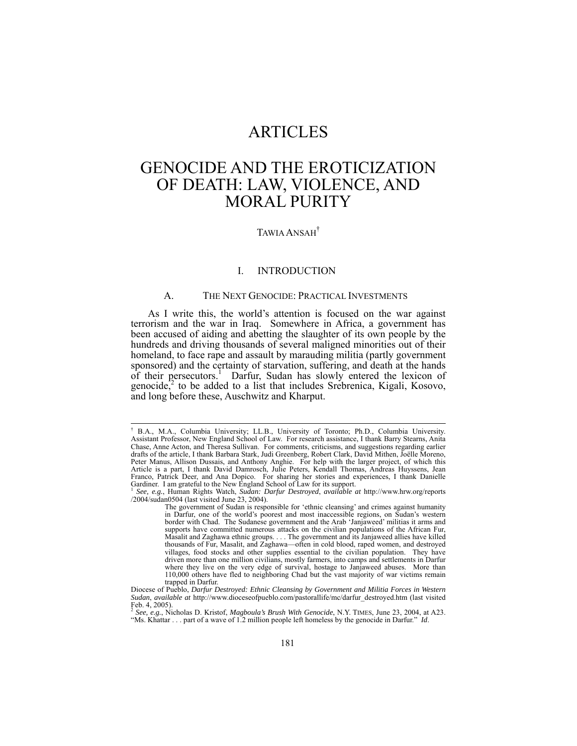# ARTICLES

# GENOCIDE AND THE EROTICIZATION OF DEATH: LAW, VIOLENCE, AND MORAL PURITY

TAWIA ANSAH[†]

## I. INTRODUCTION

### A. THE NEXT GENOCIDE: PRACTICAL INVESTMENTS

As I write this, the world's attention is focused on the war against terrorism and the war in Iraq. Somewhere in Africa, a government has been accused of aiding and abetting the slaughter of its own people by the hundreds and driving thousands of several maligned minorities out of their homeland, to face rape and assault by marauding militia (partly government sponsored) and the certainty of starvation, suffering, and death at the hands of their persecutors.[1] Darfur, Sudan has slowly entered the lexicon of genocide,[2] to be added to a list that includes Srebrenica, Kigali, Kosovo, and long before these, Auschwitz and Kharput.

---

[†] B.A., M.A., Columbia University; LL.B., University of Toronto; Ph.D., Columbia University. Assistant Professor, New England School of Law. For research assistance, I thank Barry Stearns, Anita Chase, Anne Acton, and Theresa Sullivan. For comments, criticisms, and suggestions regarding earlier drafts of the article, I thank Barbara Stark, Judi Greenberg, Robert Clark, David Mithen, Joëlle Moreno, Peter Manus, Allison Dussais, and Anthony Anghie. For help with the larger project, of which this Article is a part, I thank David Damrosch, Julie Peters, Kendall Thomas, Andreas Huyssens, Jean Franco, Patrick Deer, and Ana Dopico. For sharing her stories and experiences, I thank Danielle Gardiner. I am grateful to the New England School of Law for its support.

[1] *See, e.g.*, Human Rights Watch, *Sudan: Darfur Destroyed*, *available at* http://www.hrw.org/reports/2004/sudan0504 (last visited June 23, 2004).

> The government of Sudan is responsible for 'ethnic cleansing' and crimes against humanity in Darfur, one of the world's poorest and most inaccessible regions, on Sudan's western border with Chad. The Sudanese government and the Arab 'Janjaweed' militias it arms and supports have committed numerous attacks on the civilian populations of the African Fur, Masalit and Zaghawa ethnic groups. . . . The government and its Janjaweed allies have killed thousands of Fur, Masalit, and Zaghawa—often in cold blood, raped women, and destroyed villages, food stocks and other supplies essential to the civilian population. They have driven more than one million civilians, mostly farmers, into camps and settlements in Darfur where they live on the very edge of survival, hostage to Janjaweed abuses. More than 110,000 others have fled to neighboring Chad but the vast majority of war victims remain trapped in Darfur.

Diocese of Pueblo, *Darfur Destroyed: Ethnic Cleansing by Government and Militia Forces in Western Sudan*, *available at* http://www.dioceseofpueblo.com/pastorallife/mc/darfur_destroyed.htm (last visited Feb. 4, 2005).

[2] *See, e.g.*, Nicholas D. Kristof, *Magboula's Brush With Genocide*, N.Y. TIMES, June 23, 2004, at A23. "Ms. Khattar . . . part of a wave of 1.2 million people left homeless by the genocide in Darfur." *Id*.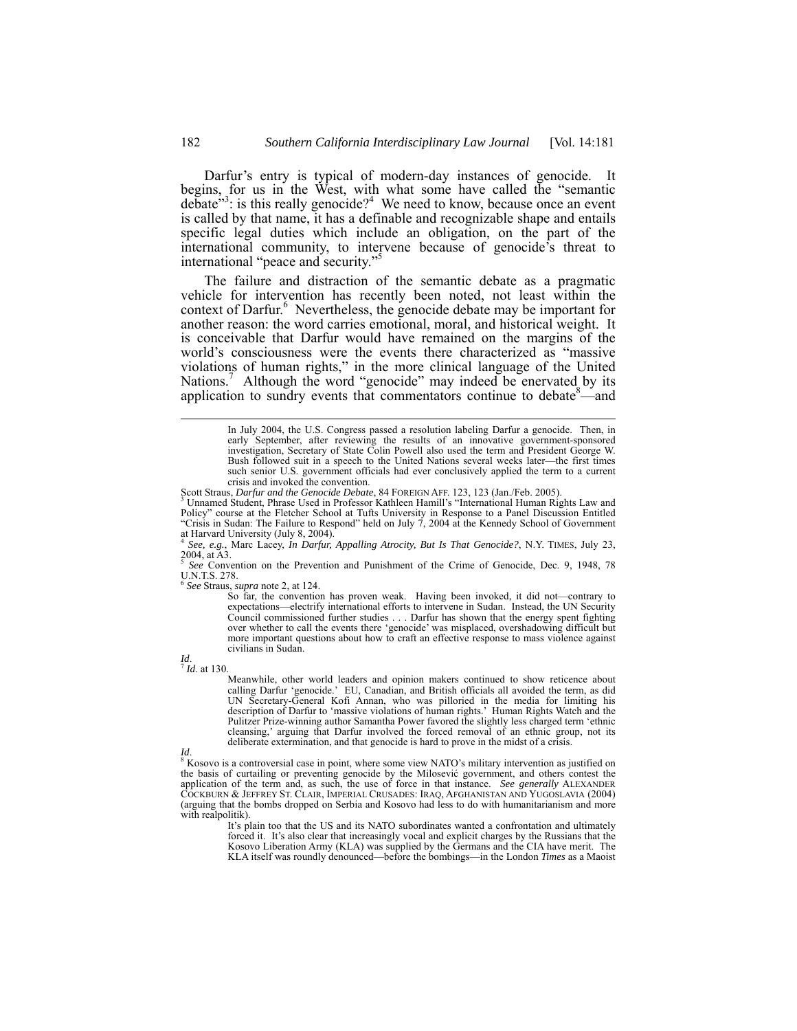Darfur's entry is typical of modern-day instances of genocide. It begins, for us in the West, with what some have called the "semantic debate"[3]: is this really genocide?[4] We need to know, because once an event is called by that name, it has a definable and recognizable shape and entails specific legal duties which include an obligation, on the part of the international community, to intervene because of genocide's threat to international "peace and security."[5]

The failure and distraction of the semantic debate as a pragmatic vehicle for intervention has recently been noted, not least within the context of Darfur.[6] Nevertheless, the genocide debate may be important for another reason: the word carries emotional, moral, and historical weight. It is conceivable that Darfur would have remained on the margins of the world's consciousness were the events there characterized as "massive violations of human rights," in the more clinical language of the United Nations.[7] Although the word "genocide" may indeed be enervated by its application to sundry events that commentators continue to debate[8]—and

> In July 2004, the U.S. Congress passed a resolution labeling Darfur a genocide. Then, in early September, after reviewing the results of an innovative government-sponsored investigation, Secretary of State Colin Powell also used the term and President George W. Bush followed suit in a speech to the United Nations several weeks later—the first times such senior U.S. government officials had ever conclusively applied the term to a current crisis and invoked the convention.

Scott Straus, *Darfur and the Genocide Debate*, 84 FOREIGN AFF. 123, 123 (Jan./Feb. 2005).

[3] Unnamed Student, Phrase Used in Professor Kathleen Hamill's "International Human Rights Law and Policy" course at the Fletcher School at Tufts University in Response to a Panel Discussion Entitled "Crisis in Sudan: The Failure to Respond" held on July 7, 2004 at the Kennedy School of Government at Harvard University (July 8, 2004).

[4] *See, e.g.*, Marc Lacey, *In Darfur, Appalling Atrocity, But Is That Genocide?*, N.Y. TIMES, July 23, 2004, at A3.

[5] *See* Convention on the Prevention and Punishment of the Crime of Genocide, Dec. 9, 1948, 78 U.N.T.S. 278.

[6] *See* Straus, *supra* note 2, at 124.

> So far, the convention has proven weak. Having been invoked, it did not—contrary to expectations—electrify international efforts to intervene in Sudan. Instead, the UN Security Council commissioned further studies . . . Darfur has shown that the energy spent fighting over whether to call the events there 'genocide' was misplaced, overshadowing difficult but more important questions about how to craft an effective response to mass violence against civilians in Sudan.

*Id*.

[7] *Id*. at 130.

> Meanwhile, other world leaders and opinion makers continued to show reticence about calling Darfur 'genocide.' EU, Canadian, and British officials all avoided the term, as did UN Secretary-General Kofi Annan, who was pilloried in the media for limiting his description of Darfur to 'massive violations of human rights.' Human Rights Watch and the Pulitzer Prize-winning author Samantha Power favored the slightly less charged term 'ethnic cleansing,' arguing that Darfur involved the forced removal of an ethnic group, not its deliberate extermination, and that genocide is hard to prove in the midst of a crisis.

*Id*.

[8] Kosovo is a controversial case in point, where some view NATO's military intervention as justified on the basis of curtailing or preventing genocide by the Milosević government, and others contest the application of the term and, as such, the use of force in that instance. *See generally* ALEXANDER COCKBURN & JEFFREY ST. CLAIR, IMPERIAL CRUSADES: IRAQ, AFGHANISTAN AND YUGOSLAVIA (2004) (arguing that the bombs dropped on Serbia and Kosovo had less to do with humanitarianism and more with realpolitik).

> It's plain too that the US and its NATO subordinates wanted a confrontation and ultimately forced it. It's also clear that increasingly vocal and explicit charges by the Russians that the Kosovo Liberation Army (KLA) was supplied by the Germans and the CIA have merit. The KLA itself was roundly denounced—before the bombings—in the London *Times* as a Maoist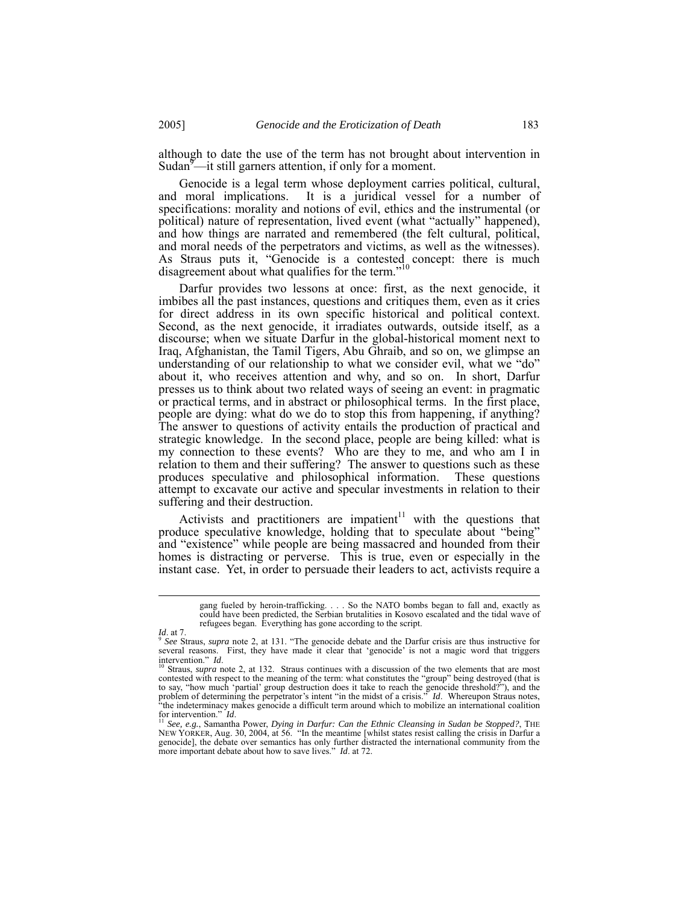although to date the use of the term has not brought about intervention in Sudan[9]—it still garners attention, if only for a moment.

Genocide is a legal term whose deployment carries political, cultural, and moral implications. It is a juridical vessel for a number of specifications: morality and notions of evil, ethics and the instrumental (or political) nature of representation, lived event (what "actually" happened), and how things are narrated and remembered (the felt cultural, political, and moral needs of the perpetrators and victims, as well as the witnesses). As Straus puts it, "Genocide is a contested concept: there is much disagreement about what qualifies for the term."[10]

Darfur provides two lessons at once: first, as the next genocide, it imbibes all the past instances, questions and critiques them, even as it cries for direct address in its own specific historical and political context. Second, as the next genocide, it irradiates outwards, outside itself, as a discourse; when we situate Darfur in the global-historical moment next to Iraq, Afghanistan, the Tamil Tigers, Abu Ghraib, and so on, we glimpse an understanding of our relationship to what we consider evil, what we "do" about it, who receives attention and why, and so on. In short, Darfur presses us to think about two related ways of seeing an event: in pragmatic or practical terms, and in abstract or philosophical terms. In the first place, people are dying: what do we do to stop this from happening, if anything? The answer to questions of activity entails the production of practical and strategic knowledge. In the second place, people are being killed: what is my connection to these events? Who are they to me, and who am I in relation to them and their suffering? The answer to questions such as these produces speculative and philosophical information. These questions attempt to excavate our active and specular investments in relation to their suffering and their destruction.

Activists and practitioners are impatient[11] with the questions that produce speculative knowledge, holding that to speculate about "being" and "existence" while people are being massacred and hounded from their homes is distracting or perverse. This is true, even or especially in the instant case. Yet, in order to persuade their leaders to act, activists require a

---

> gang fueled by heroin-trafficking. . . . So the NATO bombs began to fall and, exactly as could have been predicted, the Serbian brutalities in Kosovo escalated and the tidal wave of refugees began. Everything has gone according to the script.

*Id*. at 7.

[9] *See* Straus, *supra* note 2, at 131. "The genocide debate and the Darfur crisis are thus instructive for several reasons. First, they have made it clear that 'genocide' is not a magic word that triggers intervention." *Id*.

[10] Straus, *supra* note 2, at 132. Straus continues with a discussion of the two elements that are most contested with respect to the meaning of the term: what constitutes the "group" being destroyed (that is to say, "how much 'partial' group destruction does it take to reach the genocide threshold?"), and the problem of determining the perpetrator's intent "in the midst of a crisis." *Id*. Whereupon Straus notes, "the indeterminacy makes genocide a difficult term around which to mobilize an international coalition for intervention." *Id*.

[11] *See, e.g.*, Samantha Power, *Dying in Darfur: Can the Ethnic Cleansing in Sudan be Stopped?*, THE NEW YORKER, Aug. 30, 2004, at 56. "In the meantime [whilst states resist calling the crisis in Darfur a genocide], the debate over semantics has only further distracted the international community from the more important debate about how to save lives." *Id*. at 72.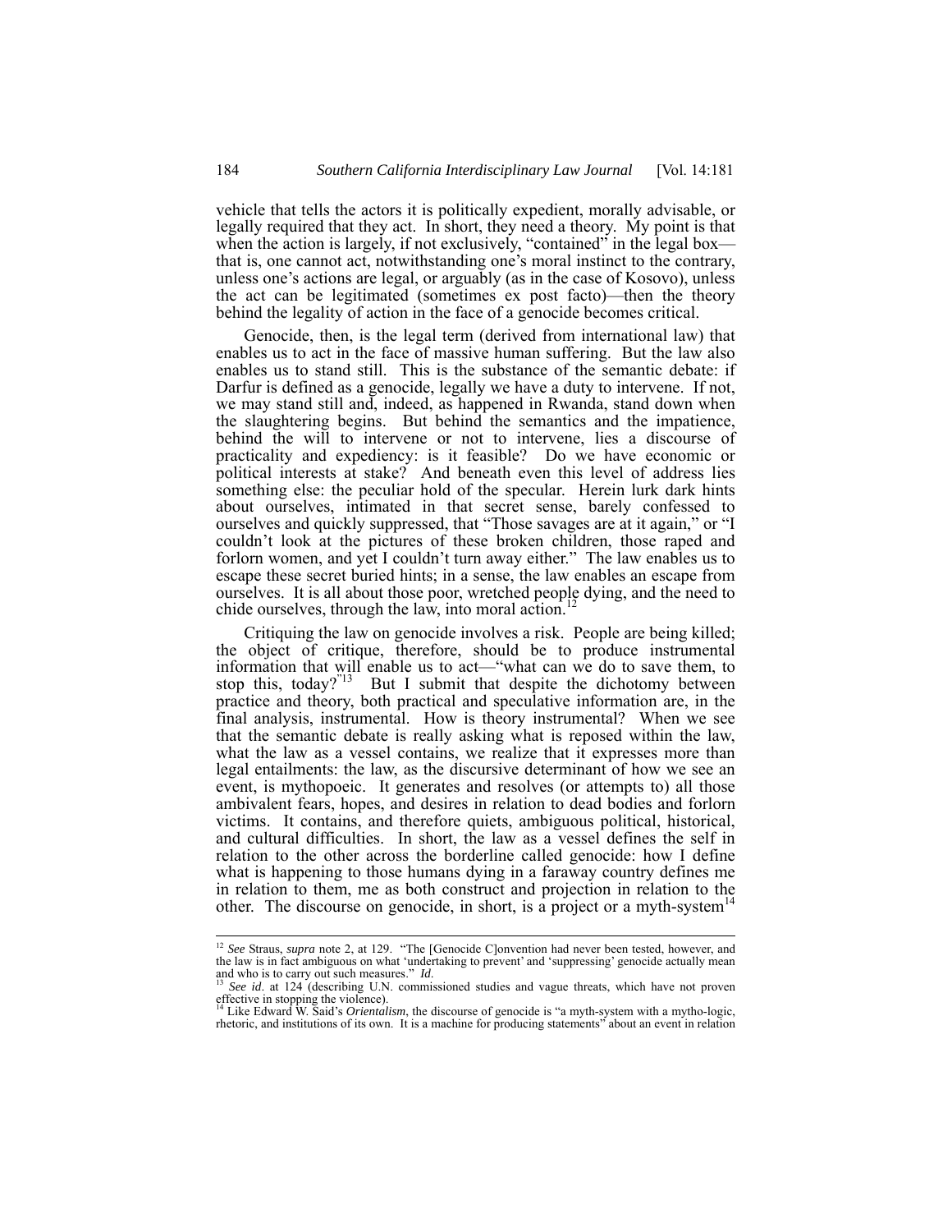vehicle that tells the actors it is politically expedient, morally advisable, or legally required that they act. In short, they need a theory. My point is that when the action is largely, if not exclusively, "contained" in the legal box—that is, one cannot act, notwithstanding one's moral instinct to the contrary, unless one's actions are legal, or arguably (as in the case of Kosovo), unless the act can be legitimated (sometimes ex post facto)—then the theory behind the legality of action in the face of a genocide becomes critical.

Genocide, then, is the legal term (derived from international law) that enables us to act in the face of massive human suffering. But the law also enables us to stand still. This is the substance of the semantic debate: if Darfur is defined as a genocide, legally we have a duty to intervene. If not, we may stand still and, indeed, as happened in Rwanda, stand down when the slaughtering begins. But behind the semantics and the impatience, behind the will to intervene or not to intervene, lies a discourse of practicality and expediency: is it feasible? Do we have economic or political interests at stake? And beneath even this level of address lies something else: the peculiar hold of the specular. Herein lurk dark hints about ourselves, intimated in that secret sense, barely confessed to ourselves and quickly suppressed, that "Those savages are at it again," or "I couldn't look at the pictures of these broken children, those raped and forlorn women, and yet I couldn't turn away either." The law enables us to escape these secret buried hints; in a sense, the law enables an escape from ourselves. It is all about those poor, wretched people dying, and the need to chide ourselves, through the law, into moral action.[12]

Critiquing the law on genocide involves a risk. People are being killed; the object of critique, therefore, should be to produce instrumental information that will enable us to act—"what can we do to save them, to stop this, today?"[13] But I submit that despite the dichotomy between practice and theory, both practical and speculative information are, in the final analysis, instrumental. How is theory instrumental? When we see that the semantic debate is really asking what is reposed within the law, what the law as a vessel contains, we realize that it expresses more than legal entailments: the law, as the discursive determinant of how we see an event, is mythopoeic. It generates and resolves (or attempts to) all those ambivalent fears, hopes, and desires in relation to dead bodies and forlorn victims. It contains, and therefore quiets, ambiguous political, historical, and cultural difficulties. In short, the law as a vessel defines the self in relation to the other across the borderline called genocide: how I define what is happening to those humans dying in a faraway country defines me in relation to them, me as both construct and projection in relation to the other. The discourse on genocide, in short, is a project or a myth-system[14]

---

[12] *See* Straus, *supra* note 2, at 129. "The [Genocide C]onvention had never been tested, however, and the law is in fact ambiguous on what 'undertaking to prevent' and 'suppressing' genocide actually mean and who is to carry out such measures." *Id*.

[13] *See id*. at 124 (describing U.N. commissioned studies and vague threats, which have not proven effective in stopping the violence).

[14] Like Edward W. Said's *Orientalism*, the discourse of genocide is "a myth-system with a mytho-logic, rhetoric, and institutions of its own. It is a machine for producing statements" about an event in relation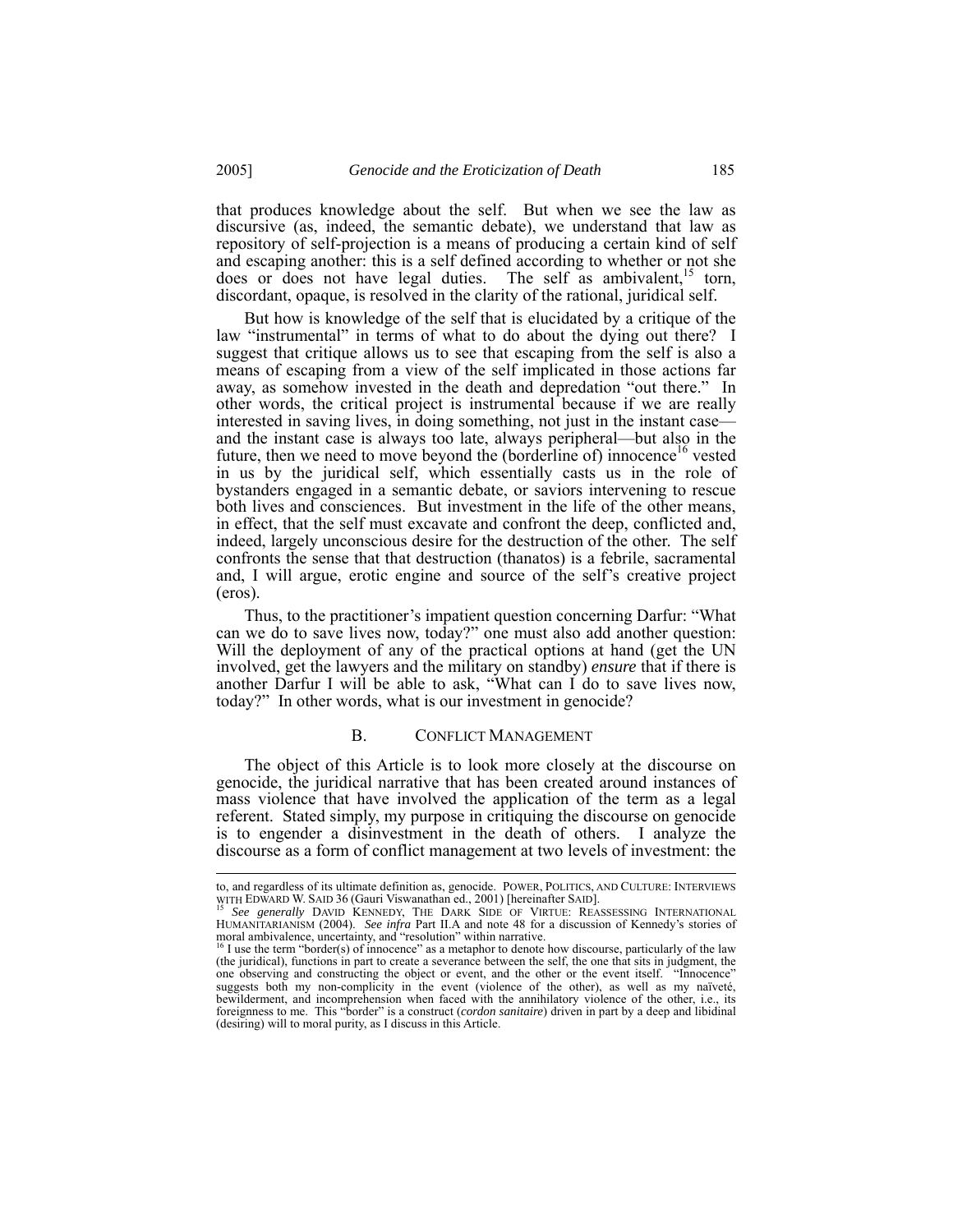that produces knowledge about the self. But when we see the law as discursive (as, indeed, the semantic debate), we understand that law as repository of self-projection is a means of producing a certain kind of self and escaping another: this is a self defined according to whether or not she does or does not have legal duties. The self as ambivalent,[15] torn, discordant, opaque, is resolved in the clarity of the rational, juridical self.

But how is knowledge of the self that is elucidated by a critique of the law "instrumental" in terms of what to do about the dying out there? I suggest that critique allows us to see that escaping from the self is also a means of escaping from a view of the self implicated in those actions far away, as somehow invested in the death and depredation "out there." In other words, the critical project is instrumental because if we are really interested in saving lives, in doing something, not just in the instant case—and the instant case is always too late, always peripheral—but also in the future, then we need to move beyond the (borderline of) innocence[16] vested in us by the juridical self, which essentially casts us in the role of bystanders engaged in a semantic debate, or saviors intervening to rescue both lives and consciences. But investment in the life of the other means, in effect, that the self must excavate and confront the deep, conflicted and, indeed, largely unconscious desire for the destruction of the other. The self confronts the sense that that destruction (thanatos) is a febrile, sacramental and, I will argue, erotic engine and source of the self's creative project (eros).

Thus, to the practitioner's impatient question concerning Darfur: "What can we do to save lives now, today?" one must also add another question: Will the deployment of any of the practical options at hand (get the UN involved, get the lawyers and the military on standby) *ensure* that if there is another Darfur I will be able to ask, "What can I do to save lives now, today?" In other words, what is our investment in genocide?

### B. Conflict Management

The object of this Article is to look more closely at the discourse on genocide, the juridical narrative that has been created around instances of mass violence that have involved the application of the term as a legal referent. Stated simply, my purpose in critiquing the discourse on genocide is to engender a disinvestment in the death of others. I analyze the discourse as a form of conflict management at two levels of investment: the

---

to, and regardless of its ultimate definition as, genocide. POWER, POLITICS, AND CULTURE: INTERVIEWS WITH EDWARD W. SAID 36 (Gauri Viswanathan ed., 2001) [hereinafter SAID].

[15] *See generally* DAVID KENNEDY, THE DARK SIDE OF VIRTUE: REASSESSING INTERNATIONAL HUMANITARIANISM (2004). *See infra* Part II.A and note 48 for a discussion of Kennedy's stories of moral ambivalence, uncertainty, and "resolution" within narrative.

[16] I use the term "border(s) of innocence" as a metaphor to denote how discourse, particularly of the law (the juridical), functions in part to create a severance between the self, the one that sits in judgment, the one observing and constructing the object or event, and the other or the event itself. "Innocence" suggests both my non-complicity in the event (violence of the other), as well as my naïveté, bewilderment, and incomprehension when faced with the annihilatory violence of the other, i.e., its foreignness to me. This "border" is a construct (*cordon sanitaire*) driven in part by a deep and libidinal (desiring) will to moral purity, as I discuss in this Article.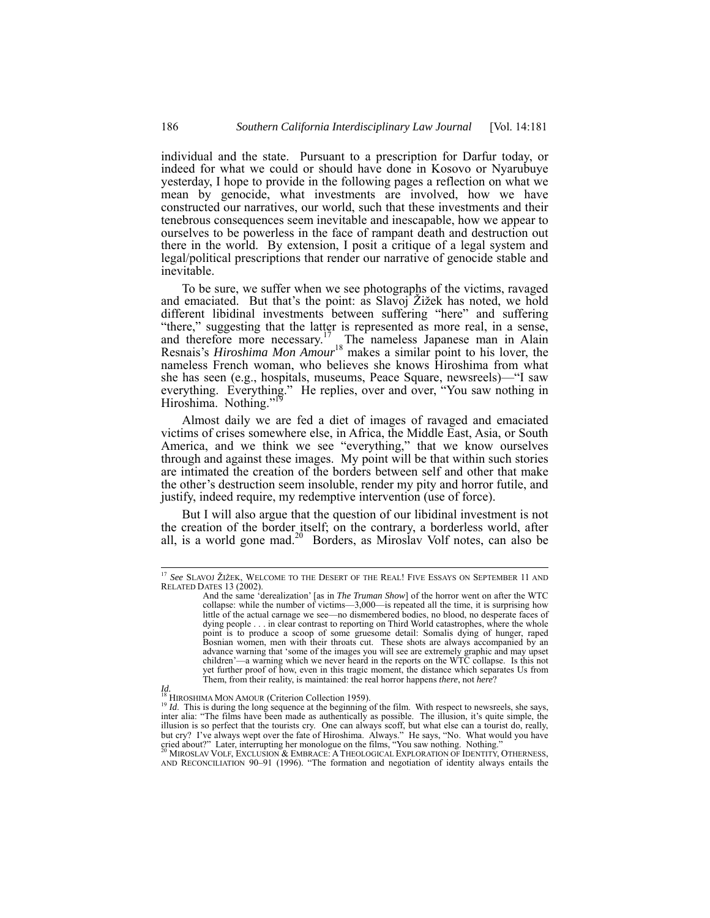individual and the state. Pursuant to a prescription for Darfur today, or indeed for what we could or should have done in Kosovo or Nyarubuye yesterday, I hope to provide in the following pages a reflection on what we mean by genocide, what investments are involved, how we have constructed our narratives, our world, such that these investments and their tenebrous consequences seem inevitable and inescapable, how we appear to ourselves to be powerless in the face of rampant death and destruction out there in the world. By extension, I posit a critique of a legal system and legal/political prescriptions that render our narrative of genocide stable and inevitable.

To be sure, we suffer when we see photographs of the victims, ravaged and emaciated. But that's the point: as Slavoj Žižek has noted, we hold different libidinal investments between suffering "here" and suffering "there," suggesting that the latter is represented as more real, in a sense, and therefore more necessary.[17] The nameless Japanese man in Alain Resnais's *Hiroshima Mon Amour*[18] makes a similar point to his lover, the nameless French woman, who believes she knows Hiroshima from what she has seen (e.g., hospitals, museums, Peace Square, newsreels)—"I saw everything. Everything." He replies, over and over, "You saw nothing in Hiroshima. Nothing."[19]

Almost daily we are fed a diet of images of ravaged and emaciated victims of crises somewhere else, in Africa, the Middle East, Asia, or South America, and we think we see "everything," that we know ourselves through and against these images. My point will be that within such stories are intimated the creation of the borders between self and other that make the other's destruction seem insoluble, render my pity and horror futile, and justify, indeed require, my redemptive intervention (use of force).

But I will also argue that the question of our libidinal investment is not the creation of the border itself; on the contrary, a borderless world, after all, is a world gone mad.[20] Borders, as Miroslav Volf notes, can also be

---

[17] *See* SLAVOJ ŽIŽEK, WELCOME TO THE DESERT OF THE REAL! FIVE ESSAYS ON SEPTEMBER 11 AND RELATED DATES 13 (2002).

> And the same 'derealization' [as in *The Truman Show*] of the horror went on after the WTC collapse: while the number of victims—3,000—is repeated all the time, it is surprising how little of the actual carnage we see—no dismembered bodies, no blood, no desperate faces of dying people . . . in clear contrast to reporting on Third World catastrophes, where the whole point is to produce a scoop of some gruesome detail: Somalis dying of hunger, raped Bosnian women, men with their throats cut. These shots are always accompanied by an advance warning that 'some of the images you will see are extremely graphic and may upset children'—a warning which we never heard in the reports on the WTC collapse. Is this not yet further proof of how, even in this tragic moment, the distance which separates Us from Them, from their reality, is maintained: the real horror happens *there*, not *here*?

*Id.*

[18] HIROSHIMA MON AMOUR (Criterion Collection 1959).

[19] *Id*. This is during the long sequence at the beginning of the film. With respect to newsreels, she says, inter alia: "The films have been made as authentically as possible. The illusion, it's quite simple, the illusion is so perfect that the tourists cry. One can always scoff, but what else can a tourist do, really, but cry? I've always wept over the fate of Hiroshima. Always." He says, "No. What would you have cried about?" Later, interrupting her monologue on the films, "You saw nothing. Nothing."

[20] MIROSLAV VOLF, EXCLUSION & EMBRACE: A THEOLOGICAL EXPLORATION OF IDENTITY, OTHERNESS, AND RECONCILIATION 90–91 (1996). "The formation and negotiation of identity always entails the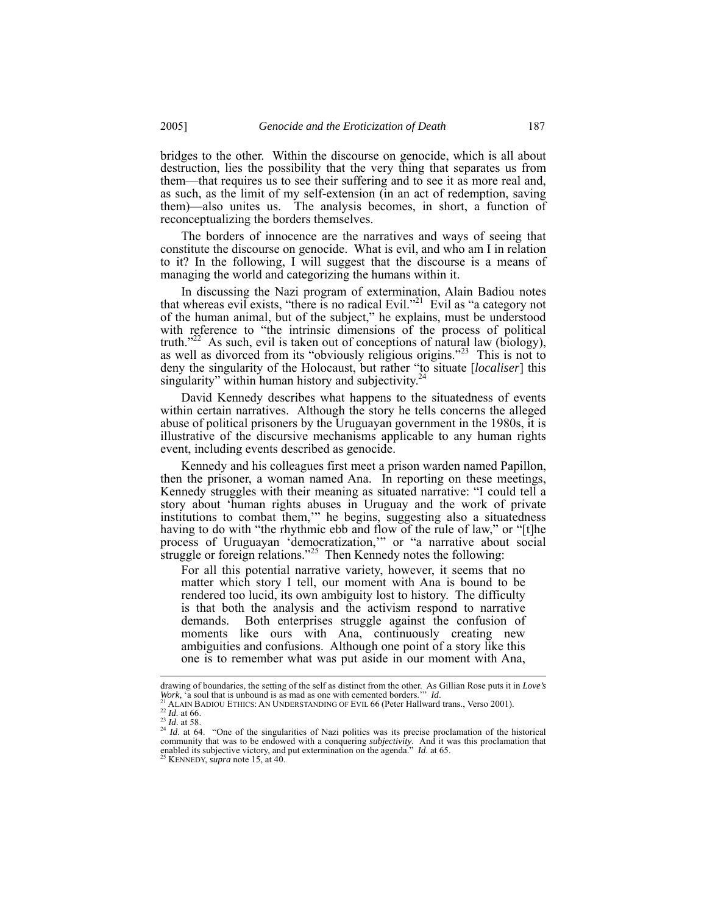bridges to the other. Within the discourse on genocide, which is all about destruction, lies the possibility that the very thing that separates us from them—that requires us to see their suffering and to see it as more real and, as such, as the limit of my self-extension (in an act of redemption, saving them)—also unites us. The analysis becomes, in short, a function of reconceptualizing the borders themselves.

The borders of innocence are the narratives and ways of seeing that constitute the discourse on genocide. What is evil, and who am I in relation to it? In the following, I will suggest that the discourse is a means of managing the world and categorizing the humans within it.

In discussing the Nazi program of extermination, Alain Badiou notes that whereas evil exists, "there is no radical Evil."[21] Evil as "a category not of the human animal, but of the subject," he explains, must be understood with reference to "the intrinsic dimensions of the process of political truth."[22] As such, evil is taken out of conceptions of natural law (biology), as well as divorced from its "obviously religious origins."[23] This is not to deny the singularity of the Holocaust, but rather "to situate [*localiser*] this singularity" within human history and subjectivity.[24]

David Kennedy describes what happens to the situatedness of events within certain narratives. Although the story he tells concerns the alleged abuse of political prisoners by the Uruguayan government in the 1980s, it is illustrative of the discursive mechanisms applicable to any human rights event, including events described as genocide.

Kennedy and his colleagues first meet a prison warden named Papillon, then the prisoner, a woman named Ana. In reporting on these meetings, Kennedy struggles with their meaning as situated narrative: "I could tell a story about 'human rights abuses in Uruguay and the work of private institutions to combat them,'" he begins, suggesting also a situatedness having to do with "the rhythmic ebb and flow of the rule of law," or "[t]he process of Uruguayan 'democratization,'" or "a narrative about social struggle or foreign relations."[25] Then Kennedy notes the following:

> For all this potential narrative variety, however, it seems that no matter which story I tell, our moment with Ana is bound to be rendered too lucid, its own ambiguity lost to history. The difficulty is that both the analysis and the activism respond to narrative demands. Both enterprises struggle against the confusion of moments like ours with Ana, continuously creating new ambiguities and confusions. Although one point of a story like this one is to remember what was put aside in our moment with Ana,

---

drawing of boundaries, the setting of the self as distinct from the other. As Gillian Rose puts it in *Love's Work*, 'a soul that is unbound is as mad as one with cemented borders.'" *Id*.

[21] ALAIN BADIOU ETHICS: AN UNDERSTANDING OF EVIL 66 (Peter Hallward trans., Verso 2001).

[22] *Id.* at 66.

[23] *Id*. at 58.

[24] *Id*. at 64. "One of the singularities of Nazi politics was its precise proclamation of the historical community that was to be endowed with a conquering *subjectivity*. And it was this proclamation that enabled its subjective victory, and put extermination on the agenda." *Id*. at 65.

[25] KENNEDY, *supra* note 15, at 40.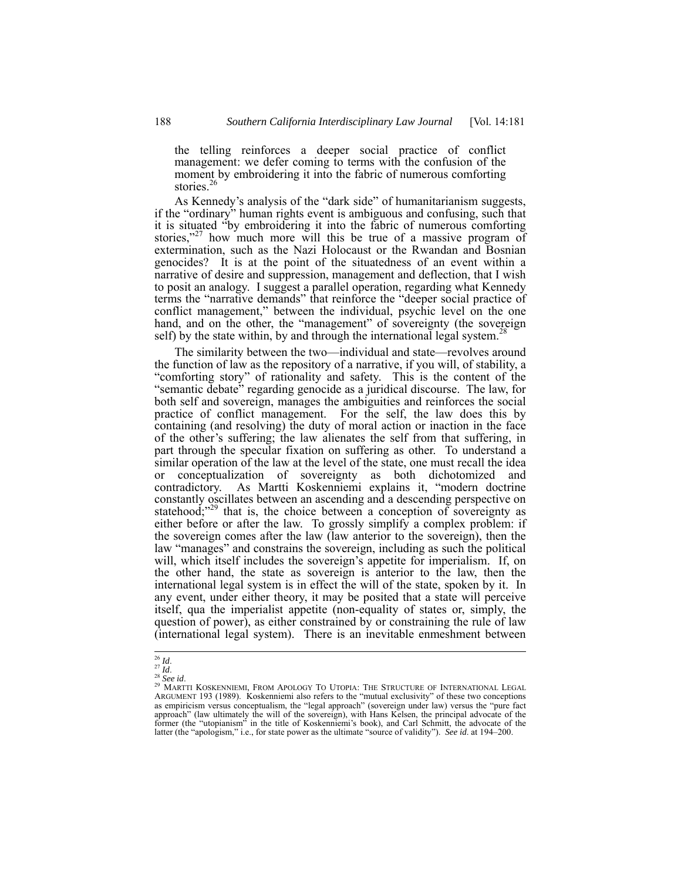> the telling reinforces a deeper social practice of conflict management: we defer coming to terms with the confusion of the moment by embroidering it into the fabric of numerous comforting stories.[26]

As Kennedy's analysis of the "dark side" of humanitarianism suggests, if the "ordinary" human rights event is ambiguous and confusing, such that it is situated "by embroidering it into the fabric of numerous comforting stories,"[27] how much more will this be true of a massive program of extermination, such as the Nazi Holocaust or the Rwandan and Bosnian genocides? It is at the point of the situatedness of an event within a narrative of desire and suppression, management and deflection, that I wish to posit an analogy. I suggest a parallel operation, regarding what Kennedy terms the "narrative demands" that reinforce the "deeper social practice of conflict management," between the individual, psychic level on the one hand, and on the other, the "management" of sovereignty (the sovereign self) by the state within, by and through the international legal system.[28]

The similarity between the two—individual and state—revolves around the function of law as the repository of a narrative, if you will, of stability, a "comforting story" of rationality and safety. This is the content of the "semantic debate" regarding genocide as a juridical discourse. The law, for both self and sovereign, manages the ambiguities and reinforces the social practice of conflict management. For the self, the law does this by containing (and resolving) the duty of moral action or inaction in the face of the other's suffering; the law alienates the self from that suffering, in part through the specular fixation on suffering as other. To understand a similar operation of the law at the level of the state, one must recall the idea or conceptualization of sovereignty as both dichotomized and contradictory. As Martti Koskenniemi explains it, "modern doctrine constantly oscillates between an ascending and a descending perspective on statehood;"[29] that is, the choice between a conception of sovereignty as either before or after the law. To grossly simplify a complex problem: if the sovereign comes after the law (law anterior to the sovereign), then the law "manages" and constrains the sovereign, including as such the political will, which itself includes the sovereign's appetite for imperialism. If, on the other hand, the state as sovereign is anterior to the law, then the international legal system is in effect the will of the state, spoken by it. In any event, under either theory, it may be posited that a state will perceive itself, qua the imperialist appetite (non-equality of states or, simply, the question of power), as either constrained by or constraining the rule of law (international legal system). There is an inevitable enmeshment between

---

[26] *Id*.

[27] *Id*.

[28] *See id*.

[29] MARTTI KOSKENNIEMI, FROM APOLOGY TO UTOPIA: THE STRUCTURE OF INTERNATIONAL LEGAL ARGUMENT 193 (1989). Koskenniemi also refers to the "mutual exclusivity" of these two conceptions as empiricism versus conceptualism, the "legal approach" (sovereign under law) versus the "pure fact approach" (law ultimately the will of the sovereign), with Hans Kelsen, the principal advocate of the former (the "utopianism" in the title of Koskenniemi's book), and Carl Schmitt, the advocate of the latter (the "apologism," i.e., for state power as the ultimate "source of validity"). *See id*. at 194–200.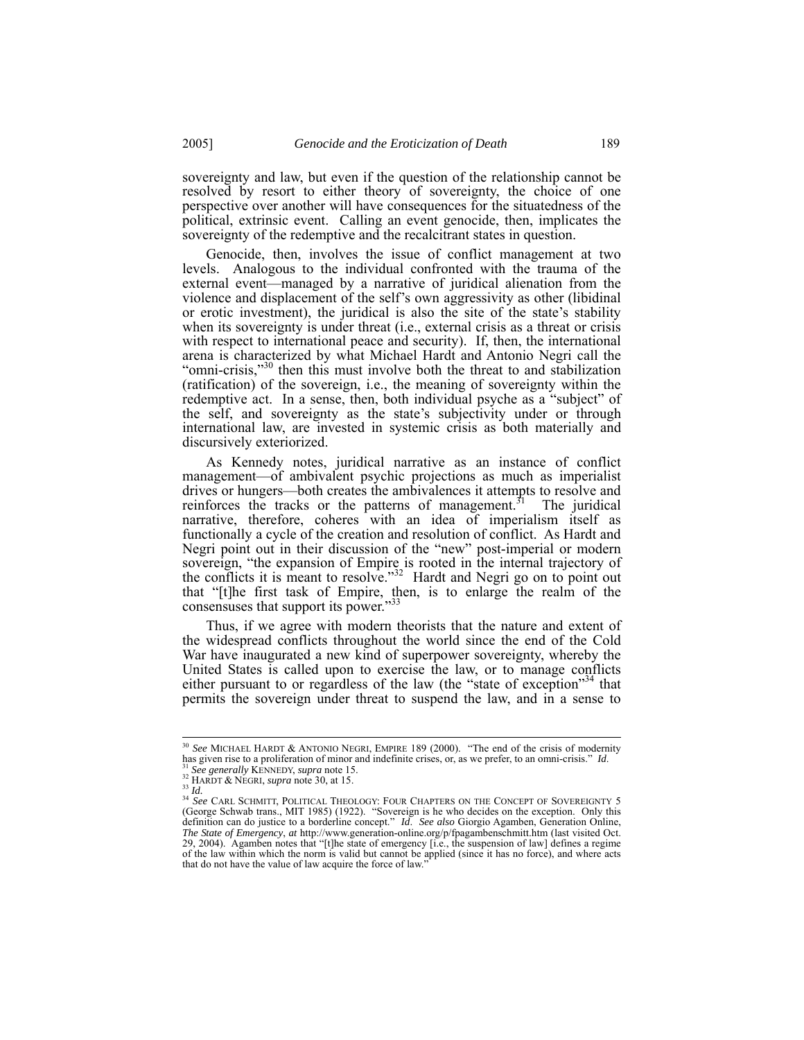sovereignty and law, but even if the question of the relationship cannot be resolved by resort to either theory of sovereignty, the choice of one perspective over another will have consequences for the situatedness of the political, extrinsic event. Calling an event genocide, then, implicates the sovereignty of the redemptive and the recalcitrant states in question.

Genocide, then, involves the issue of conflict management at two levels. Analogous to the individual confronted with the trauma of the external event—managed by a narrative of juridical alienation from the violence and displacement of the self's own aggressivity as other (libidinal or erotic investment), the juridical is also the site of the state's stability when its sovereignty is under threat (i.e., external crisis as a threat or crisis with respect to international peace and security). If, then, the international arena is characterized by what Michael Hardt and Antonio Negri call the "omni-crisis,"[30] then this must involve both the threat to and stabilization (ratification) of the sovereign, i.e., the meaning of sovereignty within the redemptive act. In a sense, then, both individual psyche as a "subject" of the self, and sovereignty as the state's subjectivity under or through international law, are invested in systemic crisis as both materially and discursively exteriorized.

As Kennedy notes, juridical narrative as an instance of conflict management—of ambivalent psychic projections as much as imperialist drives or hungers—both creates the ambivalences it attempts to resolve and reinforces the tracks or the patterns of management.[31] The juridical narrative, therefore, coheres with an idea of imperialism itself as functionally a cycle of the creation and resolution of conflict. As Hardt and Negri point out in their discussion of the "new" post-imperial or modern sovereign, "the expansion of Empire is rooted in the internal trajectory of the conflicts it is meant to resolve."[32] Hardt and Negri go on to point out that "[t]he first task of Empire, then, is to enlarge the realm of the consensuses that support its power."[33]

Thus, if we agree with modern theorists that the nature and extent of the widespread conflicts throughout the world since the end of the Cold War have inaugurated a new kind of superpower sovereignty, whereby the United States is called upon to exercise the law, or to manage conflicts either pursuant to or regardless of the law (the "state of exception"[34] that permits the sovereign under threat to suspend the law, and in a sense to

---

[30] *See* MICHAEL HARDT & ANTONIO NEGRI, EMPIRE 189 (2000). "The end of the crisis of modernity has given rise to a proliferation of minor and indefinite crises, or, as we prefer, to an omni-crisis." *Id*.

[31] *See generally* KENNEDY, *supra* note 15.

[32] HARDT & NEGRI, *supra* note 30, at 15.

[33] *Id.*

[34] *See* CARL SCHMITT, POLITICAL THEOLOGY: FOUR CHAPTERS ON THE CONCEPT OF SOVEREIGNTY 5 (George Schwab trans., MIT 1985) (1922). "Sovereign is he who decides on the exception. Only this definition can do justice to a borderline concept." *Id*. *See also* Giorgio Agamben, Generation Online, *The State of Emergency*, *at* http://www.generation-online.org/p/fpagambenschmitt.htm (last visited Oct. 29, 2004). Agamben notes that "[t]he state of emergency [i.e., the suspension of law] defines a regime of the law within which the norm is valid but cannot be applied (since it has no force), and where acts that do not have the value of law acquire the force of law."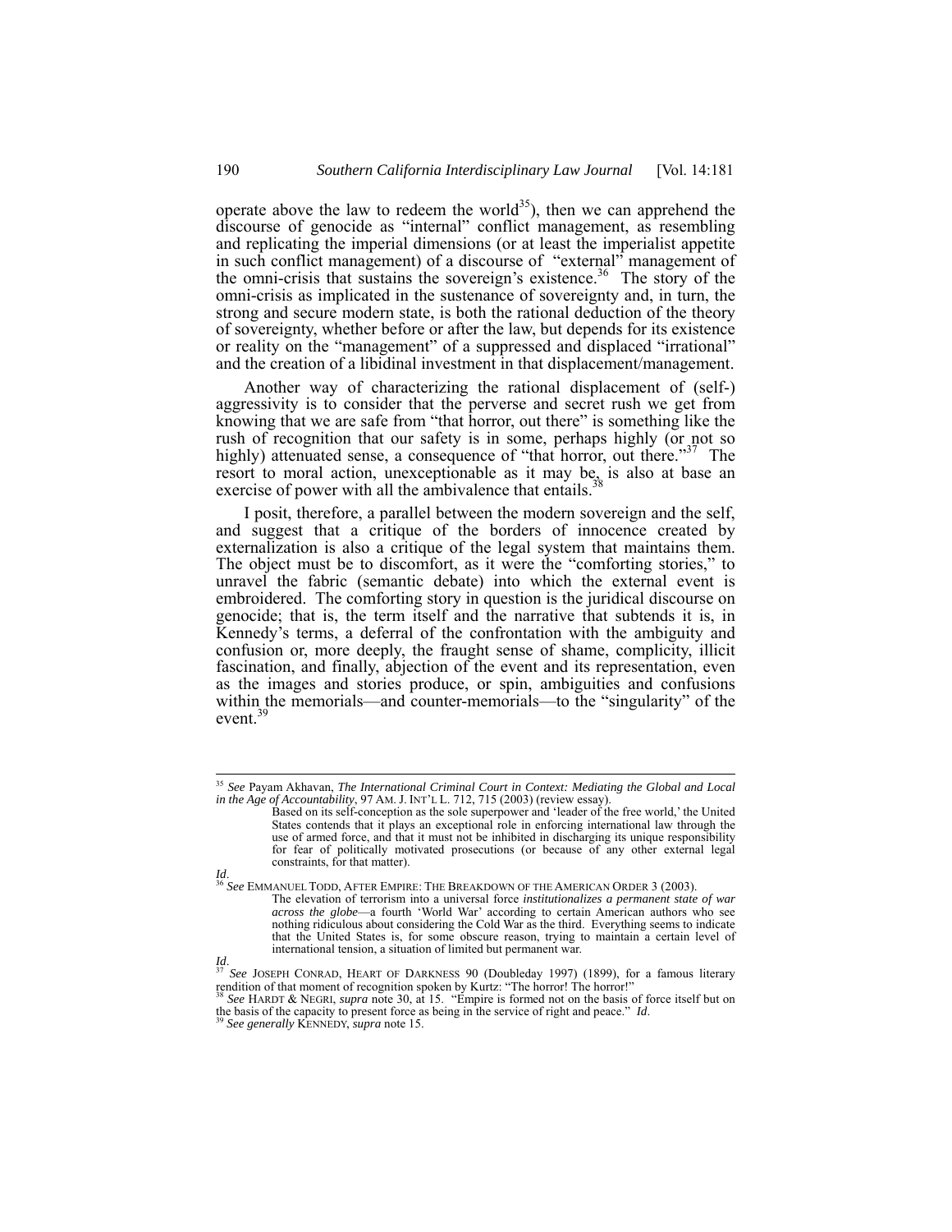operate above the law to redeem the world[35]), then we can apprehend the discourse of genocide as "internal" conflict management, as resembling and replicating the imperial dimensions (or at least the imperialist appetite in such conflict management) of a discourse of "external" management of the omni-crisis that sustains the sovereign's existence.[36] The story of the omni-crisis as implicated in the sustenance of sovereignty and, in turn, the strong and secure modern state, is both the rational deduction of the theory of sovereignty, whether before or after the law, but depends for its existence or reality on the "management" of a suppressed and displaced "irrational" and the creation of a libidinal investment in that displacement/management.

Another way of characterizing the rational displacement of (self-) aggressivity is to consider that the perverse and secret rush we get from knowing that we are safe from "that horror, out there" is something like the rush of recognition that our safety is in some, perhaps highly (or not so highly) attenuated sense, a consequence of "that horror, out there."[37] The resort to moral action, unexceptionable as it may be, is also at base an exercise of power with all the ambivalence that entails.[38]

I posit, therefore, a parallel between the modern sovereign and the self, and suggest that a critique of the borders of innocence created by externalization is also a critique of the legal system that maintains them. The object must be to discomfort, as it were the "comforting stories," to unravel the fabric (semantic debate) into which the external event is embroidered. The comforting story in question is the juridical discourse on genocide; that is, the term itself and the narrative that subtends it is, in Kennedy's terms, a deferral of the confrontation with the ambiguity and confusion or, more deeply, the fraught sense of shame, complicity, illicit fascination, and finally, abjection of the event and its representation, even as the images and stories produce, or spin, ambiguities and confusions within the memorials—and counter-memorials—to the "singularity" of the event.[39]

---

[35] *See* Payam Akhavan, *The International Criminal Court in Context: Mediating the Global and Local in the Age of Accountability*, 97 AM. J. INT'L L. 712, 715 (2003) (review essay).

> Based on its self-conception as the sole superpower and 'leader of the free world,' the United States contends that it plays an exceptional role in enforcing international law through the use of armed force, and that it must not be inhibited in discharging its unique responsibility for fear of politically motivated prosecutions (or because of any other external legal constraints, for that matter).

*Id*.

[36] *See* EMMANUEL TODD, AFTER EMPIRE: THE BREAKDOWN OF THE AMERICAN ORDER 3 (2003).

> The elevation of terrorism into a universal force *institutionalizes a permanent state of war across the globe*—a fourth 'World War' according to certain American authors who see nothing ridiculous about considering the Cold War as the third. Everything seems to indicate that the United States is, for some obscure reason, trying to maintain a certain level of international tension, a situation of limited but permanent war.

*Id*.

[37] *See* JOSEPH CONRAD, HEART OF DARKNESS 90 (Doubleday 1997) (1899), for a famous literary rendition of that moment of recognition spoken by Kurtz: "The horror! The horror!"

[38] *See* HARDT & NEGRI, *supra* note 30, at 15. "Empire is formed not on the basis of force itself but on the basis of the capacity to present force as being in the service of right and peace." *Id*.

[39] *See generally* KENNEDY, *supra* note 15.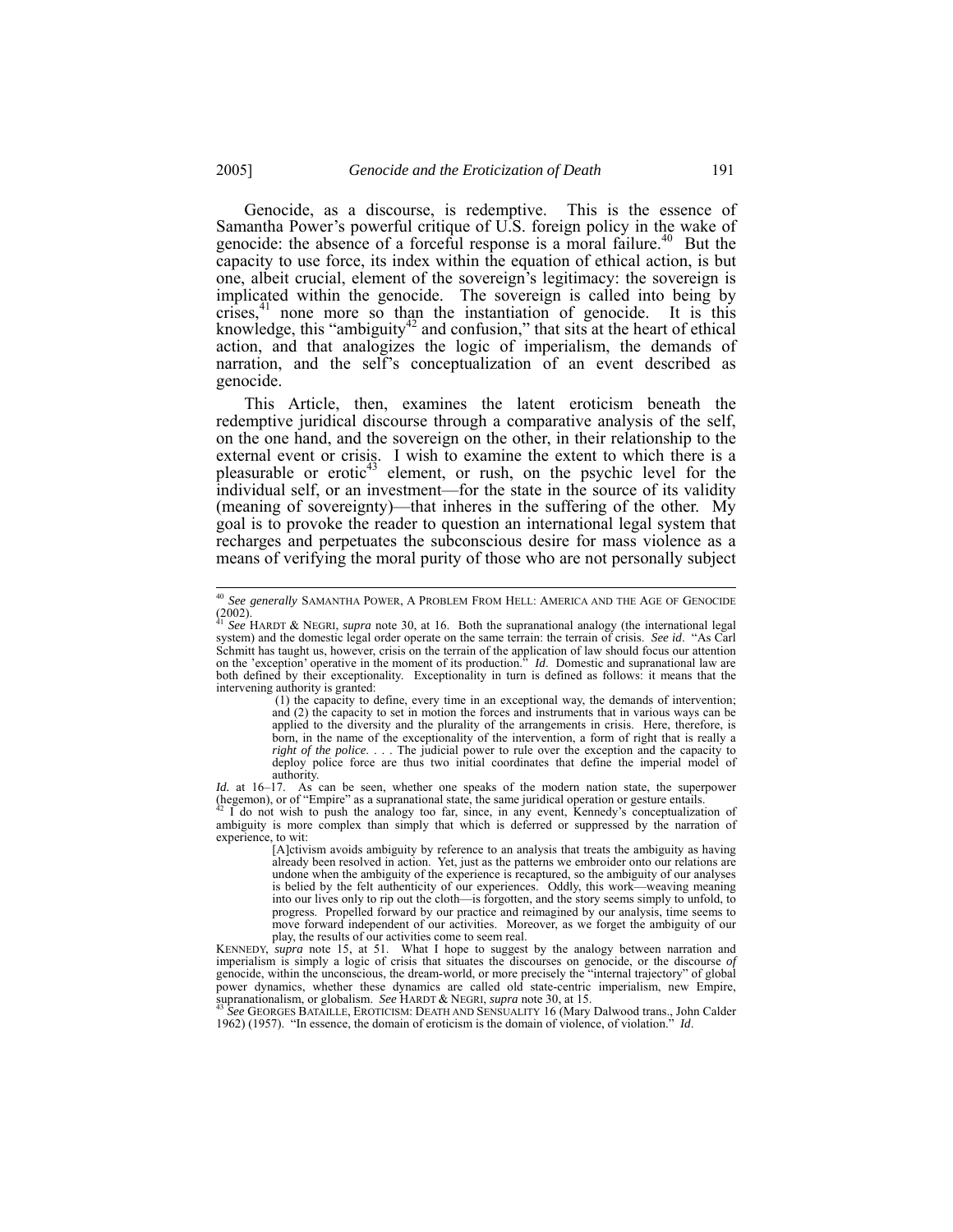Genocide, as a discourse, is redemptive. This is the essence of Samantha Power's powerful critique of U.S. foreign policy in the wake of genocide: the absence of a forceful response is a moral failure.[40] But the capacity to use force, its index within the equation of ethical action, is but one, albeit crucial, element of the sovereign's legitimacy: the sovereign is implicated within the genocide. The sovereign is called into being by crises,[41] none more so than the instantiation of genocide. It is this knowledge, this "ambiguity[42] and confusion," that sits at the heart of ethical action, and that analogizes the logic of imperialism, the demands of narration, and the self's conceptualization of an event described as genocide.

This Article, then, examines the latent eroticism beneath the redemptive juridical discourse through a comparative analysis of the self, on the one hand, and the sovereign on the other, in their relationship to the external event or crisis. I wish to examine the extent to which there is a pleasurable or erotic[43] element, or rush, on the psychic level for the individual self, or an investment—for the state in the source of its validity (meaning of sovereignty)—that inheres in the suffering of the other. My goal is to provoke the reader to question an international legal system that recharges and perpetuates the subconscious desire for mass violence as a means of verifying the moral purity of those who are not personally subject

---

[40] *See generally* SAMANTHA POWER, A PROBLEM FROM HELL: AMERICA AND THE AGE OF GENOCIDE (2002).

[41] *See* HARDT & NEGRI, *supra* note 30, at 16. Both the supranational analogy (the international legal system) and the domestic legal order operate on the same terrain: the terrain of crisis. *See id*. "As Carl Schmitt has taught us, however, crisis on the terrain of the application of law should focus our attention on the 'exception' operative in the moment of its production." *Id*. Domestic and supranational law are both defined by their exceptionality. Exceptionality in turn is defined as follows: it means that the intervening authority is granted:

> (1) the capacity to define, every time in an exceptional way, the demands of intervention; and (2) the capacity to set in motion the forces and instruments that in various ways can be applied to the diversity and the plurality of the arrangements in crisis. Here, therefore, is born, in the name of the exceptionality of the intervention, a form of right that is really a *right of the police*. . . . The judicial power to rule over the exception and the capacity to deploy police force are thus two initial coordinates that define the imperial model of authority.

*Id.* at 16–17. As can be seen, whether one speaks of the modern nation state, the superpower (hegemon), or of "Empire" as a supranational state, the same juridical operation or gesture entails.

[42] I do not wish to push the analogy too far, since, in any event, Kennedy's conceptualization of ambiguity is more complex than simply that which is deferred or suppressed by the narration of experience, to wit:

> [A]ctivism avoids ambiguity by reference to an analysis that treats the ambiguity as having already been resolved in action. Yet, just as the patterns we embroider onto our relations are undone when the ambiguity of the experience is recaptured, so the ambiguity of our analyses is belied by the felt authenticity of our experiences. Oddly, this work—weaving meaning into our lives only to rip out the cloth—is forgotten, and the story seems simply to unfold, to progress. Propelled forward by our practice and reimagined by our analysis, time seems to move forward independent of our activities. Moreover, as we forget the ambiguity of our play, the results of our activities come to seem real.

KENNEDY, *supra* note 15, at 51. What I hope to suggest by the analogy between narration and imperialism is simply a logic of crisis that situates the discourses on genocide, or the discourse *of* genocide, within the unconscious, the dream-world, or more precisely the "internal trajectory" of global power dynamics, whether these dynamics are called old state-centric imperialism, new Empire, supranationalism, or globalism. *See* HARDT & NEGRI, *supra* note 30, at 15.

[43] *See* GEORGES BATAILLE, EROTICISM: DEATH AND SENSUALITY 16 (Mary Dalwood trans., John Calder 1962) (1957). "In essence, the domain of eroticism is the domain of violence, of violation." *Id*.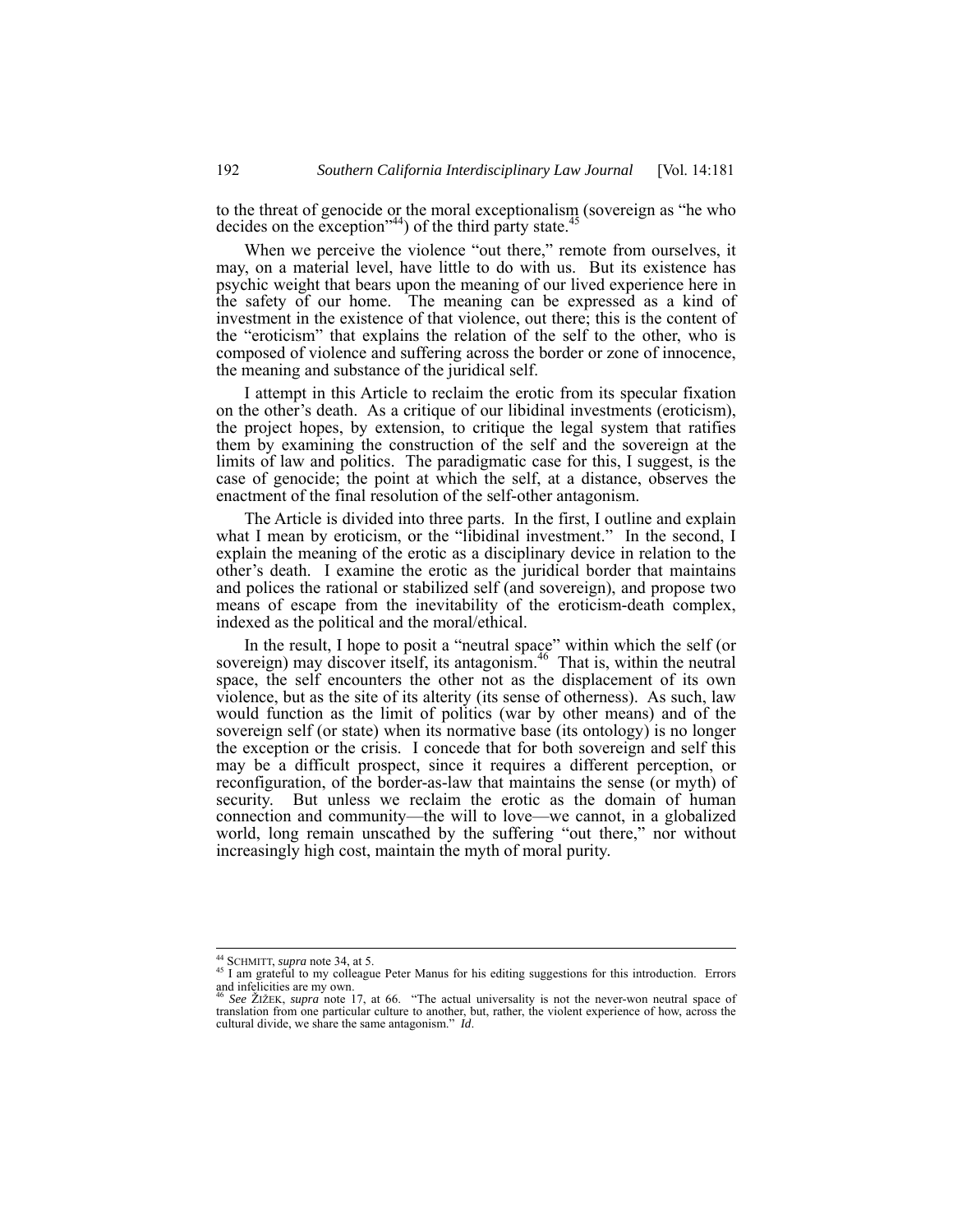to the threat of genocide or the moral exceptionalism (sovereign as "he who decides on the exception"[44]) of the third party state.[45]

When we perceive the violence "out there," remote from ourselves, it may, on a material level, have little to do with us. But its existence has psychic weight that bears upon the meaning of our lived experience here in the safety of our home. The meaning can be expressed as a kind of investment in the existence of that violence, out there; this is the content of the "eroticism" that explains the relation of the self to the other, who is composed of violence and suffering across the border or zone of innocence, the meaning and substance of the juridical self.

I attempt in this Article to reclaim the erotic from its specular fixation on the other's death. As a critique of our libidinal investments (eroticism), the project hopes, by extension, to critique the legal system that ratifies them by examining the construction of the self and the sovereign at the limits of law and politics. The paradigmatic case for this, I suggest, is the case of genocide; the point at which the self, at a distance, observes the enactment of the final resolution of the self-other antagonism.

The Article is divided into three parts. In the first, I outline and explain what I mean by eroticism, or the "libidinal investment." In the second, I explain the meaning of the erotic as a disciplinary device in relation to the other's death. I examine the erotic as the juridical border that maintains and polices the rational or stabilized self (and sovereign), and propose two means of escape from the inevitability of the eroticism-death complex, indexed as the political and the moral/ethical.

In the result, I hope to posit a "neutral space" within which the self (or sovereign) may discover itself, its antagonism.[46] That is, within the neutral space, the self encounters the other not as the displacement of its own violence, but as the site of its alterity (its sense of otherness). As such, law would function as the limit of politics (war by other means) and of the sovereign self (or state) when its normative base (its ontology) is no longer the exception or the crisis. I concede that for both sovereign and self this may be a difficult prospect, since it requires a different perception, or reconfiguration, of the border-as-law that maintains the sense (or myth) of security. But unless we reclaim the erotic as the domain of human connection and community—the will to love—we cannot, in a globalized world, long remain unscathed by the suffering "out there," nor without increasingly high cost, maintain the myth of moral purity.

---

[44] SCHMITT, *supra* note 34, at 5.

[45] I am grateful to my colleague Peter Manus for his editing suggestions for this introduction. Errors and infelicities are my own.

[46] *See* ŽIŽEK, *supra* note 17, at 66. "The actual universality is not the never-won neutral space of translation from one particular culture to another, but, rather, the violent experience of how, across the cultural divide, we share the same antagonism." *Id*.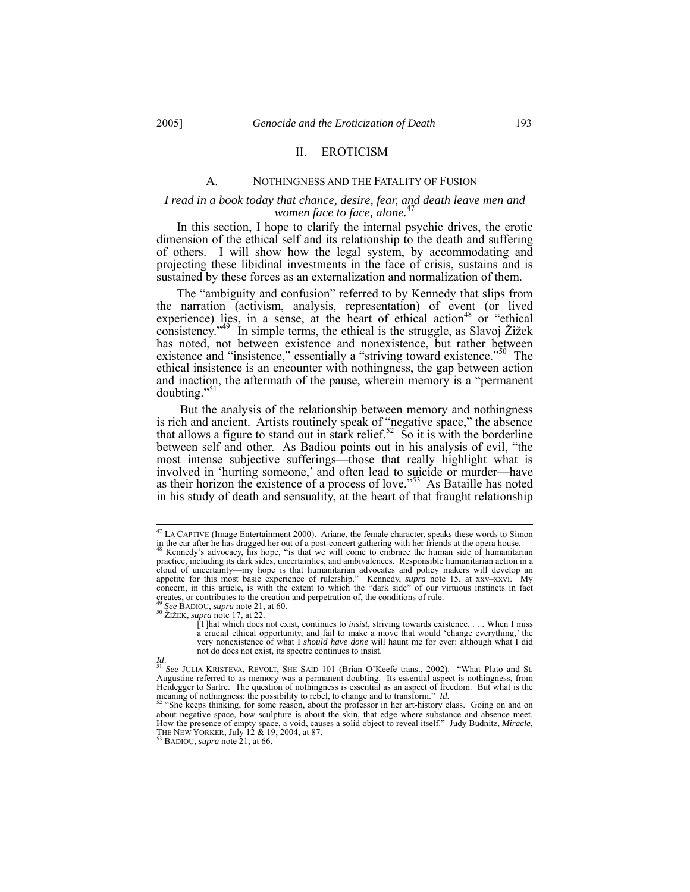## II. EROTICISM

### A. NOTHINGNESS AND THE FATALITY OF FUSION

*I read in a book today that chance, desire, fear, and death leave men and women face to face, alone.*[47]

In this section, I hope to clarify the internal psychic drives, the erotic dimension of the ethical self and its relationship to the death and suffering of others. I will show how the legal system, by accommodating and projecting these libidinal investments in the face of crisis, sustains and is sustained by these forces as an externalization and normalization of them.

The "ambiguity and confusion" referred to by Kennedy that slips from the narration (activism, analysis, representation) of event (or lived experience) lies, in a sense, at the heart of ethical action[48] or "ethical consistency."[49] In simple terms, the ethical is the struggle, as Slavoj Žižek has noted, not between existence and nonexistence, but rather between existence and "insistence," essentially a "striving toward existence."[50] The ethical insistence is an encounter with nothingness, the gap between action and inaction, the aftermath of the pause, wherein memory is a "permanent doubting."[51]

But the analysis of the relationship between memory and nothingness is rich and ancient. Artists routinely speak of "negative space," the absence that allows a figure to stand out in stark relief.[52] So it is with the borderline between self and other. As Badiou points out in his analysis of evil, "the most intense subjective sufferings—those that really highlight what is involved in 'hurting someone,' and often lead to suicide or murder—have as their horizon the existence of a process of love."[53] As Bataille has noted in his study of death and sensuality, at the heart of that fraught relationship

---

[47] LA CAPTIVE (Image Entertainment 2000). Ariane, the female character, speaks these words to Simon in the car after he has dragged her out of a post-concert gathering with her friends at the opera house.

[48] Kennedy's advocacy, his hope, "is that we will come to embrace the human side of humanitarian practice, including its dark sides, uncertainties, and ambivalences. Responsible humanitarian action in a cloud of uncertainty—my hope is that humanitarian advocates and policy makers will develop an appetite for this most basic experience of rulership." Kennedy, *supra* note 15, at xxv–xxvi. My concern, in this article, is with the extent to which the "dark side" of our virtuous instincts in fact creates, or contributes to the creation and perpetration of, the conditions of rule.

[49] *See* BADIOU, *supra* note 21, at 60.

[50] ŽIŽEK, *supra* note 17, at 22.

> [T]hat which does not exist, continues to *insist*, striving towards existence. . . . When I miss a crucial ethical opportunity, and fail to make a move that would 'change everything,' the very nonexistence of what I *should have done* will haunt me for ever: although what I did not do does not exist, its spectre continues to insist.

*Id*.

[51] *See* JULIA KRISTEVA, REVOLT, SHE SAID 101 (Brian O'Keefe trans., 2002). "What Plato and St. Augustine referred to as memory was a permanent doubting. Its essential aspect is nothingness, from Heidegger to Sartre. The question of nothingness is essential as an aspect of freedom. But what is the meaning of nothingness: the possibility to rebel, to change and to transform." *Id*.

[52] "She keeps thinking, for some reason, about the professor in her art-history class. Going on and on about negative space, how sculpture is about the skin, that edge where substance and absence meet. How the presence of empty space, a void, causes a solid object to reveal itself." Judy Budnitz, *Miracle*, THE NEW YORKER, July 12 & 19, 2004, at 87.

[53] BADIOU, *supra* note 21, at 66.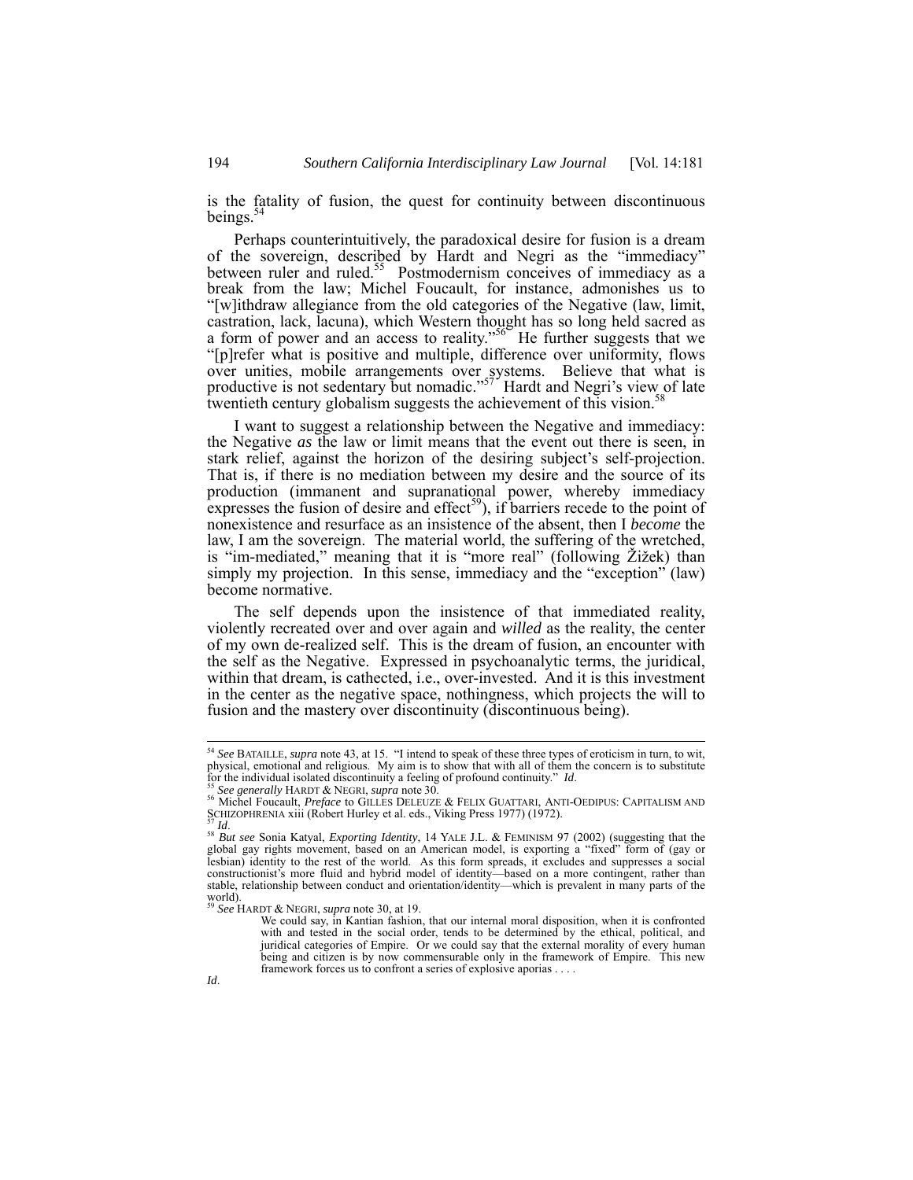is the fatality of fusion, the quest for continuity between discontinuous beings.[54]

Perhaps counterintuitively, the paradoxical desire for fusion is a dream of the sovereign, described by Hardt and Negri as the "immediacy" between ruler and ruled.[55] Postmodernism conceives of immediacy as a break from the law; Michel Foucault, for instance, admonishes us to "[w]ithdraw allegiance from the old categories of the Negative (law, limit, castration, lack, lacuna), which Western thought has so long held sacred as a form of power and an access to reality."[56] He further suggests that we "[p]refer what is positive and multiple, difference over uniformity, flows over unities, mobile arrangements over systems. Believe that what is productive is not sedentary but nomadic."[57] Hardt and Negri's view of late twentieth century globalism suggests the achievement of this vision.[58]

I want to suggest a relationship between the Negative and immediacy: the Negative *as* the law or limit means that the event out there is seen, in stark relief, against the horizon of the desiring subject's self-projection. That is, if there is no mediation between my desire and the source of its production (immanent and supranational power, whereby immediacy expresses the fusion of desire and effect[59]), if barriers recede to the point of nonexistence and resurface as an insistence of the absent, then I *become* the law, I am the sovereign. The material world, the suffering of the wretched, is "im-mediated," meaning that it is "more real" (following Žižek) than simply my projection. In this sense, immediacy and the "exception" (law) become normative.

The self depends upon the insistence of that immediated reality, violently recreated over and over again and *willed* as the reality, the center of my own de-realized self. This is the dream of fusion, an encounter with the self as the Negative. Expressed in psychoanalytic terms, the juridical, within that dream, is cathected, i.e., over-invested. And it is this investment in the center as the negative space, nothingness, which projects the will to fusion and the mastery over discontinuity (discontinuous being).

---

[54] *See* BATAILLE, *supra* note 43, at 15. "I intend to speak of these three types of eroticism in turn, to wit, physical, emotional and religious. My aim is to show that with all of them the concern is to substitute for the individual isolated discontinuity a feeling of profound continuity." *Id*.

[55] *See generally* HARDT & NEGRI, *supra* note 30.

[56] Michel Foucault, *Preface* to GILLES DELEUZE & FELIX GUATTARI, ANTI-OEDIPUS: CAPITALISM AND SCHIZOPHRENIA xiii (Robert Hurley et al. eds., Viking Press 1977) (1972).

[57] *Id*.

[58] *But see* Sonia Katyal, *Exporting Identity*, 14 YALE J.L. & FEMINISM 97 (2002) (suggesting that the global gay rights movement, based on an American model, is exporting a "fixed" form of (gay or lesbian) identity to the rest of the world. As this form spreads, it excludes and suppresses a social constructionist's more fluid and hybrid model of identity—based on a more contingent, rather than stable, relationship between conduct and orientation/identity—which is prevalent in many parts of the world).

[59] *See* HARDT & NEGRI, *supra* note 30, at 19.

> We could say, in Kantian fashion, that our internal moral disposition, when it is confronted with and tested in the social order, tends to be determined by the ethical, political, and juridical categories of Empire. Or we could say that the external morality of every human being and citizen is by now commensurable only in the framework of Empire. This new framework forces us to confront a series of explosive aporias . . . .

*Id*.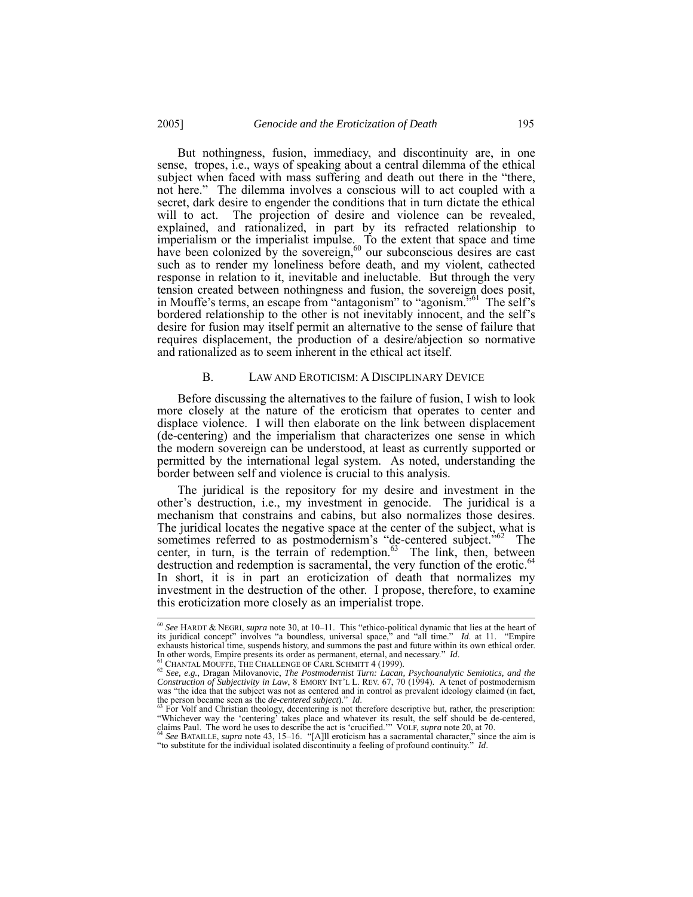But nothingness, fusion, immediacy, and discontinuity are, in one sense, tropes, i.e., ways of speaking about a central dilemma of the ethical subject when faced with mass suffering and death out there in the "there, not here." The dilemma involves a conscious will to act coupled with a secret, dark desire to engender the conditions that in turn dictate the ethical will to act. The projection of desire and violence can be revealed, explained, and rationalized, in part by its refracted relationship to imperialism or the imperialist impulse. To the extent that space and time have been colonized by the sovereign,[60] our subconscious desires are cast such as to render my loneliness before death, and my violent, cathected response in relation to it, inevitable and ineluctable. But through the very tension created between nothingness and fusion, the sovereign does posit, in Mouffe's terms, an escape from "antagonism" to "agonism."[61] The self's bordered relationship to the other is not inevitably innocent, and the self's desire for fusion may itself permit an alternative to the sense of failure that requires displacement, the production of a desire/abjection so normative and rationalized as to seem inherent in the ethical act itself.

### B. LAW AND EROTICISM: A DISCIPLINARY DEVICE

Before discussing the alternatives to the failure of fusion, I wish to look more closely at the nature of the eroticism that operates to center and displace violence. I will then elaborate on the link between displacement (de-centering) and the imperialism that characterizes one sense in which the modern sovereign can be understood, at least as currently supported or permitted by the international legal system. As noted, understanding the border between self and violence is crucial to this analysis.

The juridical is the repository for my desire and investment in the other's destruction, i.e., my investment in genocide. The juridical is a mechanism that constrains and cabins, but also normalizes those desires. The juridical locates the negative space at the center of the subject, what is sometimes referred to as postmodernism's "de-centered subject."[62] The center, in turn, is the terrain of redemption.[63] The link, then, between destruction and redemption is sacramental, the very function of the erotic.[64] In short, it is in part an eroticization of death that normalizes my investment in the destruction of the other. I propose, therefore, to examine this eroticization more closely as an imperialist trope.

---

[60] *See* HARDT & NEGRI, *supra* note 30, at 10–11. This "ethico-political dynamic that lies at the heart of its juridical concept" involves "a boundless, universal space," and "all time." *Id*. at 11. "Empire exhausts historical time, suspends history, and summons the past and future within its own ethical order. In other words, Empire presents its order as permanent, eternal, and necessary." *Id*.

[61] CHANTAL MOUFFE, THE CHALLENGE OF CARL SCHMITT 4 (1999).

[62] *See, e.g.*, Dragan Milovanovic, *The Postmodernist Turn: Lacan, Psychoanalytic Semiotics, and the Construction of Subjectivity in Law*, 8 EMORY INT'L L. REV. 67, 70 (1994). A tenet of postmodernism was "the idea that the subject was not as centered and in control as prevalent ideology claimed (in fact, the person became seen as the ***de-centered subject***)." *Id*.

[63] For Volf and Christian theology, decentering is not therefore descriptive but, rather, the prescription: "Whichever way the 'centering' takes place and whatever its result, the self should be de-centered, claims Paul. The word he uses to describe the act is 'crucified.'" VOLF, *supra* note 20, at 70.

[64] *See* BATAILLE, *supra* note 43, 15–16. "[A]ll eroticism has a sacramental character," since the aim is "to substitute for the individual isolated discontinuity a feeling of profound continuity." *Id*.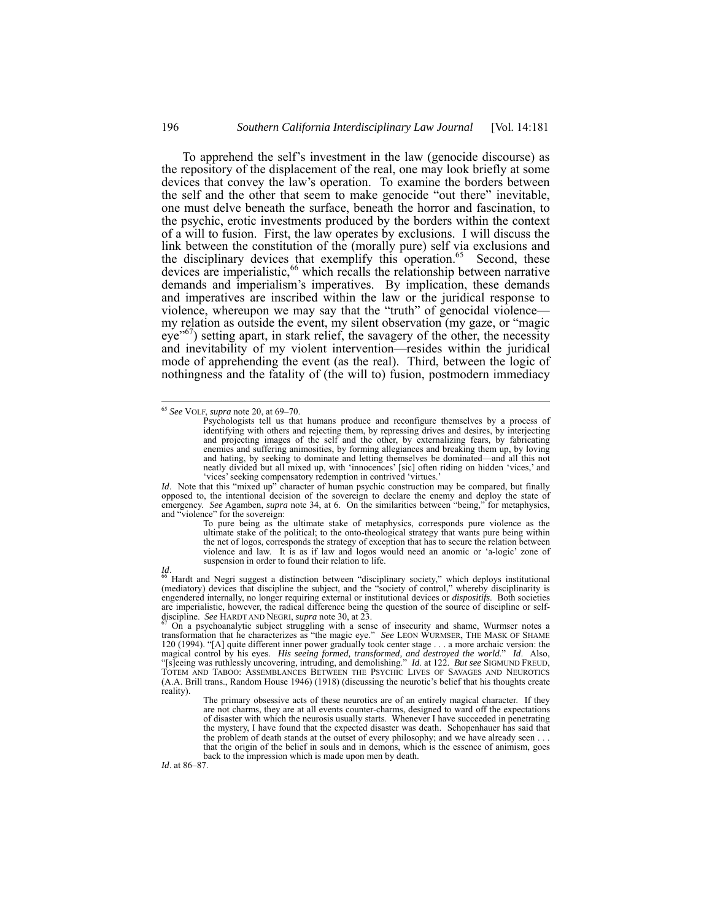To apprehend the self's investment in the law (genocide discourse) as the repository of the displacement of the real, one may look briefly at some devices that convey the law's operation. To examine the borders between the self and the other that seem to make genocide "out there" inevitable, one must delve beneath the surface, beneath the horror and fascination, to the psychic, erotic investments produced by the borders within the context of a will to fusion. First, the law operates by exclusions. I will discuss the link between the constitution of the (morally pure) self via exclusions and the disciplinary devices that exemplify this operation.[65] Second, these devices are imperialistic,[66] which recalls the relationship between narrative demands and imperialism's imperatives. By implication, these demands and imperatives are inscribed within the law or the juridical response to violence, whereupon we may say that the "truth" of genocidal violence—my relation as outside the event, my silent observation (my gaze, or "magic eye"[67]) setting apart, in stark relief, the savagery of the other, the necessity and inevitability of my violent intervention—resides within the juridical mode of apprehending the event (as the real). Third, between the logic of nothingness and the fatality of (the will to) fusion, postmodern immediacy

---

[65] *See* VOLF, *supra* note 20, at 69–70.

> Psychologists tell us that humans produce and reconfigure themselves by a process of identifying with others and rejecting them, by repressing drives and desires, by interjecting and projecting images of the self and the other, by externalizing fears, by fabricating enemies and suffering animosities, by forming allegiances and breaking them up, by loving and hating, by seeking to dominate and letting themselves be dominated—and all this not neatly divided but all mixed up, with 'innocences' [sic] often riding on hidden 'vices,' and 'vices' seeking compensatory redemption in contrived 'virtues.'

*Id*. Note that this "mixed up" character of human psychic construction may be compared, but finally opposed to, the intentional decision of the sovereign to declare the enemy and deploy the state of emergency. *See* Agamben, *supra* note 34, at 6. On the similarities between "being," for metaphysics, and "violence" for the sovereign:

> To pure being as the ultimate stake of metaphysics, corresponds pure violence as the ultimate stake of the political; to the onto-theological strategy that wants pure being within the net of logos, corresponds the strategy of exception that has to secure the relation between violence and law. It is as if law and logos would need an anomic or 'a-logic' zone of suspension in order to found their relation to life.

*Id*.

[66] Hardt and Negri suggest a distinction between "disciplinary society," which deploys institutional (mediatory) devices that discipline the subject, and the "society of control," whereby disciplinarity is engendered internally, no longer requiring external or institutional devices or *dispositifs*. Both societies are imperialistic, however, the radical difference being the question of the source of discipline or self-discipline. *See* HARDT AND NEGRI, *supra* note 30, at 23.

[67] On a psychoanalytic subject struggling with a sense of insecurity and shame, Wurmser notes a transformation that he characterizes as "the magic eye." *See* LEON WURMSER, THE MASK OF SHAME 120 (1994). "[A] quite different inner power gradually took center stage . . . a more archaic version: the magical control by his eyes. *His seeing formed, transformed, and destroyed the world*." *Id*. Also, "[s]eeing was ruthlessly uncovering, intruding, and demolishing." *Id*. at 122. *But see* SIGMUND FREUD, TOTEM AND TABOO: ASSEMBLANCES BETWEEN THE PSYCHIC LIVES OF SAVAGES AND NEUROTICS (A.A. Brill trans., Random House 1946) (1918) (discussing the neurotic's belief that his thoughts create reality).

> The primary obsessive acts of these neurotics are of an entirely magical character. If they are not charms, they are at all events counter-charms, designed to ward off the expectations of disaster with which the neurosis usually starts. Whenever I have succeeded in penetrating the mystery, I have found that the expected disaster was death. Schopenhauer has said that the problem of death stands at the outset of every philosophy; and we have already seen . . . that the origin of the belief in souls and in demons, which is the essence of animism, goes back to the impression which is made upon men by death.

*Id*. at 86–87.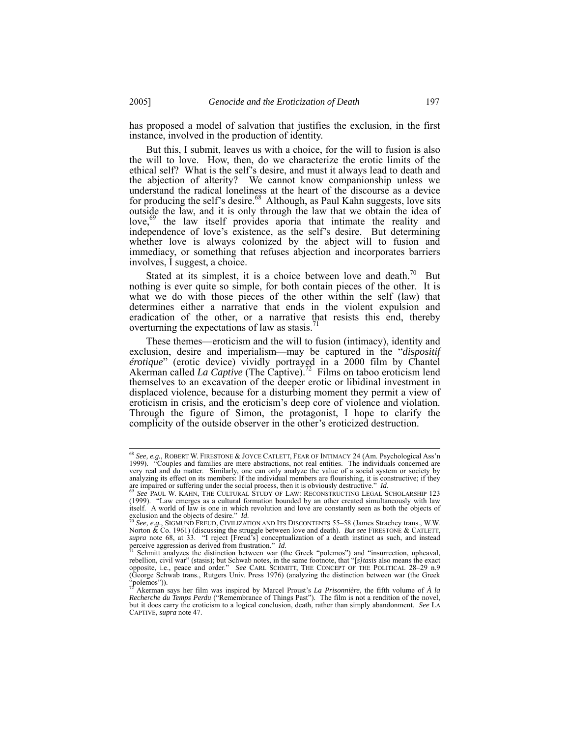has proposed a model of salvation that justifies the exclusion, in the first instance, involved in the production of identity.

But this, I submit, leaves us with a choice, for the will to fusion is also the will to love. How, then, do we characterize the erotic limits of the ethical self? What is the self's desire, and must it always lead to death and the abjection of alterity? We cannot know companionship unless we understand the radical loneliness at the heart of the discourse as a device for producing the self's desire.[68] Although, as Paul Kahn suggests, love sits outside the law, and it is only through the law that we obtain the idea of love,[69] the law itself provides aporia that intimate the reality and independence of love's existence, as the self's desire. But determining whether love is always colonized by the abject will to fusion and immediacy, or something that refuses abjection and incorporates barriers involves, I suggest, a choice.

Stated at its simplest, it is a choice between love and death.[70] But nothing is ever quite so simple, for both contain pieces of the other. It is what we do with those pieces of the other within the self (law) that determines either a narrative that ends in the violent expulsion and eradication of the other, or a narrative that resists this end, thereby overturning the expectations of law as stasis.[71]

These themes—eroticism and the will to fusion (intimacy), identity and exclusion, desire and imperialism—may be captured in the "*dispositif érotique*" (erotic device) vividly portrayed in a 2000 film by Chantel Akerman called *La Captive* (The Captive).[72] Films on taboo eroticism lend themselves to an excavation of the deeper erotic or libidinal investment in displaced violence, because for a disturbing moment they permit a view of eroticism in crisis, and the eroticism's deep core of violence and violation. Through the figure of Simon, the protagonist, I hope to clarify the complicity of the outside observer in the other's eroticized destruction.

---

[68] *See, e.g.*, ROBERT W. FIRESTONE & JOYCE CATLETT, FEAR OF INTIMACY 24 (Am. Psychological Ass'n 1999). "Couples and families are mere abstractions, not real entities. The individuals concerned are very real and do matter. Similarly, one can only analyze the value of a social system or society by analyzing its effect on its members: If the individual members are flourishing, it is constructive; if they are impaired or suffering under the social process, then it is obviously destructive." *Id.*

[69] *See* PAUL W. KAHN, THE CULTURAL STUDY OF LAW: RECONSTRUCTING LEGAL SCHOLARSHIP 123 (1999). "Law emerges as a cultural formation bounded by an other created simultaneously with law itself. A world of law is one in which revolution and love are constantly seen as both the objects of exclusion and the objects of desire." *Id.*

[70] *See, e.g.*, SIGMUND FREUD, CIVILIZATION AND ITS DISCONTENTS 55–58 (James Strachey trans., W.W. Norton & Co. 1961) (discussing the struggle between love and death). *But see* FIRESTONE & CATLETT, *supra* note 68, at 33. "I reject [Freud's] conceptualization of a death instinct as such, and instead perceive aggression as derived from frustration." *Id.*

[71] Schmitt analyzes the distinction between war (the Greek "polemos") and "insurrection, upheaval, rebellion, civil war" (stasis); but Schwab notes, in the same footnote, that "[*s*]*tasis* also means the exact opposite, i.e., peace and order." *See* CARL SCHMITT, THE CONCEPT OF THE POLITICAL 28–29 n.9 (George Schwab trans., Rutgers Univ. Press 1976) (analyzing the distinction between war (the Greek "polemos")).

[72] Akerman says her film was inspired by Marcel Proust's *La Prisonnière*, the fifth volume of *À la Recherche du Temps Perdu* ("Remembrance of Things Past"). The film is not a rendition of the novel, but it does carry the eroticism to a logical conclusion, death, rather than simply abandonment. *See* LA CAPTIVE, *supra* note 47.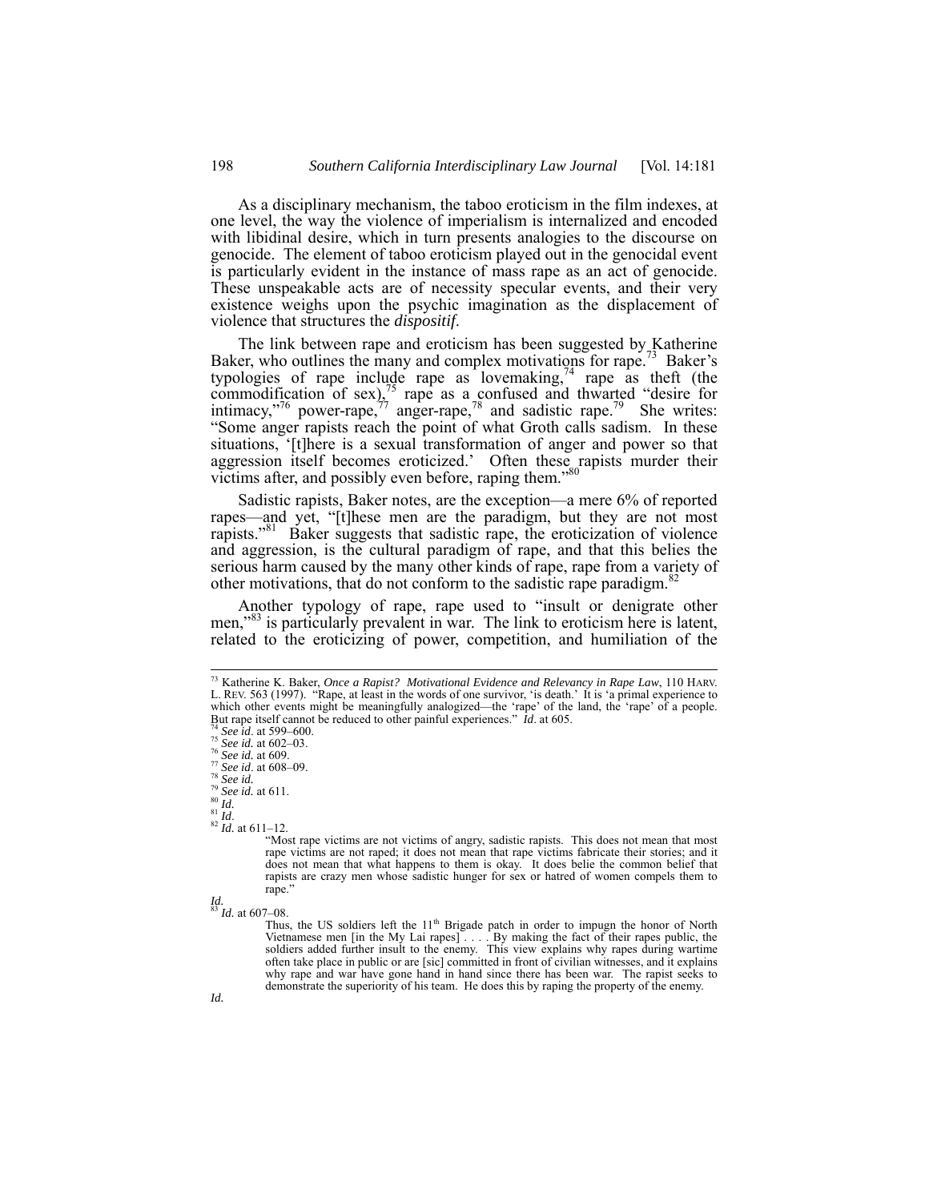As a disciplinary mechanism, the taboo eroticism in the film indexes, at one level, the way the violence of imperialism is internalized and encoded with libidinal desire, which in turn presents analogies to the discourse on genocide. The element of taboo eroticism played out in the genocidal event is particularly evident in the instance of mass rape as an act of genocide. These unspeakable acts are of necessity specular events, and their very existence weighs upon the psychic imagination as the displacement of violence that structures the *dispositif*.

The link between rape and eroticism has been suggested by Katherine Baker, who outlines the many and complex motivations for rape.[73] Baker's typologies of rape include rape as lovemaking,[74] rape as theft (the commodification of sex),[75] rape as a confused and thwarted "desire for intimacy,"[76] power-rape,[77] anger-rape,[78] and sadistic rape.[79] She writes: "Some anger rapists reach the point of what Groth calls sadism. In these situations, '[t]here is a sexual transformation of anger and power so that aggression itself becomes eroticized.' Often these rapists murder their victims after, and possibly even before, raping them."[80]

Sadistic rapists, Baker notes, are the exception—a mere 6% of reported rapes—and yet, "[t]hese men are the paradigm, but they are not most rapists."[81] Baker suggests that sadistic rape, the eroticization of violence and aggression, is the cultural paradigm of rape, and that this belies the serious harm caused by the many other kinds of rape, rape from a variety of other motivations, that do not conform to the sadistic rape paradigm.[82]

Another typology of rape, rape used to "insult or denigrate other men,"[83] is particularly prevalent in war. The link to eroticism here is latent, related to the eroticizing of power, competition, and humiliation of the

---

[73] Katherine K. Baker, *Once a Rapist? Motivational Evidence and Relevancy in Rape Law*, 110 HARV. L. REV. 563 (1997). "Rape, at least in the words of one survivor, 'is death.' It is 'a primal experience to which other events might be meaningfully analogized—the 'rape' of the land, the 'rape' of a people. But rape itself cannot be reduced to other painful experiences." *Id*. at 605.

[74] *See id*. at 599–600.

[75] *See id.* at 602–03.

[76] *See id.* at 609.

[77] *See id*. at 608–09.

[78] *See id.*

[79] *See id.* at 611.

[80] *Id.*

[81] *Id*.

[82] *Id.* at 611–12.

> "Most rape victims are not victims of angry, sadistic rapists. This does not mean that most rape victims are not raped; it does not mean that rape victims fabricate their stories; and it does not mean that what happens to them is okay. It does belie the common belief that rapists are crazy men whose sadistic hunger for sex or hatred of women compels them to rape."

*Id.*

[83] *Id.* at 607–08.

> Thus, the US soldiers left the 11th Brigade patch in order to impugn the honor of North Vietnamese men [in the My Lai rapes] . . . . By making the fact of their rapes public, the soldiers added further insult to the enemy. This view explains why rapes during wartime often take place in public or are [sic] committed in front of civilian witnesses, and it explains why rape and war have gone hand in hand since there has been war. The rapist seeks to demonstrate the superiority of his team. He does this by raping the property of the enemy.

*Id.*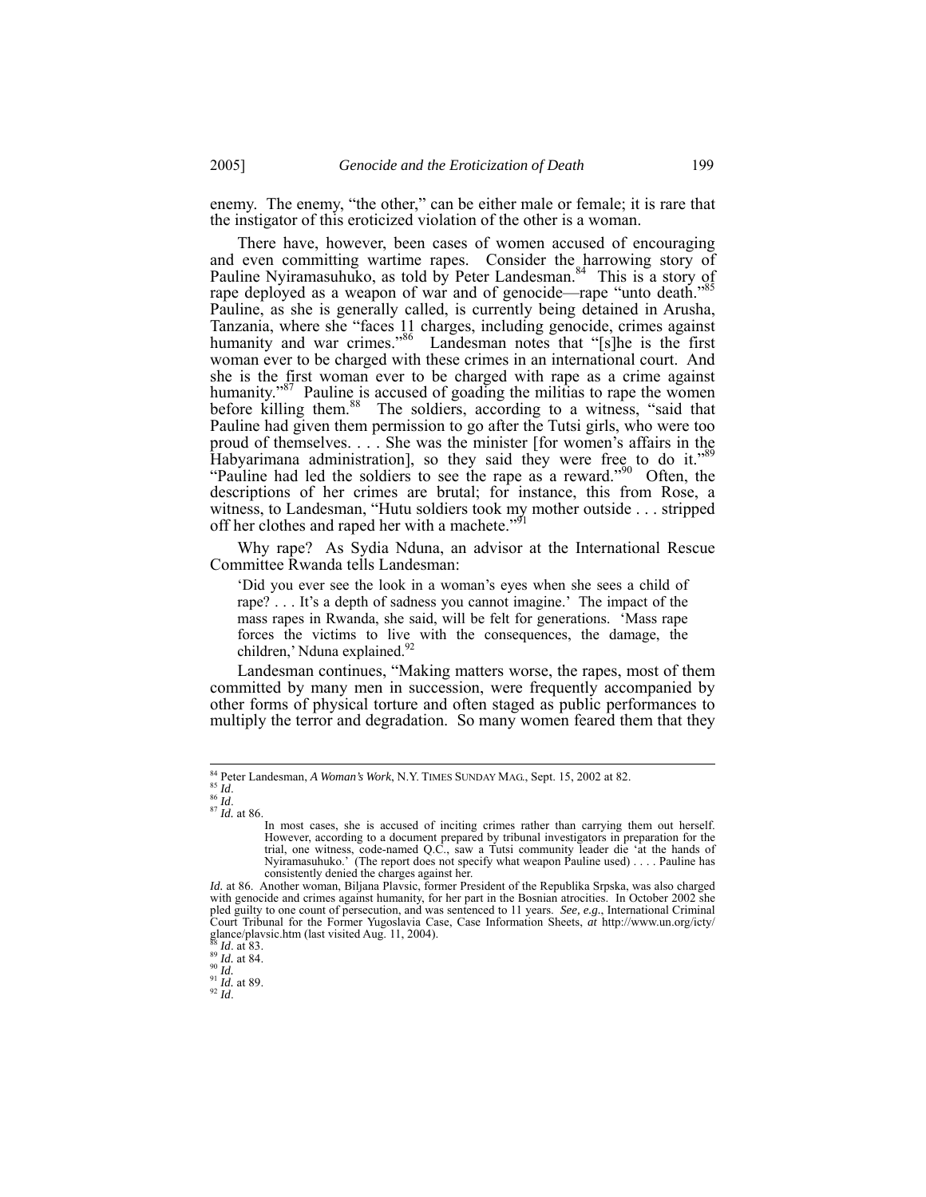enemy. The enemy, "the other," can be either male or female; it is rare that the instigator of this eroticized violation of the other is a woman.

There have, however, been cases of women accused of encouraging and even committing wartime rapes. Consider the harrowing story of Pauline Nyiramasuhuko, as told by Peter Landesman.[84] This is a story of rape deployed as a weapon of war and of genocide—rape "unto death."[85] Pauline, as she is generally called, is currently being detained in Arusha, Tanzania, where she "faces 11 charges, including genocide, crimes against humanity and war crimes."[86] Landesman notes that "[s]he is the first woman ever to be charged with these crimes in an international court. And she is the first woman ever to be charged with rape as a crime against humanity."[87] Pauline is accused of goading the militias to rape the women before killing them.[88] The soldiers, according to a witness, "said that Pauline had given them permission to go after the Tutsi girls, who were too proud of themselves. . . . She was the minister [for women's affairs in the Habyarimana administration], so they said they were free to do it."[89] "Pauline had led the soldiers to see the rape as a reward."[90] Often, the descriptions of her crimes are brutal; for instance, this from Rose, a witness, to Landesman, "Hutu soldiers took my mother outside . . . stripped off her clothes and raped her with a machete."[91]

Why rape? As Sydia Nduna, an advisor at the International Rescue Committee Rwanda tells Landesman:

> 'Did you ever see the look in a woman's eyes when she sees a child of rape? . . . It's a depth of sadness you cannot imagine.' The impact of the mass rapes in Rwanda, she said, will be felt for generations. 'Mass rape forces the victims to live with the consequences, the damage, the children,' Nduna explained.[92]

Landesman continues, "Making matters worse, the rapes, most of them committed by many men in succession, were frequently accompanied by other forms of physical torture and often staged as public performances to multiply the terror and degradation. So many women feared them that they

---

[84] Peter Landesman, *A Woman's Work*, N.Y. TIMES SUNDAY MAG., Sept. 15, 2002 at 82.

[85] *Id*.

[86] *Id*.

[87] *Id.* at 86.

> In most cases, she is accused of inciting crimes rather than carrying them out herself. However, according to a document prepared by tribunal investigators in preparation for the trial, one witness, code-named Q.C., saw a Tutsi community leader die 'at the hands of Nyiramasuhuko.' (The report does not specify what weapon Pauline used) . . . . Pauline has consistently denied the charges against her.

*Id.* at 86. Another woman, Biljana Plavsic, former President of the Republika Srpska, was also charged with genocide and crimes against humanity, for her part in the Bosnian atrocities. In October 2002 she pled guilty to one count of persecution, and was sentenced to 11 years. *See, e.g.*, International Criminal Court Tribunal for the Former Yugoslavia Case, Case Information Sheets, *at* http://www.un.org/icty/glance/plavsic.htm (last visited Aug. 11, 2004).

[88] *Id*. at 83.

[89] *Id.* at 84.

[90] *Id.*

[91] *Id.* at 89.

[92] *Id*.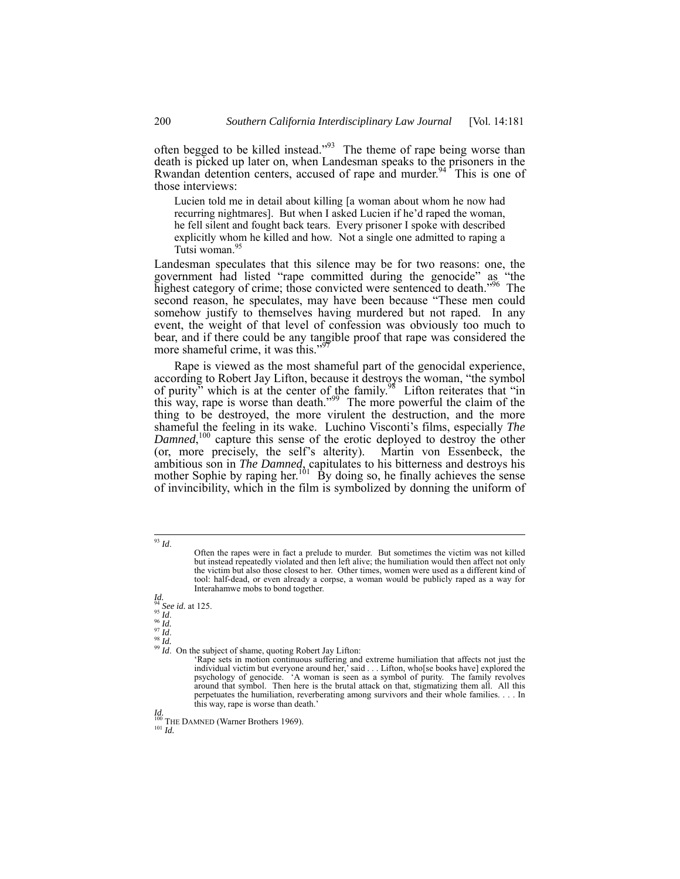often begged to be killed instead."[93] The theme of rape being worse than death is picked up later on, when Landesman speaks to the prisoners in the Rwandan detention centers, accused of rape and murder.[94] This is one of those interviews:

> Lucien told me in detail about killing [a woman about whom he now had recurring nightmares]. But when I asked Lucien if he'd raped the woman, he fell silent and fought back tears. Every prisoner I spoke with described explicitly whom he killed and how. Not a single one admitted to raping a Tutsi woman.[95]

Landesman speculates that this silence may be for two reasons: one, the government had listed "rape committed during the genocide" as "the highest category of crime; those convicted were sentenced to death."[96] The second reason, he speculates, may have been because "These men could somehow justify to themselves having murdered but not raped. In any event, the weight of that level of confession was obviously too much to bear, and if there could be any tangible proof that rape was considered the more shameful crime, it was this."[97]

Rape is viewed as the most shameful part of the genocidal experience, according to Robert Jay Lifton, because it destroys the woman, "the symbol of purity" which is at the center of the family.[98] Lifton reiterates that "in this way, rape is worse than death."[99] The more powerful the claim of the thing to be destroyed, the more virulent the destruction, and the more shameful the feeling in its wake. Luchino Visconti's films, especially *The Damned*,[100] capture this sense of the erotic deployed to destroy the other (or, more precisely, the self's alterity). Martin von Essenbeck, the ambitious son in *The Damned*, capitulates to his bitterness and destroys his mother Sophie by raping her.[101] By doing so, he finally achieves the sense of invincibility, which in the film is symbolized by donning the uniform of

---

[93] *Id*.

> Often the rapes were in fact a prelude to murder. But sometimes the victim was not killed but instead repeatedly violated and then left alive; the humiliation would then affect not only the victim but also those closest to her. Other times, women were used as a different kind of tool: half-dead, or even already a corpse, a woman would be publicly raped as a way for Interahamwe mobs to bond together.

*Id.*

[94] *See id.* at 125.

[95] *Id*.

[96] *Id.*

[97] *Id*.

[98] *Id.*

[99] *Id*. On the subject of shame, quoting Robert Jay Lifton:

> 'Rape sets in motion continuous suffering and extreme humiliation that affects not just the individual victim but everyone around her,' said . . . Lifton, who[se books have] explored the psychology of genocide. 'A woman is seen as a symbol of purity. The family revolves around that symbol. Then here is the brutal attack on that, stigmatizing them all. All this perpetuates the humiliation, reverberating among survivors and their whole families. . . . In this way, rape is worse than death.'

*Id.*

[100] THE DAMNED (Warner Brothers 1969).

[101] *Id.*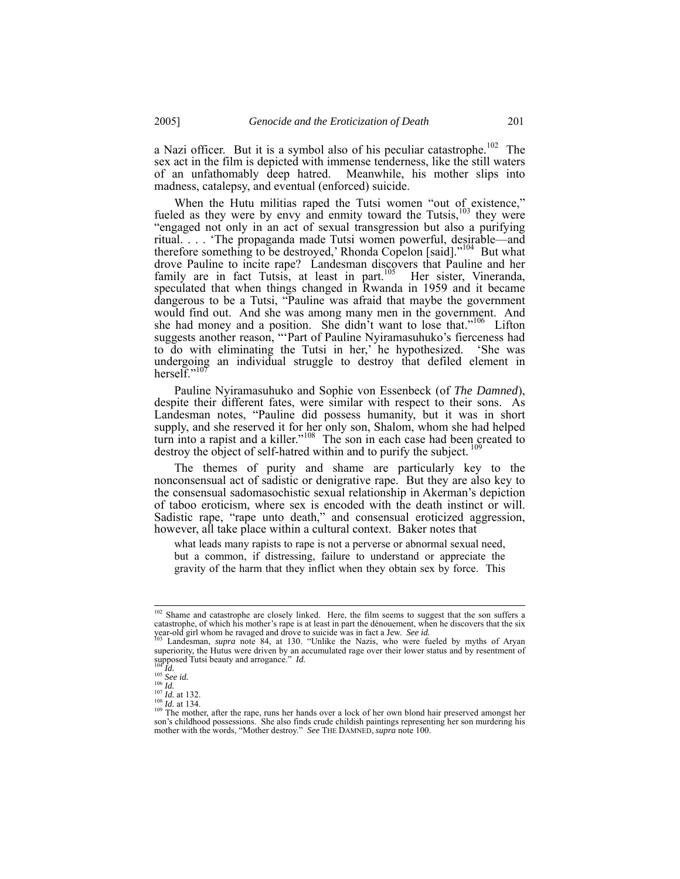a Nazi officer. But it is a symbol also of his peculiar catastrophe.[102] The sex act in the film is depicted with immense tenderness, like the still waters of an unfathomably deep hatred. Meanwhile, his mother slips into madness, catalepsy, and eventual (enforced) suicide.

When the Hutu militias raped the Tutsi women "out of existence," fueled as they were by envy and enmity toward the Tutsis,[103] they were "engaged not only in an act of sexual transgression but also a purifying ritual. . . . 'The propaganda made Tutsi women powerful, desirable—and therefore something to be destroyed,' Rhonda Copelon [said]."[104] But what drove Pauline to incite rape? Landesman discovers that Pauline and her family are in fact Tutsis, at least in part.[105] Her sister, Vineranda, speculated that when things changed in Rwanda in 1959 and it became dangerous to be a Tutsi, "Pauline was afraid that maybe the government would find out. And she was among many men in the government. And she had money and a position. She didn't want to lose that."[106] Lifton suggests another reason, "'Part of Pauline Nyiramasuhuko's fierceness had to do with eliminating the Tutsi in her,' he hypothesized. 'She was undergoing an individual struggle to destroy that defiled element in herself.'"[107]

Pauline Nyiramasuhuko and Sophie von Essenbeck (of *The Damned*), despite their different fates, were similar with respect to their sons. As Landesman notes, "Pauline did possess humanity, but it was in short supply, and she reserved it for her only son, Shalom, whom she had helped turn into a rapist and a killer."[108] The son in each case had been created to destroy the object of self-hatred within and to purify the subject.[109]

The themes of purity and shame are particularly key to the nonconsensual act of sadistic or denigrative rape. But they are also key to the consensual sadomasochistic sexual relationship in Akerman's depiction of taboo eroticism, where sex is encoded with the death instinct or will. Sadistic rape, "rape unto death," and consensual eroticized aggression, however, all take place within a cultural context. Baker notes that

> what leads many rapists to rape is not a perverse or abnormal sexual need, but a common, if distressing, failure to understand or appreciate the gravity of the harm that they inflict when they obtain sex by force. This

---

[102] Shame and catastrophe are closely linked. Here, the film seems to suggest that the son suffers a catastrophe, of which his mother's rape is at least in part the dénouement, when he discovers that the six year-old girl whom he ravaged and drove to suicide was in fact a Jew. *See id.*

[103] Landesman, *supra* note 84, at 130. "Unlike the Nazis, who were fueled by myths of Aryan superiority, the Hutus were driven by an accumulated rage over their lower status and by resentment of supposed Tutsi beauty and arrogance." *Id.*

[104] *Id.*

[105] *See id.*

[106] *Id.*

[107] *Id.* at 132.

[108] *Id.* at 134.

[109] The mother, after the rape, runs her hands over a lock of her own blond hair preserved amongst her son's childhood possessions. She also finds crude childish paintings representing her son murdering his mother with the words, "Mother destroy." *See* THE DAMNED, *supra* note 100.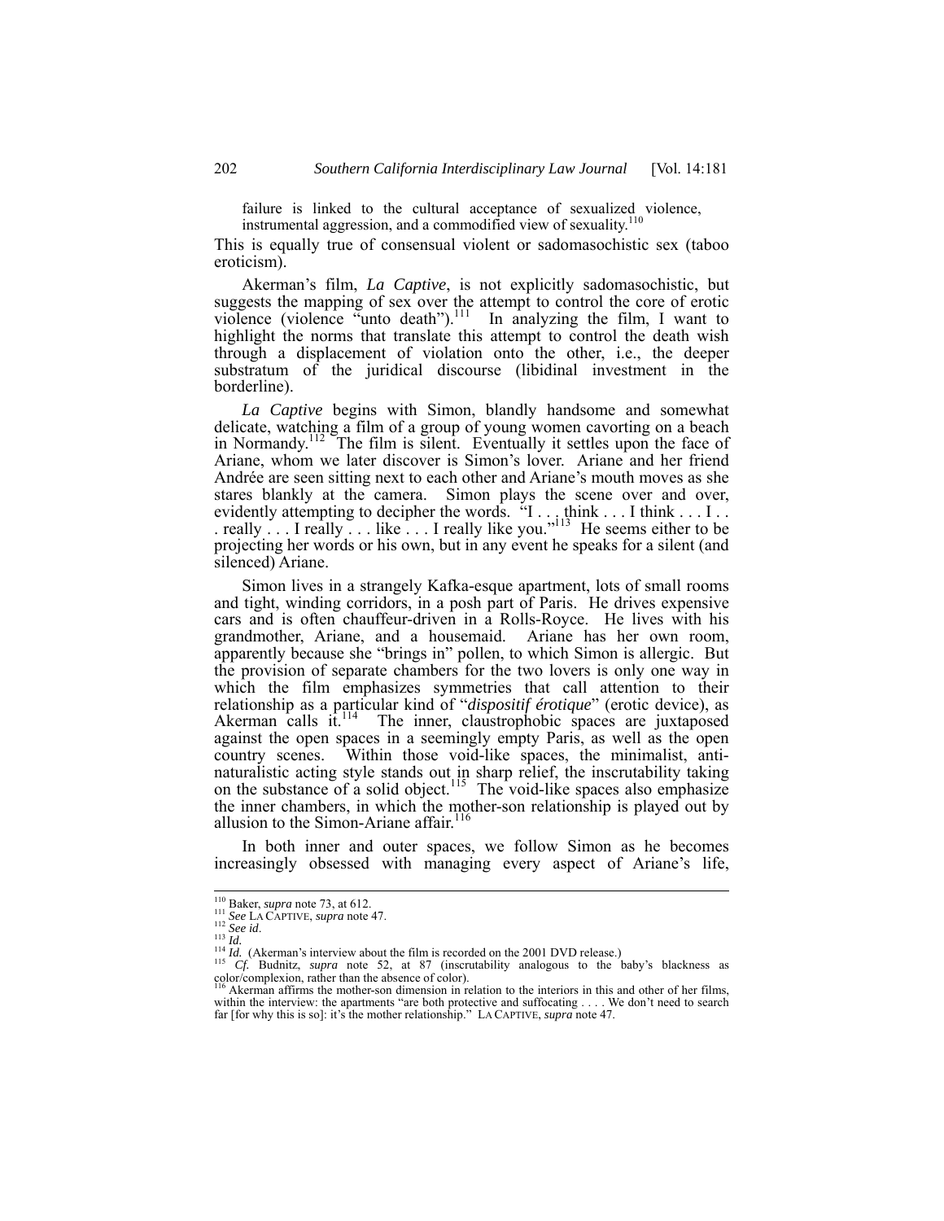> failure is linked to the cultural acceptance of sexualized violence, instrumental aggression, and a commodified view of sexuality.[110]

This is equally true of consensual violent or sadomasochistic sex (taboo eroticism).

Akerman's film, *La Captive*, is not explicitly sadomasochistic, but suggests the mapping of sex over the attempt to control the core of erotic violence (violence "unto death").[111] In analyzing the film, I want to highlight the norms that translate this attempt to control the death wish through a displacement of violation onto the other, i.e., the deeper substratum of the juridical discourse (libidinal investment in the borderline).

*La Captive* begins with Simon, blandly handsome and somewhat delicate, watching a film of a group of young women cavorting on a beach in Normandy.[112] The film is silent. Eventually it settles upon the face of Ariane, whom we later discover is Simon's lover. Ariane and her friend Andrée are seen sitting next to each other and Ariane's mouth moves as she stares blankly at the camera. Simon plays the scene over and over, evidently attempting to decipher the words. "I . . . think . . . I think . . . I . . . really . . . I really . . . like . . . I really like you."[113] He seems either to be projecting her words or his own, but in any event he speaks for a silent (and silenced) Ariane.

Simon lives in a strangely Kafka-esque apartment, lots of small rooms and tight, winding corridors, in a posh part of Paris. He drives expensive cars and is often chauffeur-driven in a Rolls-Royce. He lives with his grandmother, Ariane, and a housemaid. Ariane has her own room, apparently because she "brings in" pollen, to which Simon is allergic. But the provision of separate chambers for the two lovers is only one way in which the film emphasizes symmetries that call attention to their relationship as a particular kind of "*dispositif érotique*" (erotic device), as Akerman calls it.[114] The inner, claustrophobic spaces are juxtaposed against the open spaces in a seemingly empty Paris, as well as the open country scenes. Within those void-like spaces, the minimalist, anti-naturalistic acting style stands out in sharp relief, the inscrutability taking on the substance of a solid object.[115] The void-like spaces also emphasize the inner chambers, in which the mother-son relationship is played out by allusion to the Simon-Ariane affair.[116]

In both inner and outer spaces, we follow Simon as he becomes increasingly obsessed with managing every aspect of Ariane's life,

---

[110] Baker, *supra* note 73, at 612.

[111] *See* LA CAPTIVE, *supra* note 47.

[112] *See id*.

[113] *Id.*

[114] *Id.* (Akerman's interview about the film is recorded on the 2001 DVD release.)

[115] *Cf.* Budnitz, *supra* note 52, at 87 (inscrutability analogous to the baby's blackness as color/complexion, rather than the absence of color).

[116] Akerman affirms the mother-son dimension in relation to the interiors in this and other of her films, within the interview: the apartments "are both protective and suffocating . . . . We don't need to search far [for why this is so]: it's the mother relationship." LA CAPTIVE, *supra* note 47.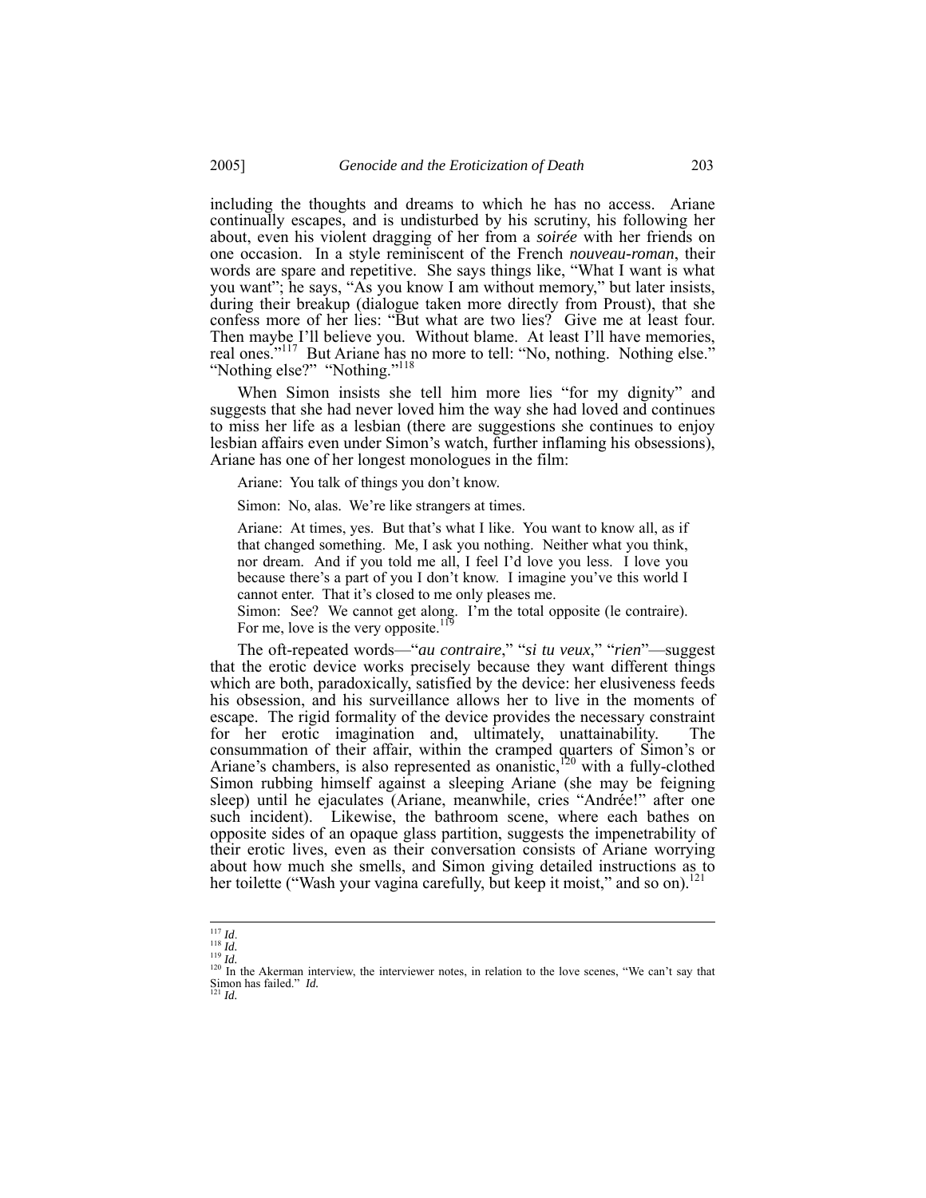including the thoughts and dreams to which he has no access. Ariane continually escapes, and is undisturbed by his scrutiny, his following her about, even his violent dragging of her from a *soirée* with her friends on one occasion. In a style reminiscent of the French *nouveau-roman*, their words are spare and repetitive. She says things like, "What I want is what you want"; he says, "As you know I am without memory," but later insists, during their breakup (dialogue taken more directly from Proust), that she confess more of her lies: "But what are two lies? Give me at least four. Then maybe I'll believe you. Without blame. At least I'll have memories, real ones."[117] But Ariane has no more to tell: "No, nothing. Nothing else." "Nothing else?" "Nothing."[118]

When Simon insists she tell him more lies "for my dignity" and suggests that she had never loved him the way she had loved and continues to miss her life as a lesbian (there are suggestions she continues to enjoy lesbian affairs even under Simon's watch, further inflaming his obsessions), Ariane has one of her longest monologues in the film:

> Ariane: You talk of things you don't know.
>
> Simon: No, alas. We're like strangers at times.
>
> Ariane: At times, yes. But that's what I like. You want to know all, as if that changed something. Me, I ask you nothing. Neither what you think, nor dream. And if you told me all, I feel I'd love you less. I love you because there's a part of you I don't know. I imagine you've this world I cannot enter. That it's closed to me only pleases me.
>
> Simon: See? We cannot get along. I'm the total opposite (le contraire). For me, love is the very opposite.[119]

The oft-repeated words—"*au contraire*," "*si tu veux*," "*rien*"—suggest that the erotic device works precisely because they want different things which are both, paradoxically, satisfied by the device: her elusiveness feeds his obsession, and his surveillance allows her to live in the moments of escape. The rigid formality of the device provides the necessary constraint for her erotic imagination and, ultimately, unattainability. The consummation of their affair, within the cramped quarters of Simon's or Ariane's chambers, is also represented as onanistic,[120] with a fully-clothed Simon rubbing himself against a sleeping Ariane (she may be feigning sleep) until he ejaculates (Ariane, meanwhile, cries "Andrée!" after one such incident). Likewise, the bathroom scene, where each bathes on opposite sides of an opaque glass partition, suggests the impenetrability of their erotic lives, even as their conversation consists of Ariane worrying about how much she smells, and Simon giving detailed instructions as to her toilette ("Wash your vagina carefully, but keep it moist," and so on).[121]

---

[117] *Id*.
[118] *Id.*
[119] *Id.*
[120] In the Akerman interview, the interviewer notes, in relation to the love scenes, "We can't say that Simon has failed." *Id.*
[121] *Id.*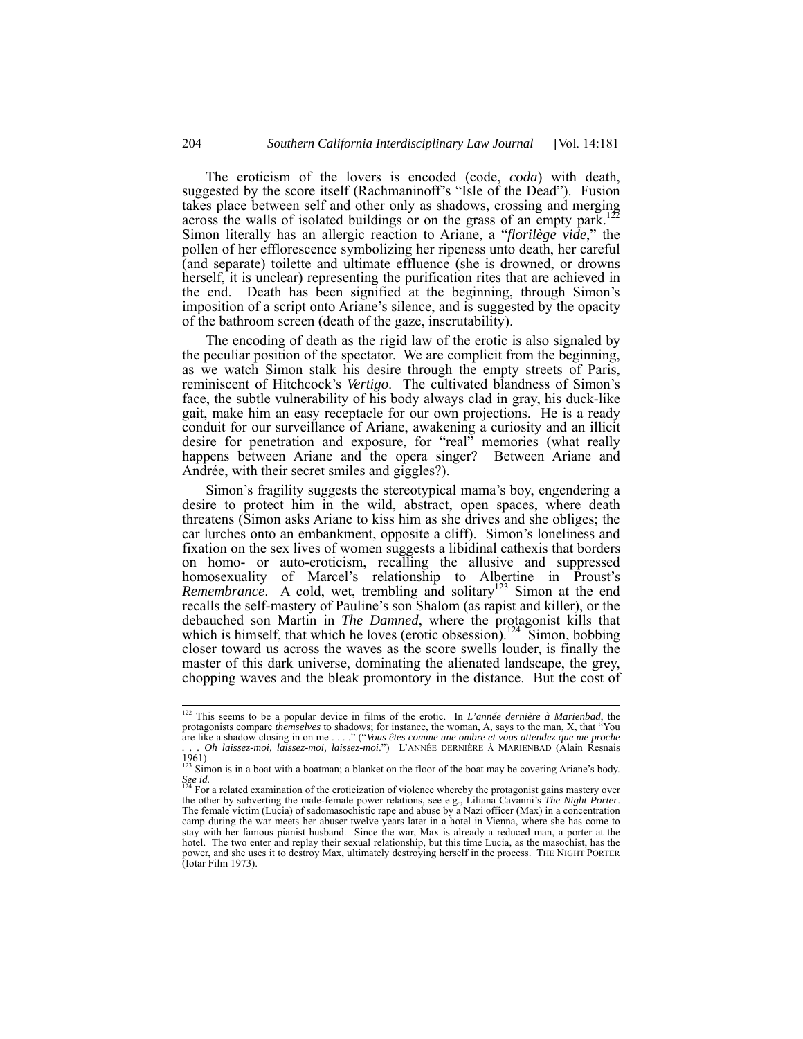The eroticism of the lovers is encoded (code, *coda*) with death, suggested by the score itself (Rachmaninoff's "Isle of the Dead"). Fusion takes place between self and other only as shadows, crossing and merging across the walls of isolated buildings or on the grass of an empty park.[122] Simon literally has an allergic reaction to Ariane, a "*florilège vide*," the pollen of her efflorescence symbolizing her ripeness unto death, her careful (and separate) toilette and ultimate effluence (she is drowned, or drowns herself, it is unclear) representing the purification rites that are achieved in the end. Death has been signified at the beginning, through Simon's imposition of a script onto Ariane's silence, and is suggested by the opacity of the bathroom screen (death of the gaze, inscrutability).

The encoding of death as the rigid law of the erotic is also signaled by the peculiar position of the spectator. We are complicit from the beginning, as we watch Simon stalk his desire through the empty streets of Paris, reminiscent of Hitchcock's *Vertigo*. The cultivated blandness of Simon's face, the subtle vulnerability of his body always clad in gray, his duck-like gait, make him an easy receptacle for our own projections. He is a ready conduit for our surveillance of Ariane, awakening a curiosity and an illicit desire for penetration and exposure, for "real" memories (what really happens between Ariane and the opera singer? Between Ariane and Andrée, with their secret smiles and giggles?).

Simon's fragility suggests the stereotypical mama's boy, engendering a desire to protect him in the wild, abstract, open spaces, where death threatens (Simon asks Ariane to kiss him as she drives and she obliges; the car lurches onto an embankment, opposite a cliff). Simon's loneliness and fixation on the sex lives of women suggests a libidinal cathexis that borders on homo- or auto-eroticism, recalling the allusive and suppressed homosexuality of Marcel's relationship to Albertine in Proust's *Remembrance*. A cold, wet, trembling and solitary[123] Simon at the end recalls the self-mastery of Pauline's son Shalom (as rapist and killer), or the debauched son Martin in *The Damned*, where the protagonist kills that which is himself, that which he loves (erotic obsession).[124] Simon, bobbing closer toward us across the waves as the score swells louder, is finally the master of this dark universe, dominating the alienated landscape, the grey, chopping waves and the bleak promontory in the distance. But the cost of

---

[122] This seems to be a popular device in films of the erotic. In *L'année dernière à Marienbad*, the protagonists compare *themselves* to shadows; for instance, the woman, A, says to the man, X, that "You are like a shadow closing in on me . . . ." ("*Vous êtes comme une ombre et vous attendez que me proche . . . Oh laissez-moi, laissez-moi, laissez-moi*.") L'ANNÉE DERNIÈRE À MARIENBAD (Alain Resnais 1961).

[123] Simon is in a boat with a boatman; a blanket on the floor of the boat may be covering Ariane's body. *See id.*

[124] For a related examination of the eroticization of violence whereby the protagonist gains mastery over the other by subverting the male-female power relations, see e.g., Liliana Cavanni's *The Night Porter*. The female victim (Lucia) of sadomasochistic rape and abuse by a Nazi officer (Max) in a concentration camp during the war meets her abuser twelve years later in a hotel in Vienna, where she has come to stay with her famous pianist husband. Since the war, Max is already a reduced man, a porter at the hotel. The two enter and replay their sexual relationship, but this time Lucia, as the masochist, has the power, and she uses it to destroy Max, ultimately destroying herself in the process. THE NIGHT PORTER (Iotar Film 1973).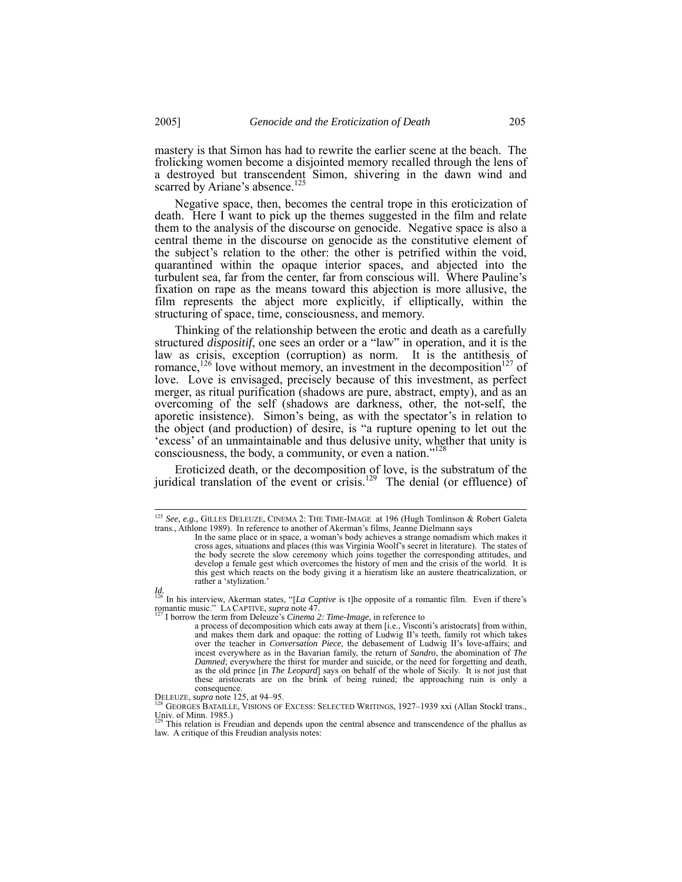mastery is that Simon has had to rewrite the earlier scene at the beach. The frolicking women become a disjointed memory recalled through the lens of a destroyed but transcendent Simon, shivering in the dawn wind and scarred by Ariane's absence.[125]

Negative space, then, becomes the central trope in this eroticization of death. Here I want to pick up the themes suggested in the film and relate them to the analysis of the discourse on genocide. Negative space is also a central theme in the discourse on genocide as the constitutive element of the subject's relation to the other: the other is petrified within the void, quarantined within the opaque interior spaces, and abjected into the turbulent sea, far from the center, far from conscious will. Where Pauline's fixation on rape as the means toward this abjection is more allusive, the film represents the abject more explicitly, if elliptically, within the structuring of space, time, consciousness, and memory.

Thinking of the relationship between the erotic and death as a carefully structured *dispositif*, one sees an order or a "law" in operation, and it is the law as crisis, exception (corruption) as norm. It is the antithesis of romance,[126] love without memory, an investment in the decomposition[127] of love. Love is envisaged, precisely because of this investment, as perfect merger, as ritual purification (shadows are pure, abstract, empty), and as an overcoming of the self (shadows are darkness, other, the not-self, the aporetic insistence). Simon's being, as with the spectator's in relation to the object (and production) of desire, is "a rupture opening to let out the 'excess' of an unmaintainable and thus delusive unity, whether that unity is consciousness, the body, a community, or even a nation."[128]

Eroticized death, or the decomposition of love, is the substratum of the juridical translation of the event or crisis.[129] The denial (or effluence) of

---

[125] *See, e.g.*, GILLES DELEUZE, CINEMA 2: THE TIME-IMAGE at 196 (Hugh Tomlinson & Robert Galeta trans., Athlone 1989). In reference to another of Akerman's films, Jeanne Dielmann says

> In the same place or in space, a woman's body achieves a strange nomadism which makes it cross ages, situations and places (this was Virginia Woolf's secret in literature). The states of the body secrete the slow ceremony which joins together the corresponding attitudes, and develop a female gest which overcomes the history of men and the crisis of the world. It is this gest which reacts on the body giving it a hieratism like an austere theatricalization, or rather a 'stylization.'

*Id.*

[126] In his interview, Akerman states, "[*La Captive* is t]he opposite of a romantic film. Even if there's romantic music." LA CAPTIVE, *supra* note 47.

[127] I borrow the term from Deleuze's *Cinema 2: Time-Image*, in reference to

> a process of decomposition which eats away at them [i.e., Visconti's aristocrats] from within, and makes them dark and opaque: the rotting of Ludwig II's teeth, family rot which takes over the teacher in *Conversation Piece*, the debasement of Ludwig II's love-affairs; and incest everywhere as in the Bavarian family, the return of *Sandro*, the abomination of *The Damned*; everywhere the thirst for murder and suicide, or the need for forgetting and death, as the old prince [in *The Leopard*] says on behalf of the whole of Sicily. It is not just that these aristocrats are on the brink of being ruined; the approaching ruin is only a consequence.

DELEUZE, *supra* note 125, at 94–95.

[128] GEORGES BATAILLE, VISIONS OF EXCESS: SELECTED WRITINGS, 1927–1939 xxi (Allan Stockl trans., Univ. of Minn. 1985.)

[129] This relation is Freudian and depends upon the central absence and transcendence of the phallus as law. A critique of this Freudian analysis notes: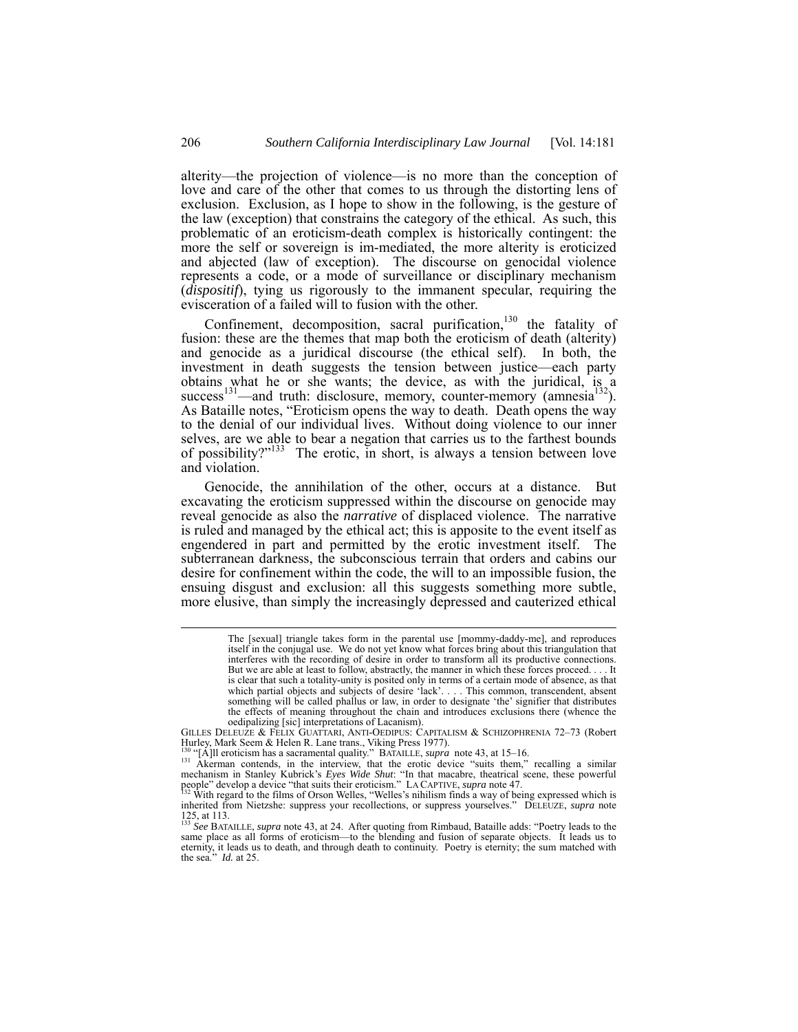alterity—the projection of violence—is no more than the conception of love and care of the other that comes to us through the distorting lens of exclusion. Exclusion, as I hope to show in the following, is the gesture of the law (exception) that constrains the category of the ethical. As such, this problematic of an eroticism-death complex is historically contingent: the more the self or sovereign is im-mediated, the more alterity is eroticized and abjected (law of exception). The discourse on genocidal violence represents a code, or a mode of surveillance or disciplinary mechanism (*dispositif*), tying us rigorously to the immanent specular, requiring the evisceration of a failed will to fusion with the other.

Confinement, decomposition, sacral purification,[130] the fatality of fusion: these are the themes that map both the eroticism of death (alterity) and genocide as a juridical discourse (the ethical self). In both, the investment in death suggests the tension between justice—each party obtains what he or she wants; the device, as with the juridical, is a success[131]—and truth: disclosure, memory, counter-memory (amnesia[132]). As Bataille notes, "Eroticism opens the way to death. Death opens the way to the denial of our individual lives. Without doing violence to our inner selves, are we able to bear a negation that carries us to the farthest bounds of possibility?"[133] The erotic, in short, is always a tension between love and violation.

Genocide, the annihilation of the other, occurs at a distance. But excavating the eroticism suppressed within the discourse on genocide may reveal genocide as also the *narrative* of displaced violence. The narrative is ruled and managed by the ethical act; this is apposite to the event itself as engendered in part and permitted by the erotic investment itself. The subterranean darkness, the subconscious terrain that orders and cabins our desire for confinement within the code, the will to an impossible fusion, the ensuing disgust and exclusion: all this suggests something more subtle, more elusive, than simply the increasingly depressed and cauterized ethical

---

> The [sexual] triangle takes form in the parental use [mommy-daddy-me], and reproduces itself in the conjugal use. We do not yet know what forces bring about this triangulation that interferes with the recording of desire in order to transform all its productive connections. But we are able at least to follow, abstractly, the manner in which these forces proceed. . . . It is clear that such a totality-unity is posited only in terms of a certain mode of absence, as that which partial objects and subjects of desire 'lack'. . . . This common, transcendent, absent something will be called phallus or law, in order to designate 'the' signifier that distributes the effects of meaning throughout the chain and introduces exclusions there (whence the oedipalizing [sic] interpretations of Lacanism).

GILLES DELEUZE & FÉLIX GUATTARI, ANTI-OEDIPUS: CAPITALISM & SCHIZOPHRENIA 72–73 (Robert Hurley, Mark Seem & Helen R. Lane trans., Viking Press 1977).

[130] "[A]ll eroticism has a sacramental quality." BATAILLE, *supra* note 43, at 15–16.

[131] Akerman contends, in the interview, that the erotic device "suits them," recalling a similar mechanism in Stanley Kubrick's *Eyes Wide Shut*: "In that macabre, theatrical scene, these powerful people" develop a device "that suits their eroticism." LA CAPTIVE, *supra* note 47.

[132] With regard to the films of Orson Welles, "Welles's nihilism finds a way of being expressed which is inherited from Nietzshe: suppress your recollections, or suppress yourselves." DELEUZE, *supra* note 125, at 113.

[133] *See* BATAILLE, *supra* note 43, at 24. After quoting from Rimbaud, Bataille adds: "Poetry leads to the same place as all forms of eroticism—to the blending and fusion of separate objects. It leads us to eternity, it leads us to death, and through death to continuity. Poetry is eternity; the sum matched with the sea." *Id.* at 25.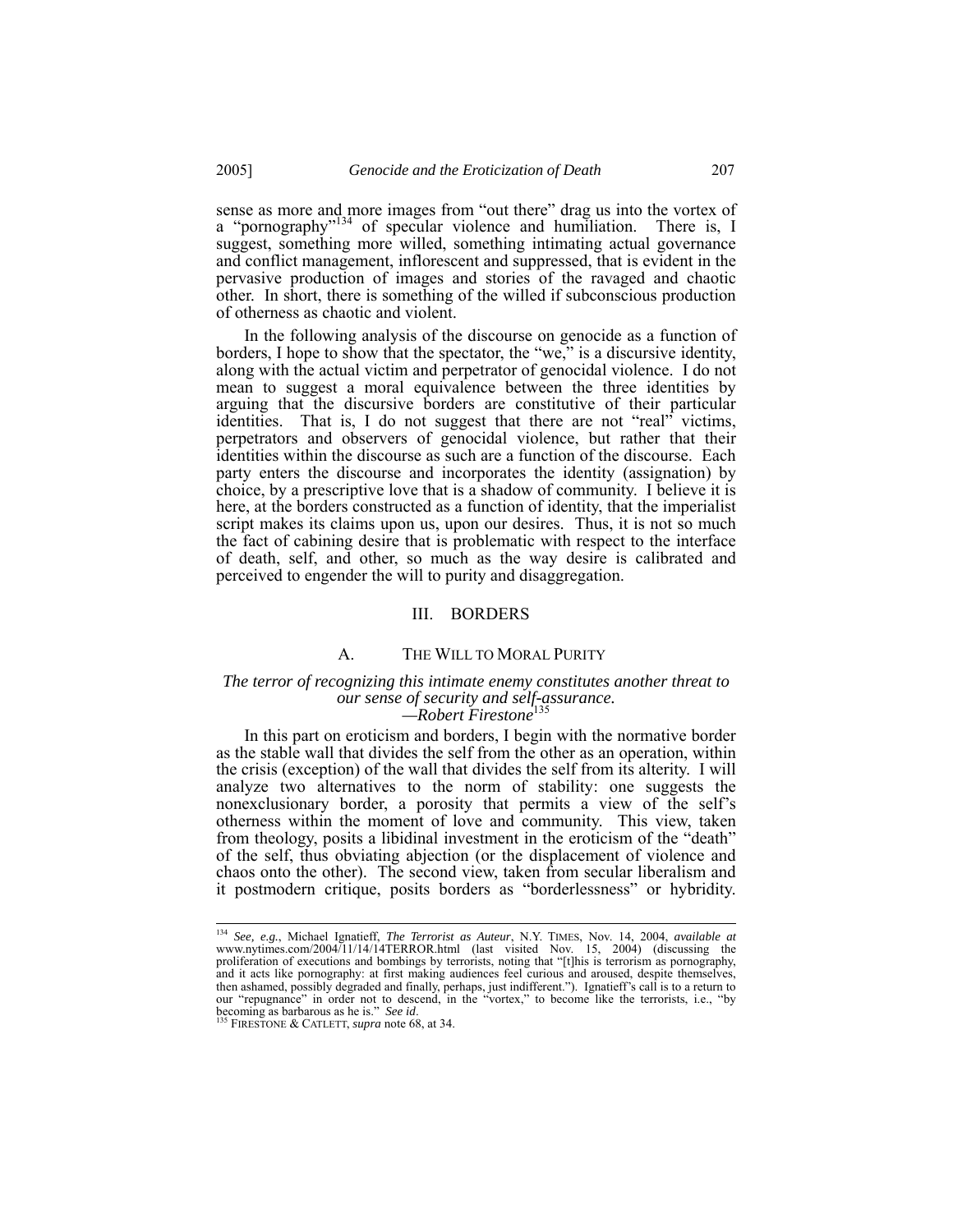sense as more and more images from "out there" drag us into the vortex of a "pornography"[134] of specular violence and humiliation. There is, I suggest, something more willed, something intimating actual governance and conflict management, inflorescent and suppressed, that is evident in the pervasive production of images and stories of the ravaged and chaotic other. In short, there is something of the willed if subconscious production of otherness as chaotic and violent.

In the following analysis of the discourse on genocide as a function of borders, I hope to show that the spectator, the "we," is a discursive identity, along with the actual victim and perpetrator of genocidal violence. I do not mean to suggest a moral equivalence between the three identities by arguing that the discursive borders are constitutive of their particular identities. That is, I do not suggest that there are not "real" victims, perpetrators and observers of genocidal violence, but rather that their identities within the discourse as such are a function of the discourse. Each party enters the discourse and incorporates the identity (assignation) by choice, by a prescriptive love that is a shadow of community. I believe it is here, at the borders constructed as a function of identity, that the imperialist script makes its claims upon us, upon our desires. Thus, it is not so much the fact of cabining desire that is problematic with respect to the interface of death, self, and other, so much as the way desire is calibrated and perceived to engender the will to purity and disaggregation.

## III. BORDERS

### A. THE WILL TO MORAL PURITY

*The terror of recognizing this intimate enemy constitutes another threat to our sense of security and self-assurance.*
*—Robert Firestone*[135]

In this part on eroticism and borders, I begin with the normative border as the stable wall that divides the self from the other as an operation, within the crisis (exception) of the wall that divides the self from its alterity. I will analyze two alternatives to the norm of stability: one suggests the nonexclusionary border, a porosity that permits a view of the self's otherness within the moment of love and community. This view, taken from theology, posits a libidinal investment in the eroticism of the "death" of the self, thus obviating abjection (or the displacement of violence and chaos onto the other). The second view, taken from secular liberalism and it postmodern critique, posits borders as "borderlessness" or hybridity.

---

[134] *See, e.g.*, Michael Ignatieff, *The Terrorist as Auteur*, N.Y. TIMES, Nov. 14, 2004, *available at* www.nytimes.com/2004/11/14/14TERROR.html (last visited Nov. 15, 2004) (discussing the proliferation of executions and bombings by terrorists, noting that "[t]his is terrorism as pornography, and it acts like pornography: at first making audiences feel curious and aroused, despite themselves, then ashamed, possibly degraded and finally, perhaps, just indifferent."). Ignatieff's call is to a return to our "repugnance" in order not to descend, in the "vortex," to become like the terrorists, i.e., "by becoming as barbarous as he is." *See id.*

[135] FIRESTONE & CATLETT, *supra* note 68, at 34.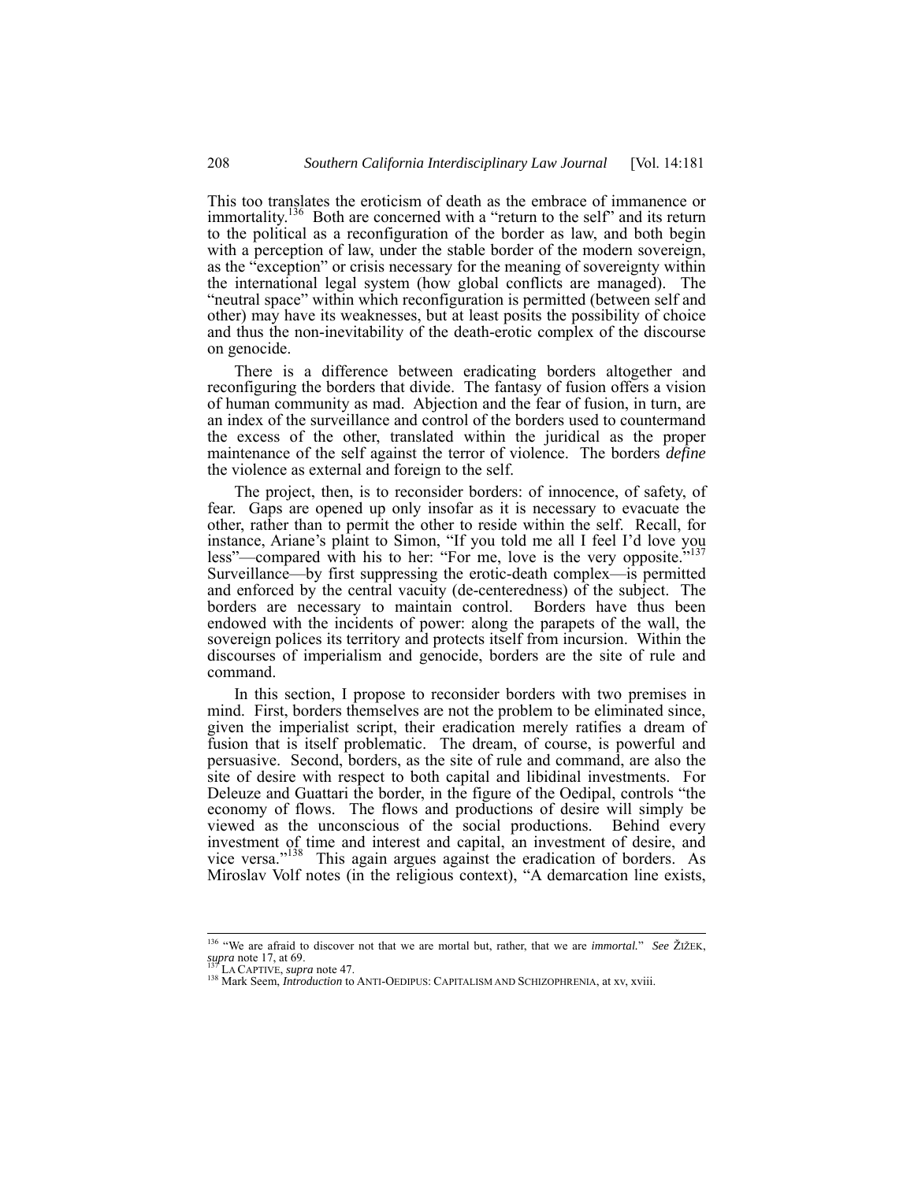This too translates the eroticism of death as the embrace of immanence or immortality.[136] Both are concerned with a "return to the self" and its return to the political as a reconfiguration of the border as law, and both begin with a perception of law, under the stable border of the modern sovereign, as the "exception" or crisis necessary for the meaning of sovereignty within the international legal system (how global conflicts are managed). The "neutral space" within which reconfiguration is permitted (between self and other) may have its weaknesses, but at least posits the possibility of choice and thus the non-inevitability of the death-erotic complex of the discourse on genocide.

There is a difference between eradicating borders altogether and reconfiguring the borders that divide. The fantasy of fusion offers a vision of human community as mad. Abjection and the fear of fusion, in turn, are an index of the surveillance and control of the borders used to countermand the excess of the other, translated within the juridical as the proper maintenance of the self against the terror of violence. The borders *define* the violence as external and foreign to the self.

The project, then, is to reconsider borders: of innocence, of safety, of fear. Gaps are opened up only insofar as it is necessary to evacuate the other, rather than to permit the other to reside within the self. Recall, for instance, Ariane's plaint to Simon, "If you told me all I feel I'd love you less"—compared with his to her: "For me, love is the very opposite."[137] Surveillance—by first suppressing the erotic-death complex—is permitted and enforced by the central vacuity (de-centeredness) of the subject. The borders are necessary to maintain control. Borders have thus been endowed with the incidents of power: along the parapets of the wall, the sovereign polices its territory and protects itself from incursion. Within the discourses of imperialism and genocide, borders are the site of rule and command.

In this section, I propose to reconsider borders with two premises in mind. First, borders themselves are not the problem to be eliminated since, given the imperialist script, their eradication merely ratifies a dream of fusion that is itself problematic. The dream, of course, is powerful and persuasive. Second, borders, as the site of rule and command, are also the site of desire with respect to both capital and libidinal investments. For Deleuze and Guattari the border, in the figure of the Oedipal, controls "the economy of flows. The flows and productions of desire will simply be viewed as the unconscious of the social productions. Behind every investment of time and interest and capital, an investment of desire, and vice versa."[138] This again argues against the eradication of borders. As Miroslav Volf notes (in the religious context), "A demarcation line exists,

---

[136] "We are afraid to discover not that we are mortal but, rather, that we are *immortal.*" *See* ŽIŽEK, *supra* note 17, at 69.

[137] LA CAPTIVE, *supra* note 47.

[138] Mark Seem, *Introduction* to ANTI-OEDIPUS: CAPITALISM AND SCHIZOPHRENIA, at xv, xviii.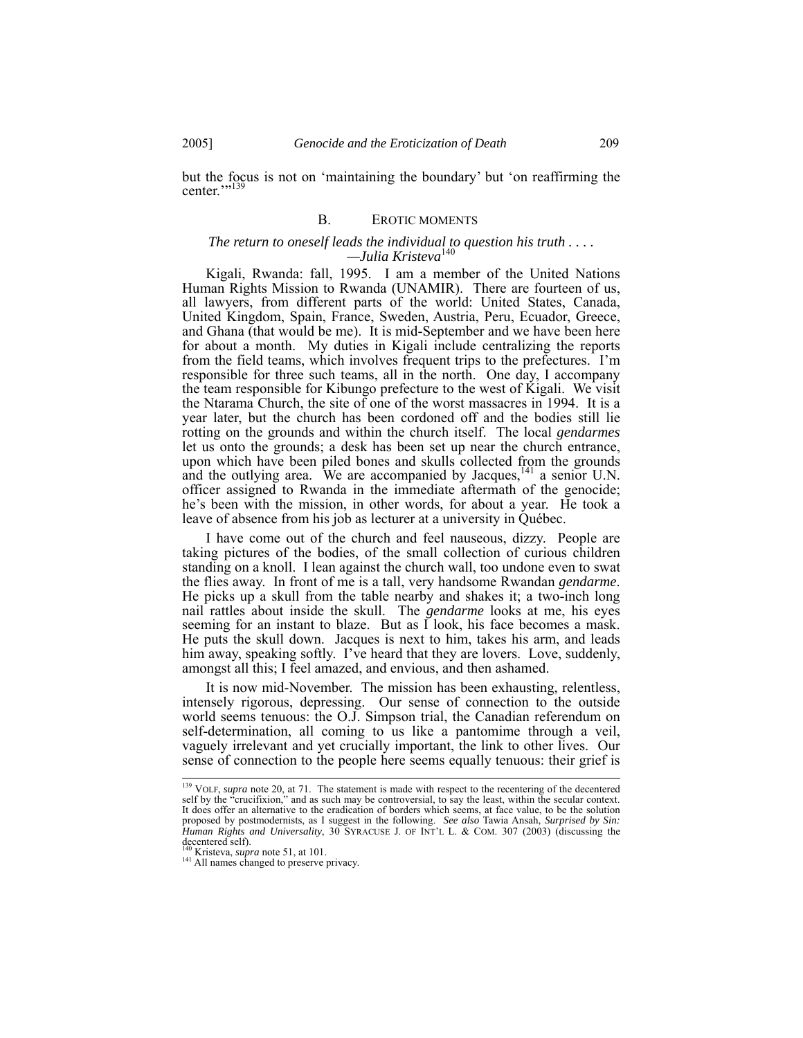but the focus is not on 'maintaining the boundary' but 'on reaffirming the center.'"[139]

## B. EROTIC MOMENTS

*The return to oneself leads the individual to question his truth . . . .*
*—Julia Kristeva*[140]

Kigali, Rwanda: fall, 1995. I am a member of the United Nations Human Rights Mission to Rwanda (UNAMIR). There are fourteen of us, all lawyers, from different parts of the world: United States, Canada, United Kingdom, Spain, France, Sweden, Austria, Peru, Ecuador, Greece, and Ghana (that would be me). It is mid-September and we have been here for about a month. My duties in Kigali include centralizing the reports from the field teams, which involves frequent trips to the prefectures. I'm responsible for three such teams, all in the north. One day, I accompany the team responsible for Kibungo prefecture to the west of Kigali. We visit the Ntarama Church, the site of one of the worst massacres in 1994. It is a year later, but the church has been cordoned off and the bodies still lie rotting on the grounds and within the church itself. The local *gendarmes* let us onto the grounds; a desk has been set up near the church entrance, upon which have been piled bones and skulls collected from the grounds and the outlying area. We are accompanied by Jacques,[141] a senior U.N. officer assigned to Rwanda in the immediate aftermath of the genocide; he's been with the mission, in other words, for about a year. He took a leave of absence from his job as lecturer at a university in Québec.

I have come out of the church and feel nauseous, dizzy. People are taking pictures of the bodies, of the small collection of curious children standing on a knoll. I lean against the church wall, too undone even to swat the flies away. In front of me is a tall, very handsome Rwandan *gendarme*. He picks up a skull from the table nearby and shakes it; a two-inch long nail rattles about inside the skull. The *gendarme* looks at me, his eyes seeming for an instant to blaze. But as I look, his face becomes a mask. He puts the skull down. Jacques is next to him, takes his arm, and leads him away, speaking softly. I've heard that they are lovers. Love, suddenly, amongst all this; I feel amazed, and envious, and then ashamed.

It is now mid-November. The mission has been exhausting, relentless, intensely rigorous, depressing. Our sense of connection to the outside world seems tenuous: the O.J. Simpson trial, the Canadian referendum on self-determination, all coming to us like a pantomime through a veil, vaguely irrelevant and yet crucially important, the link to other lives. Our sense of connection to the people here seems equally tenuous: their grief is

---

[139] VOLF, *supra* note 20, at 71. The statement is made with respect to the recentering of the decentered self by the "crucifixion," and as such may be controversial, to say the least, within the secular context. It does offer an alternative to the eradication of borders which seems, at face value, to be the solution proposed by postmodernists, as I suggest in the following. *See also* Tawia Ansah, *Surprised by Sin: Human Rights and Universality*, 30 SYRACUSE J. OF INT'L L. & COM. 307 (2003) (discussing the decentered self).

[140] Kristeva, *supra* note 51, at 101.

[141] All names changed to preserve privacy.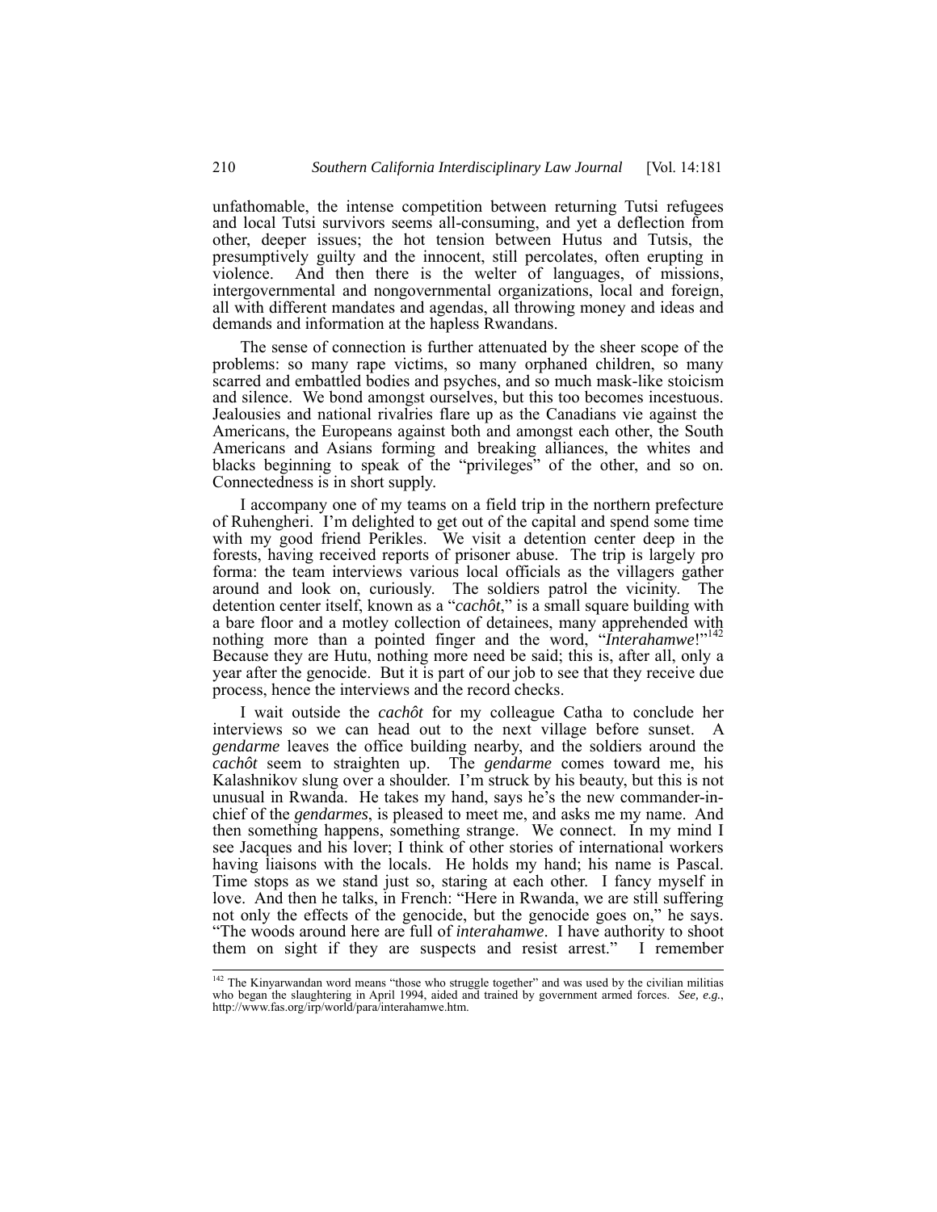unfathomable, the intense competition between returning Tutsi refugees and local Tutsi survivors seems all-consuming, and yet a deflection from other, deeper issues; the hot tension between Hutus and Tutsis, the presumptively guilty and the innocent, still percolates, often erupting in violence. And then there is the welter of languages, of missions, intergovernmental and nongovernmental organizations, local and foreign, all with different mandates and agendas, all throwing money and ideas and demands and information at the hapless Rwandans.

The sense of connection is further attenuated by the sheer scope of the problems: so many rape victims, so many orphaned children, so many scarred and embattled bodies and psyches, and so much mask-like stoicism and silence. We bond amongst ourselves, but this too becomes incestuous. Jealousies and national rivalries flare up as the Canadians vie against the Americans, the Europeans against both and amongst each other, the South Americans and Asians forming and breaking alliances, the whites and blacks beginning to speak of the "privileges" of the other, and so on. Connectedness is in short supply.

I accompany one of my teams on a field trip in the northern prefecture of Ruhengheri. I'm delighted to get out of the capital and spend some time with my good friend Perikles. We visit a detention center deep in the forests, having received reports of prisoner abuse. The trip is largely pro forma: the team interviews various local officials as the villagers gather around and look on, curiously. The soldiers patrol the vicinity. The detention center itself, known as a "*cachôt*," is a small square building with a bare floor and a motley collection of detainees, many apprehended with nothing more than a pointed finger and the word, "*Interahamwe*!"[142] Because they are Hutu, nothing more need be said; this is, after all, only a year after the genocide. But it is part of our job to see that they receive due process, hence the interviews and the record checks.

I wait outside the *cachôt* for my colleague Catha to conclude her interviews so we can head out to the next village before sunset. A *gendarme* leaves the office building nearby, and the soldiers around the *cachôt* seem to straighten up. The *gendarme* comes toward me, his Kalashnikov slung over a shoulder. I'm struck by his beauty, but this is not unusual in Rwanda. He takes my hand, says he's the new commander-in-chief of the *gendarmes*, is pleased to meet me, and asks me my name. And then something happens, something strange. We connect. In my mind I see Jacques and his lover; I think of other stories of international workers having liaisons with the locals. He holds my hand; his name is Pascal. Time stops as we stand just so, staring at each other. I fancy myself in love. And then he talks, in French: "Here in Rwanda, we are still suffering not only the effects of the genocide, but the genocide goes on," he says. "The woods around here are full of *interahamwe*. I have authority to shoot them on sight if they are suspects and resist arrest." I remember

---

[142] The Kinyarwandan word means "those who struggle together" and was used by the civilian militias who began the slaughtering in April 1994, aided and trained by government armed forces. *See, e.g.*, http://www.fas.org/irp/world/para/interahamwe.htm.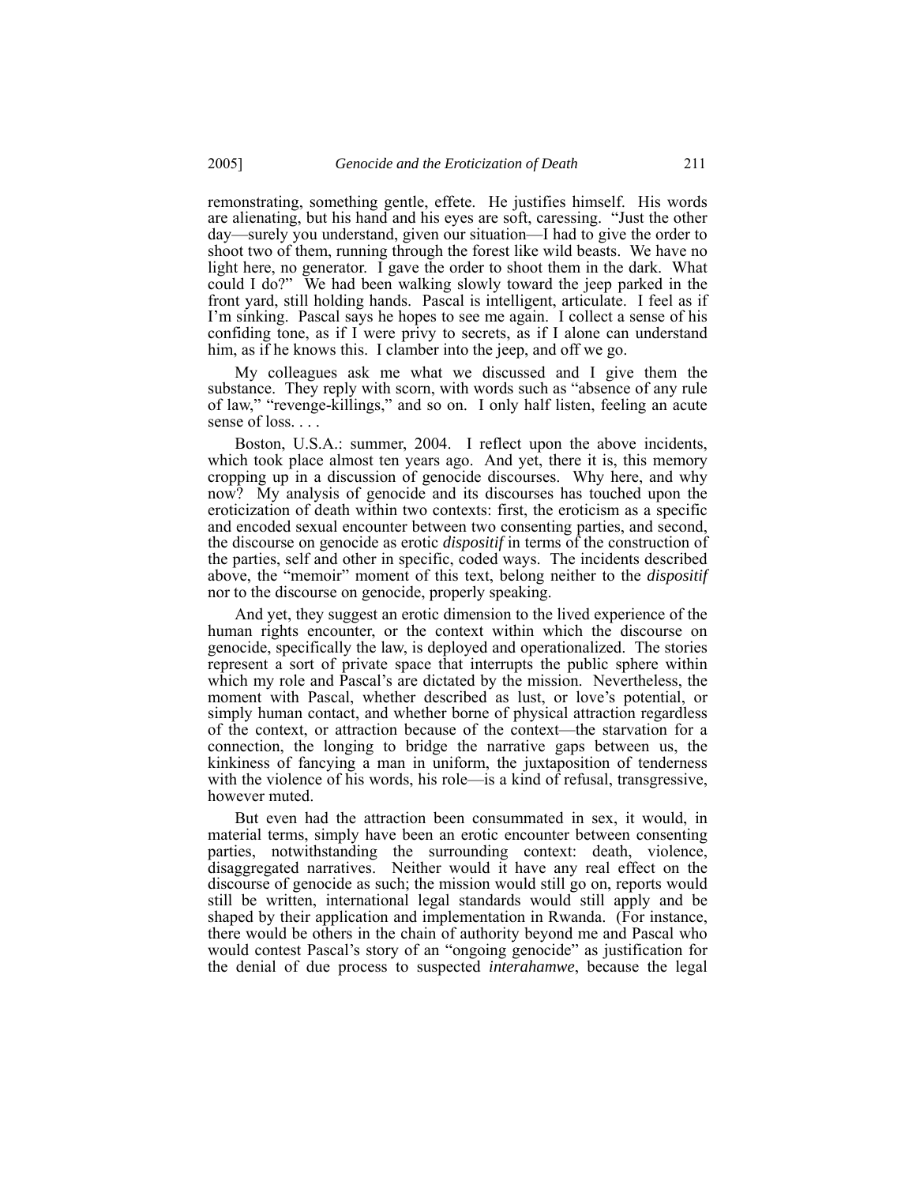remonstrating, something gentle, effete. He justifies himself. His words are alienating, but his hand and his eyes are soft, caressing. "Just the other day—surely you understand, given our situation—I had to give the order to shoot two of them, running through the forest like wild beasts. We have no light here, no generator. I gave the order to shoot them in the dark. What could I do?" We had been walking slowly toward the jeep parked in the front yard, still holding hands. Pascal is intelligent, articulate. I feel as if I'm sinking. Pascal says he hopes to see me again. I collect a sense of his confiding tone, as if I were privy to secrets, as if I alone can understand him, as if he knows this. I clamber into the jeep, and off we go.

My colleagues ask me what we discussed and I give them the substance. They reply with scorn, with words such as "absence of any rule of law," "revenge-killings," and so on. I only half listen, feeling an acute sense of loss. . . .

Boston, U.S.A.: summer, 2004. I reflect upon the above incidents, which took place almost ten years ago. And yet, there it is, this memory cropping up in a discussion of genocide discourses. Why here, and why now? My analysis of genocide and its discourses has touched upon the eroticization of death within two contexts: first, the eroticism as a specific and encoded sexual encounter between two consenting parties, and second, the discourse on genocide as erotic *dispositif* in terms of the construction of the parties, self and other in specific, coded ways. The incidents described above, the "memoir" moment of this text, belong neither to the *dispositif* nor to the discourse on genocide, properly speaking.

And yet, they suggest an erotic dimension to the lived experience of the human rights encounter, or the context within which the discourse on genocide, specifically the law, is deployed and operationalized. The stories represent a sort of private space that interrupts the public sphere within which my role and Pascal's are dictated by the mission. Nevertheless, the moment with Pascal, whether described as lust, or love's potential, or simply human contact, and whether borne of physical attraction regardless of the context, or attraction because of the context—the starvation for a connection, the longing to bridge the narrative gaps between us, the kinkiness of fancying a man in uniform, the juxtaposition of tenderness with the violence of his words, his role—is a kind of refusal, transgressive, however muted.

But even had the attraction been consummated in sex, it would, in material terms, simply have been an erotic encounter between consenting parties, notwithstanding the surrounding context: death, violence, disaggregated narratives. Neither would it have any real effect on the discourse of genocide as such; the mission would still go on, reports would still be written, international legal standards would still apply and be shaped by their application and implementation in Rwanda. (For instance, there would be others in the chain of authority beyond me and Pascal who would contest Pascal's story of an "ongoing genocide" as justification for the denial of due process to suspected *interahamwe*, because the legal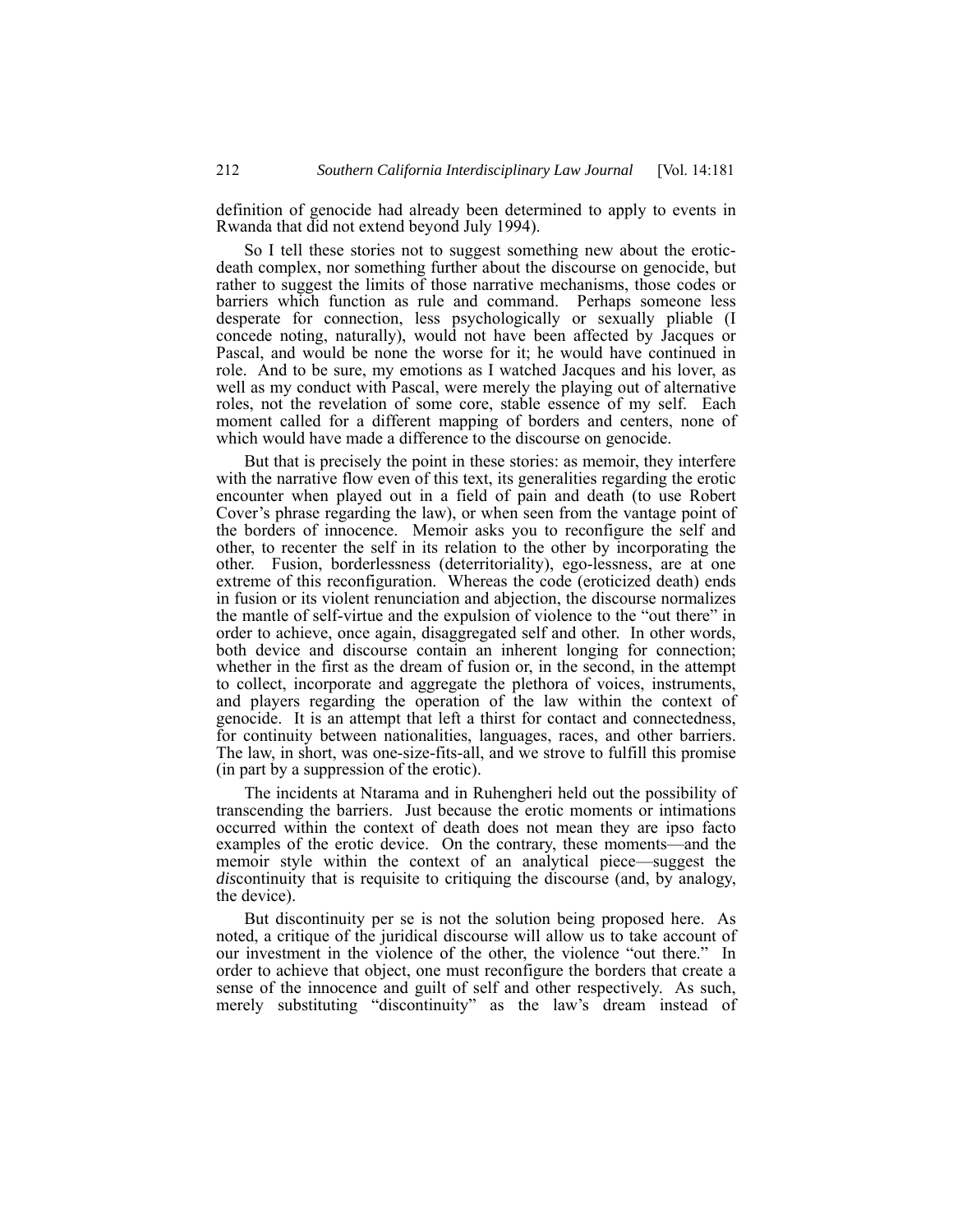definition of genocide had already been determined to apply to events in Rwanda that did not extend beyond July 1994).

So I tell these stories not to suggest something new about the erotic-death complex, nor something further about the discourse on genocide, but rather to suggest the limits of those narrative mechanisms, those codes or barriers which function as rule and command. Perhaps someone less desperate for connection, less psychologically or sexually pliable (I concede noting, naturally), would not have been affected by Jacques or Pascal, and would be none the worse for it; he would have continued in role. And to be sure, my emotions as I watched Jacques and his lover, as well as my conduct with Pascal, were merely the playing out of alternative roles, not the revelation of some core, stable essence of my self. Each moment called for a different mapping of borders and centers, none of which would have made a difference to the discourse on genocide.

But that is precisely the point in these stories: as memoir, they interfere with the narrative flow even of this text, its generalities regarding the erotic encounter when played out in a field of pain and death (to use Robert Cover's phrase regarding the law), or when seen from the vantage point of the borders of innocence. Memoir asks you to reconfigure the self and other, to recenter the self in its relation to the other by incorporating the other. Fusion, borderlessness (deterritoriality), ego-lessness, are at one extreme of this reconfiguration. Whereas the code (eroticized death) ends in fusion or its violent renunciation and abjection, the discourse normalizes the mantle of self-virtue and the expulsion of violence to the "out there" in order to achieve, once again, disaggregated self and other. In other words, both device and discourse contain an inherent longing for connection; whether in the first as the dream of fusion or, in the second, in the attempt to collect, incorporate and aggregate the plethora of voices, instruments, and players regarding the operation of the law within the context of genocide. It is an attempt that left a thirst for contact and connectedness, for continuity between nationalities, languages, races, and other barriers. The law, in short, was one-size-fits-all, and we strove to fulfill this promise (in part by a suppression of the erotic).

The incidents at Ntarama and in Ruhengheri held out the possibility of transcending the barriers. Just because the erotic moments or intimations occurred within the context of death does not mean they are ipso facto examples of the erotic device. On the contrary, these moments—and the memoir style within the context of an analytical piece—suggest the *dis*continuity that is requisite to critiquing the discourse (and, by analogy, the device).

But discontinuity per se is not the solution being proposed here. As noted, a critique of the juridical discourse will allow us to take account of our investment in the violence of the other, the violence "out there." In order to achieve that object, one must reconfigure the borders that create a sense of the innocence and guilt of self and other respectively. As such, merely substituting "discontinuity" as the law's dream instead of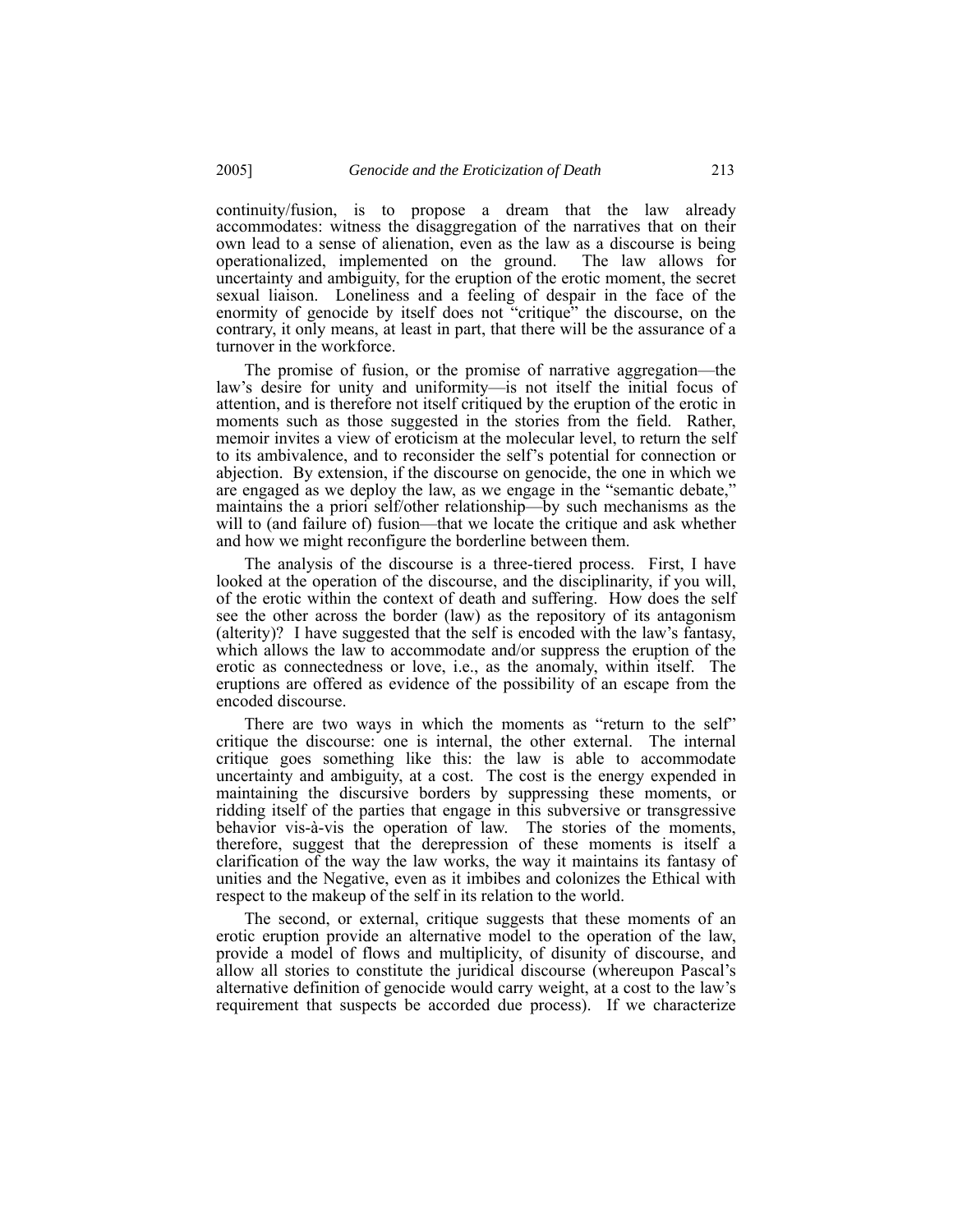continuity/fusion, is to propose a dream that the law already accommodates: witness the disaggregation of the narratives that on their own lead to a sense of alienation, even as the law as a discourse is being operationalized, implemented on the ground. The law allows for uncertainty and ambiguity, for the eruption of the erotic moment, the secret sexual liaison. Loneliness and a feeling of despair in the face of the enormity of genocide by itself does not "critique" the discourse, on the contrary, it only means, at least in part, that there will be the assurance of a turnover in the workforce.

The promise of fusion, or the promise of narrative aggregation—the law's desire for unity and uniformity—is not itself the initial focus of attention, and is therefore not itself critiqued by the eruption of the erotic in moments such as those suggested in the stories from the field. Rather, memoir invites a view of eroticism at the molecular level, to return the self to its ambivalence, and to reconsider the self's potential for connection or abjection. By extension, if the discourse on genocide, the one in which we are engaged as we deploy the law, as we engage in the "semantic debate," maintains the a priori self/other relationship—by such mechanisms as the will to (and failure of) fusion—that we locate the critique and ask whether and how we might reconfigure the borderline between them.

The analysis of the discourse is a three-tiered process. First, I have looked at the operation of the discourse, and the disciplinarity, if you will, of the erotic within the context of death and suffering. How does the self see the other across the border (law) as the repository of its antagonism (alterity)? I have suggested that the self is encoded with the law's fantasy, which allows the law to accommodate and/or suppress the eruption of the erotic as connectedness or love, i.e., as the anomaly, within itself. The eruptions are offered as evidence of the possibility of an escape from the encoded discourse.

There are two ways in which the moments as "return to the self" critique the discourse: one is internal, the other external. The internal critique goes something like this: the law is able to accommodate uncertainty and ambiguity, at a cost. The cost is the energy expended in maintaining the discursive borders by suppressing these moments, or ridding itself of the parties that engage in this subversive or transgressive behavior vis-à-vis the operation of law. The stories of the moments, therefore, suggest that the derepression of these moments is itself a clarification of the way the law works, the way it maintains its fantasy of unities and the Negative, even as it imbibes and colonizes the Ethical with respect to the makeup of the self in its relation to the world.

The second, or external, critique suggests that these moments of an erotic eruption provide an alternative model to the operation of the law, provide a model of flows and multiplicity, of disunity of discourse, and allow all stories to constitute the juridical discourse (whereupon Pascal's alternative definition of genocide would carry weight, at a cost to the law's requirement that suspects be accorded due process). If we characterize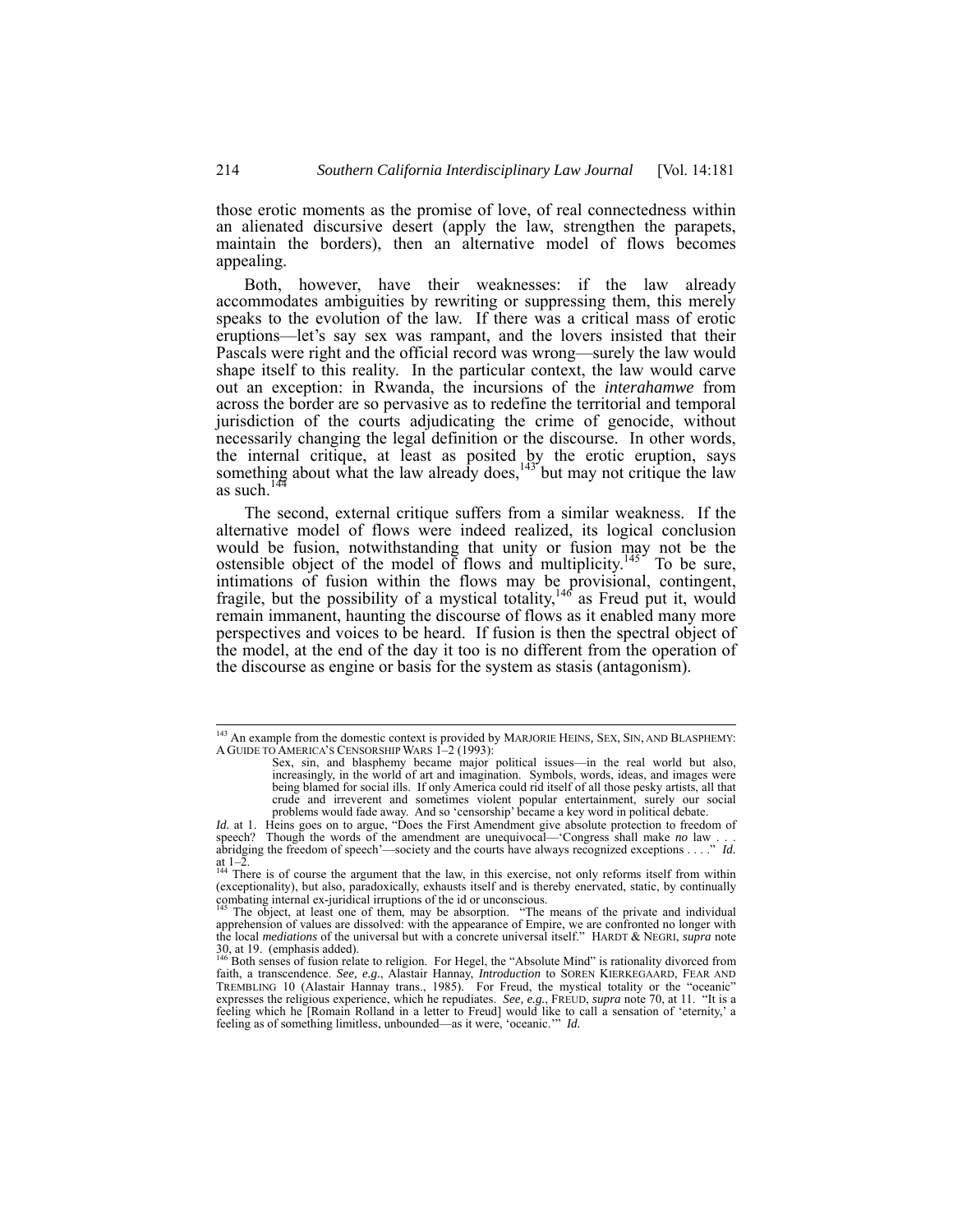those erotic moments as the promise of love, of real connectedness within an alienated discursive desert (apply the law, strengthen the parapets, maintain the borders), then an alternative model of flows becomes appealing.

Both, however, have their weaknesses: if the law already accommodates ambiguities by rewriting or suppressing them, this merely speaks to the evolution of the law. If there was a critical mass of erotic eruptions—let's say sex was rampant, and the lovers insisted that their Pascals were right and the official record was wrong—surely the law would shape itself to this reality. In the particular context, the law would carve out an exception: in Rwanda, the incursions of the *interahamwe* from across the border are so pervasive as to redefine the territorial and temporal jurisdiction of the courts adjudicating the crime of genocide, without necessarily changing the legal definition or the discourse. In other words, the internal critique, at least as posited by the erotic eruption, says something about what the law already does,[143] but may not critique the law as such.[144]

The second, external critique suffers from a similar weakness. If the alternative model of flows were indeed realized, its logical conclusion would be fusion, notwithstanding that unity or fusion may not be the ostensible object of the model of flows and multiplicity.[145] To be sure, intimations of fusion within the flows may be provisional, contingent, fragile, but the possibility of a mystical totality,[146] as Freud put it, would remain immanent, haunting the discourse of flows as it enabled many more perspectives and voices to be heard. If fusion is then the spectral object of the model, at the end of the day it too is no different from the operation of the discourse as engine or basis for the system as stasis (antagonism).

---

[143] An example from the domestic context is provided by MARJORIE HEINS, SEX, SIN, AND BLASPHEMY: A GUIDE TO AMERICA'S CENSORSHIP WARS 1–2 (1993):

> Sex, sin, and blasphemy became major political issues—in the real world but also, increasingly, in the world of art and imagination. Symbols, words, ideas, and images were being blamed for social ills. If only America could rid itself of all those pesky artists, all that crude and irreverent and sometimes violent popular entertainment, surely our social problems would fade away. And so 'censorship' became a key word in political debate.

*Id.* at 1. Heins goes on to argue, "Does the First Amendment give absolute protection to freedom of speech? Though the words of the amendment are unequivocal—'Congress shall make *no* law . . . abridging the freedom of speech'—society and the courts have always recognized exceptions . . . ." *Id.* at 1–2.

[144] There is of course the argument that the law, in this exercise, not only reforms itself from within (exceptionality), but also, paradoxically, exhausts itself and is thereby enervated, static, by continually combating internal ex-juridical irruptions of the id or unconscious.

[145] The object, at least one of them, may be absorption. "The means of the private and individual apprehension of values are dissolved: with the appearance of Empire, we are confronted no longer with the local *mediations* of the universal but with a concrete universal itself." HARDT & NEGRI, *supra* note 30, at 19. (emphasis added).

[146] Both senses of fusion relate to religion. For Hegel, the "Absolute Mind" is rationality divorced from faith, a transcendence. *See, e.g.*, Alastair Hannay, *Introduction* to SOREN KIERKEGAARD, FEAR AND TREMBLING 10 (Alastair Hannay trans., 1985). For Freud, the mystical totality or the "oceanic" expresses the religious experience, which he repudiates. *See, e.g.*, FREUD, *supra* note 70, at 11. "It is a feeling which he [Romain Rolland in a letter to Freud] would like to call a sensation of 'eternity,' a feeling as of something limitless, unbounded—as it were, 'oceanic.'" *Id.*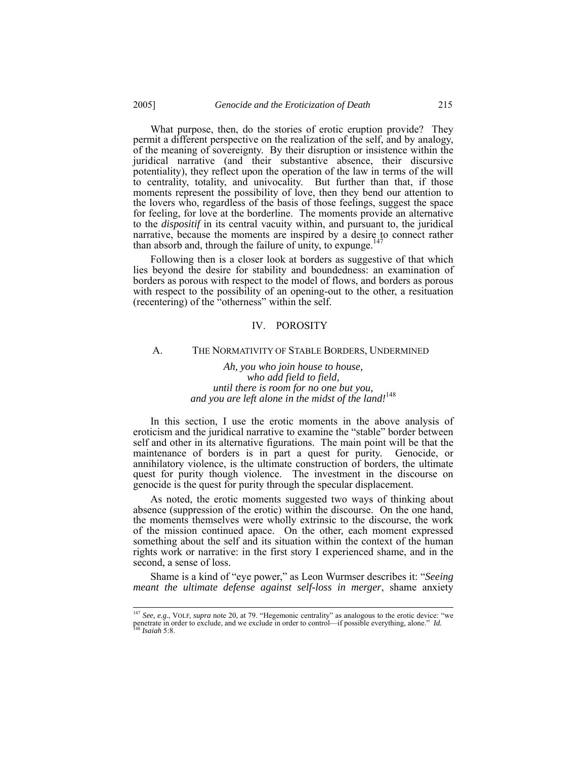What purpose, then, do the stories of erotic eruption provide? They permit a different perspective on the realization of the self, and by analogy, of the meaning of sovereignty. By their disruption or insistence within the juridical narrative (and their substantive absence, their discursive potentiality), they reflect upon the operation of the law in terms of the will to centrality, totality, and univocality. But further than that, if those moments represent the possibility of love, then they bend our attention to the lovers who, regardless of the basis of those feelings, suggest the space for feeling, for love at the borderline. The moments provide an alternative to the *dispositif* in its central vacuity within, and pursuant to, the juridical narrative, because the moments are inspired by a desire to connect rather than absorb and, through the failure of unity, to expunge.[147]

Following then is a closer look at borders as suggestive of that which lies beyond the desire for stability and boundedness: an examination of borders as porous with respect to the model of flows, and borders as porous with respect to the possibility of an opening-out to the other, a resituation (recentering) of the "otherness" within the self.

## IV. POROSITY

### A. THE NORMATIVITY OF STABLE BORDERS, UNDERMINED

*Ah, you who join house to house,*
*who add field to field,*
*until there is room for no one but you,*
*and you are left alone in the midst of the land!*[148]

In this section, I use the erotic moments in the above analysis of eroticism and the juridical narrative to examine the "stable" border between self and other in its alternative figurations. The main point will be that the maintenance of borders is in part a quest for purity. Genocide, or annihilatory violence, is the ultimate construction of borders, the ultimate quest for purity though violence. The investment in the discourse on genocide is the quest for purity through the specular displacement.

As noted, the erotic moments suggested two ways of thinking about absence (suppression of the erotic) within the discourse. On the one hand, the moments themselves were wholly extrinsic to the discourse, the work of the mission continued apace. On the other, each moment expressed something about the self and its situation within the context of the human rights work or narrative: in the first story I experienced shame, and in the second, a sense of loss.

Shame is a kind of "eye power," as Leon Wurmser describes it: "*Seeing meant the ultimate defense against self-loss in merger*, shame anxiety

---

[147] *See, e.g.*, VOLF, *supra* note 20, at 79. "Hegemonic centrality" as analogous to the erotic device: "we penetrate in order to exclude, and we exclude in order to control—if possible everything, alone." *Id.*

[148] *Isaiah* 5:8.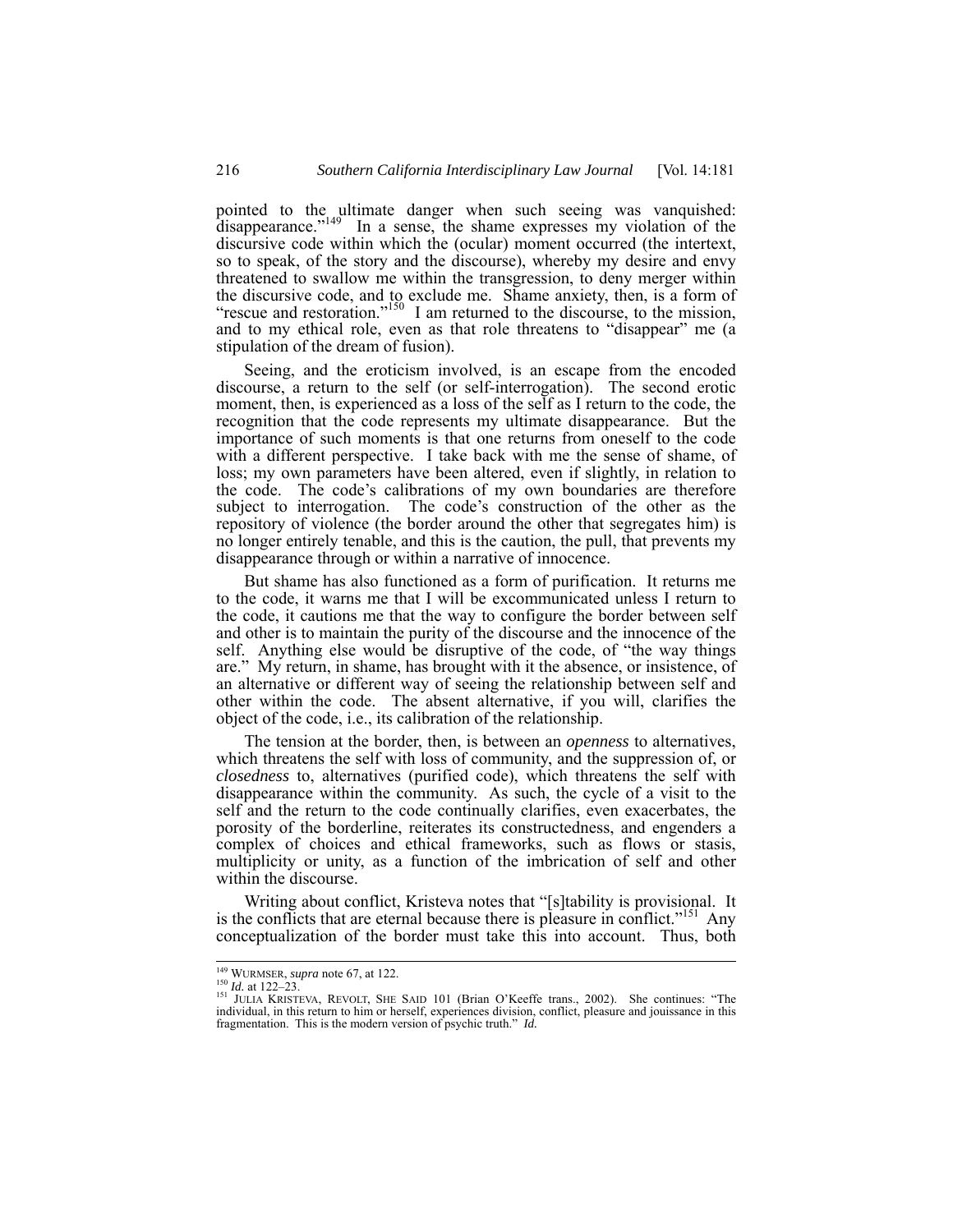pointed to the ultimate danger when such seeing was vanquished: disappearance."[149] In a sense, the shame expresses my violation of the discursive code within which the (ocular) moment occurred (the intertext, so to speak, of the story and the discourse), whereby my desire and envy threatened to swallow me within the transgression, to deny merger within the discursive code, and to exclude me. Shame anxiety, then, is a form of "rescue and restoration."[150] I am returned to the discourse, to the mission, and to my ethical role, even as that role threatens to "disappear" me (a stipulation of the dream of fusion).

Seeing, and the eroticism involved, is an escape from the encoded discourse, a return to the self (or self-interrogation). The second erotic moment, then, is experienced as a loss of the self as I return to the code, the recognition that the code represents my ultimate disappearance. But the importance of such moments is that one returns from oneself to the code with a different perspective. I take back with me the sense of shame, of loss; my own parameters have been altered, even if slightly, in relation to the code. The code's calibrations of my own boundaries are therefore subject to interrogation. The code's construction of the other as the repository of violence (the border around the other that segregates him) is no longer entirely tenable, and this is the caution, the pull, that prevents my disappearance through or within a narrative of innocence.

But shame has also functioned as a form of purification. It returns me to the code, it warns me that I will be excommunicated unless I return to the code, it cautions me that the way to configure the border between self and other is to maintain the purity of the discourse and the innocence of the self. Anything else would be disruptive of the code, of "the way things are." My return, in shame, has brought with it the absence, or insistence, of an alternative or different way of seeing the relationship between self and other within the code. The absent alternative, if you will, clarifies the object of the code, i.e., its calibration of the relationship.

The tension at the border, then, is between an *openness* to alternatives, which threatens the self with loss of community, and the suppression of, or *closedness* to, alternatives (purified code), which threatens the self with disappearance within the community. As such, the cycle of a visit to the self and the return to the code continually clarifies, even exacerbates, the porosity of the borderline, reiterates its constructedness, and engenders a complex of choices and ethical frameworks, such as flows or stasis, multiplicity or unity, as a function of the imbrication of self and other within the discourse.

Writing about conflict, Kristeva notes that "[s]tability is provisional. It is the conflicts that are eternal because there is pleasure in conflict."[151] Any conceptualization of the border must take this into account. Thus, both

---

[149] WURMSER, *supra* note 67, at 122.

[150] *Id.* at 122–23.

[151] JULIA KRISTEVA, REVOLT, SHE SAID 101 (Brian O'Keeffe trans., 2002). She continues: "The individual, in this return to him or herself, experiences division, conflict, pleasure and jouissance in this fragmentation. This is the modern version of psychic truth." *Id.*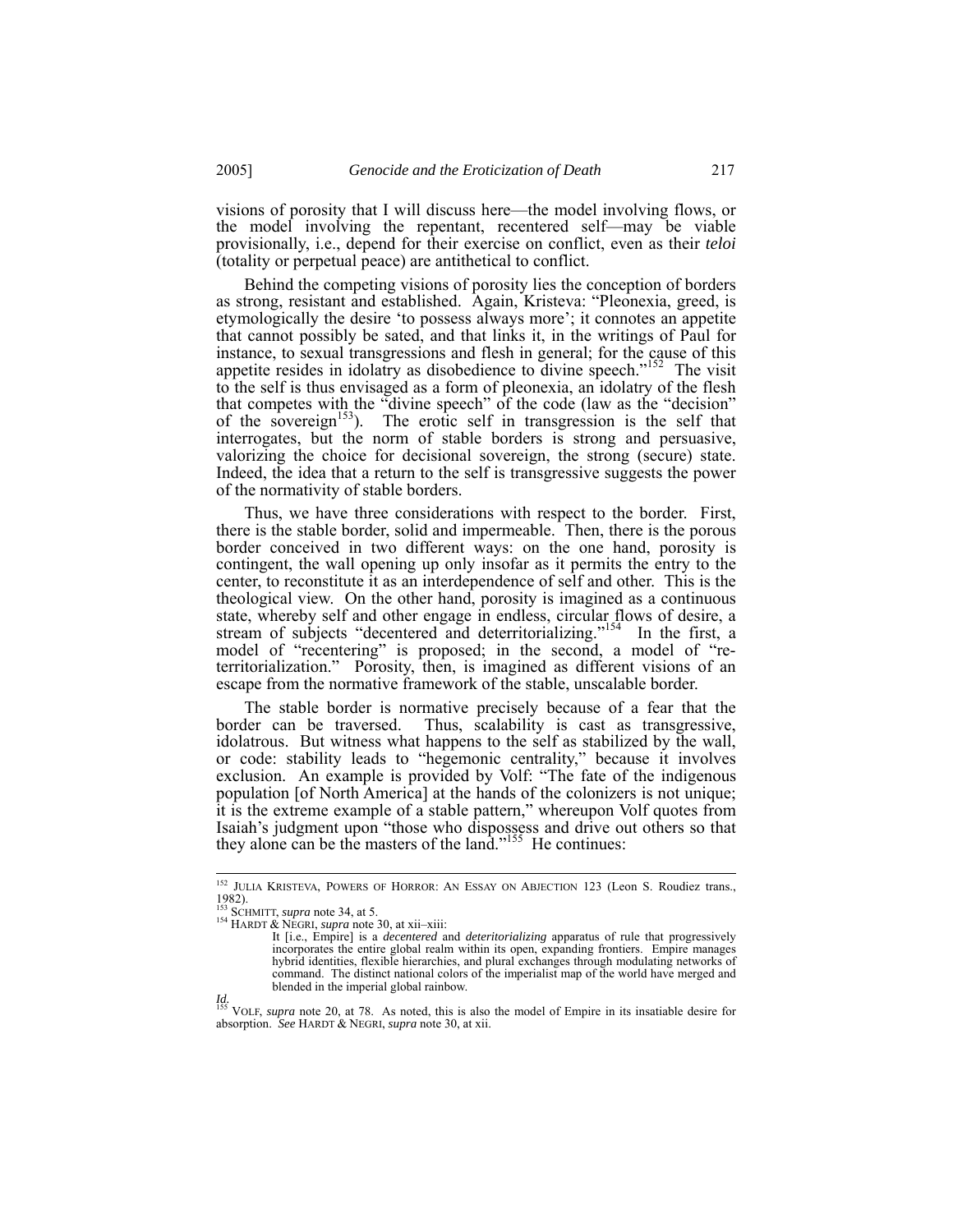visions of porosity that I will discuss here—the model involving flows, or the model involving the repentant, recentered self—may be viable provisionally, i.e., depend for their exercise on conflict, even as their *teloi* (totality or perpetual peace) are antithetical to conflict.

Behind the competing visions of porosity lies the conception of borders as strong, resistant and established. Again, Kristeva: "Pleonexia, greed, is etymologically the desire 'to possess always more'; it connotes an appetite that cannot possibly be sated, and that links it, in the writings of Paul for instance, to sexual transgressions and flesh in general; for the cause of this appetite resides in idolatry as disobedience to divine speech."[152] The visit to the self is thus envisaged as a form of pleonexia, an idolatry of the flesh that competes with the "divine speech" of the code (law as the "decision" of the sovereign[153]). The erotic self in transgression is the self that interrogates, but the norm of stable borders is strong and persuasive, valorizing the choice for decisional sovereign, the strong (secure) state. Indeed, the idea that a return to the self is transgressive suggests the power of the normativity of stable borders.

Thus, we have three considerations with respect to the border. First, there is the stable border, solid and impermeable. Then, there is the porous border conceived in two different ways: on the one hand, porosity is contingent, the wall opening up only insofar as it permits the entry to the center, to reconstitute it as an interdependence of self and other. This is the theological view. On the other hand, porosity is imagined as a continuous state, whereby self and other engage in endless, circular flows of desire, a stream of subjects "decentered and deterritorializing."[154] In the first, a model of "recentering" is proposed; in the second, a model of "re-territorialization." Porosity, then, is imagined as different visions of an escape from the normative framework of the stable, unscalable border.

The stable border is normative precisely because of a fear that the border can be traversed. Thus, scalability is cast as transgressive, idolatrous. But witness what happens to the self as stabilized by the wall, or code: stability leads to "hegemonic centrality," because it involves exclusion. An example is provided by Volf: "The fate of the indigenous population [of North America] at the hands of the colonizers is not unique; it is the extreme example of a stable pattern," whereupon Volf quotes from Isaiah's judgment upon "those who dispossess and drive out others so that they alone can be the masters of the land."[155] He continues:

---

[152] JULIA KRISTEVA, POWERS OF HORROR: AN ESSAY ON ABJECTION 123 (Leon S. Roudiez trans., 1982).

[153] SCHMITT, *supra* note 34, at 5.

[154] HARDT & NEGRI, *supra* note 30, at xii–xiii:

> It [i.e., Empire] is a *decentered* and *deteritorializing* apparatus of rule that progressively incorporates the entire global realm within its open, expanding frontiers. Empire manages hybrid identities, flexible hierarchies, and plural exchanges through modulating networks of command. The distinct national colors of the imperialist map of the world have merged and blended in the imperial global rainbow.

*Id.*

[155] VOLF, *supra* note 20, at 78. As noted, this is also the model of Empire in its insatiable desire for absorption. *See* HARDT & NEGRI, *supra* note 30, at xii.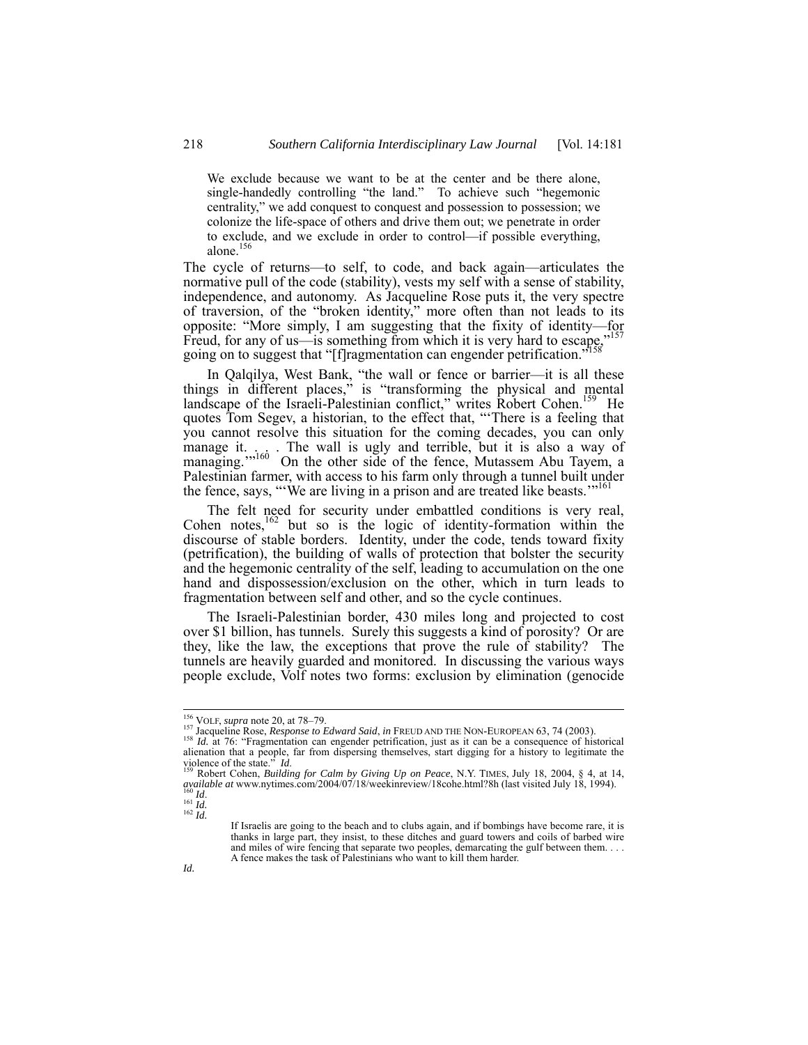> We exclude because we want to be at the center and be there alone, single-handedly controlling "the land." To achieve such "hegemonic centrality," we add conquest to conquest and possession to possession; we colonize the life-space of others and drive them out; we penetrate in order to exclude, and we exclude in order to control—if possible everything, alone.[156]

The cycle of returns—to self, to code, and back again—articulates the normative pull of the code (stability), vests my self with a sense of stability, independence, and autonomy. As Jacqueline Rose puts it, the very spectre of traversion, of the "broken identity," more often than not leads to its opposite: "More simply, I am suggesting that the fixity of identity—for Freud, for any of us—is something from which it is very hard to escape,"[157] going on to suggest that "[f]ragmentation can engender petrification."[158]

In Qalqilya, West Bank, "the wall or fence or barrier—it is all these things in different places," is "transforming the physical and mental landscape of the Israeli-Palestinian conflict," writes Robert Cohen.[159] He quotes Tom Segev, a historian, to the effect that, "'There is a feeling that you cannot resolve this situation for the coming decades, you can only manage it. . . . The wall is ugly and terrible, but it is also a way of managing.'"[160] On the other side of the fence, Mutassem Abu Tayem, a Palestinian farmer, with access to his farm only through a tunnel built under the fence, says, "'We are living in a prison and are treated like beasts.'"[161]

The felt need for security under embattled conditions is very real, Cohen notes,[162] but so is the logic of identity-formation within the discourse of stable borders. Identity, under the code, tends toward fixity (petrification), the building of walls of protection that bolster the security and the hegemonic centrality of the self, leading to accumulation on the one hand and dispossession/exclusion on the other, which in turn leads to fragmentation between self and other, and so the cycle continues.

The Israeli-Palestinian border, 430 miles long and projected to cost over $1 billion, has tunnels. Surely this suggests a kind of porosity? Or are they, like the law, the exceptions that prove the rule of stability? The tunnels are heavily guarded and monitored. In discussing the various ways people exclude, Volf notes two forms: exclusion by elimination (genocide

---

[156] VOLF, *supra* note 20, at 78–79.

[157] Jacqueline Rose, *Response to Edward Said*, *in* FREUD AND THE NON-EUROPEAN 63, 74 (2003).

[158] *Id.* at 76: "Fragmentation can engender petrification, just as it can be a consequence of historical alienation that a people, far from dispersing themselves, start digging for a history to legitimate the violence of the state." *Id.*

[159] Robert Cohen, *Building for Calm by Giving Up on Peace*, N.Y. TIMES, July 18, 2004, § 4, at 14, *available at* www.nytimes.com/2004/07/18/weekinreview/18cohe.html?8h (last visited July 18, 1994).

[160] *Id*.

[161] *Id.*

[162] *Id.*

> If Israelis are going to the beach and to clubs again, and if bombings have become rare, it is thanks in large part, they insist, to these ditches and guard towers and coils of barbed wire and miles of wire fencing that separate two peoples, demarcating the gulf between them. . . . A fence makes the task of Palestinians who want to kill them harder.

*Id.*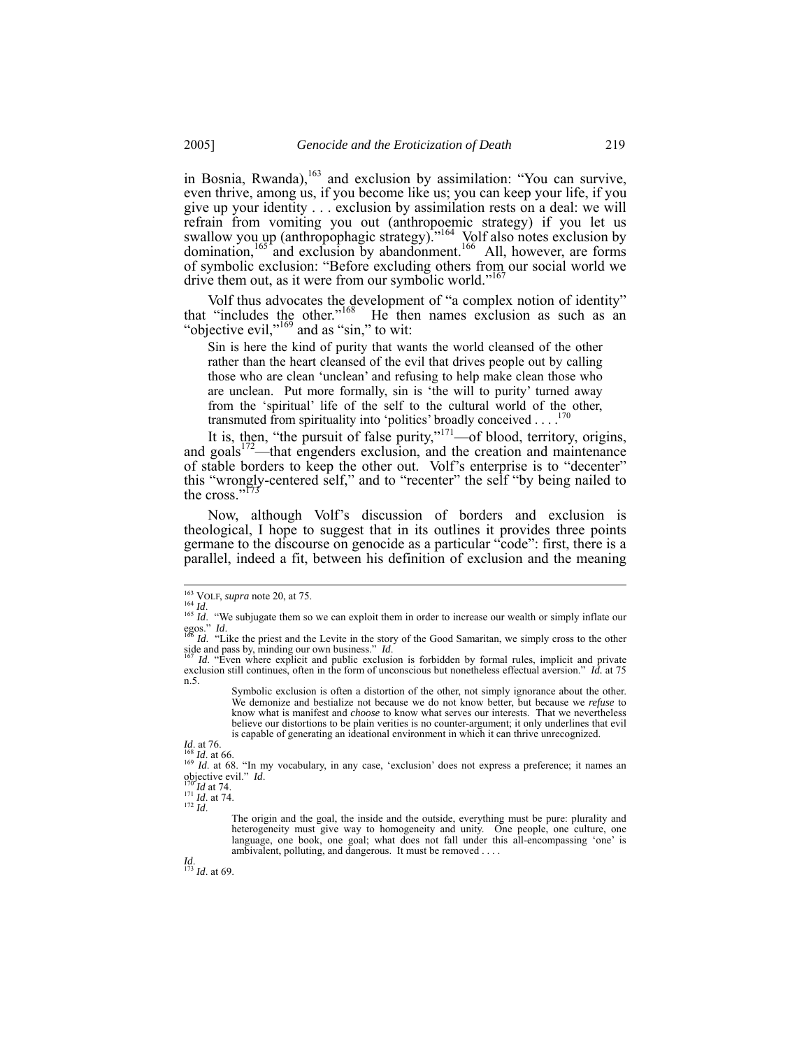in Bosnia, Rwanda),[163] and exclusion by assimilation: "You can survive, even thrive, among us, if you become like us; you can keep your life, if you give up your identity . . . exclusion by assimilation rests on a deal: we will refrain from vomiting you out (anthropoemic strategy) if you let us swallow you up (anthropophagic strategy)."[164] Volf also notes exclusion by domination,[165] and exclusion by abandonment.[166] All, however, are forms of symbolic exclusion: "Before excluding others from our social world we drive them out, as it were from our symbolic world."[167]

Volf thus advocates the development of "a complex notion of identity" that "includes the other."[168] He then names exclusion as such as an "objective evil,"[169] and as "sin," to wit:

> Sin is here the kind of purity that wants the world cleansed of the other rather than the heart cleansed of the evil that drives people out by calling those who are clean 'unclean' and refusing to help make clean those who are unclean. Put more formally, sin is 'the will to purity' turned away from the 'spiritual' life of the self to the cultural world of the other, transmuted from spirituality into 'politics' broadly conceived . . . .[170]

It is, then, "the pursuit of false purity,"[171]—of blood, territory, origins, and goals[172]—that engenders exclusion, and the creation and maintenance of stable borders to keep the other out. Volf's enterprise is to "decenter" this "wrongly-centered self," and to "recenter" the self "by being nailed to the cross."[173]

Now, although Volf's discussion of borders and exclusion is theological, I hope to suggest that in its outlines it provides three points germane to the discourse on genocide as a particular "code": first, there is a parallel, indeed a fit, between his definition of exclusion and the meaning

---

[163] VOLF, *supra* note 20, at 75.

[164] *Id*.

[165] *Id*. "We subjugate them so we can exploit them in order to increase our wealth or simply inflate our egos." *Id*.

[166] *Id*. "Like the priest and the Levite in the story of the Good Samaritan, we simply cross to the other side and pass by, minding our own business." *Id*.

[167] *Id*. "Even where explicit and public exclusion is forbidden by formal rules, implicit and private exclusion still continues, often in the form of unconscious but nonetheless effectual aversion." *Id.* at 75 n.5.

> Symbolic exclusion is often a distortion of the other, not simply ignorance about the other. We demonize and bestialize not because we do not know better, but because we *refuse* to know what is manifest and *choose* to know what serves our interests. That we nevertheless believe our distortions to be plain verities is no counter-argument; it only underlines that evil is capable of generating an ideational environment in which it can thrive unrecognized.

*Id*. at 76.

[168] *Id*. at 66.

[169] *Id.* at 68. "In my vocabulary, in any case, 'exclusion' does not express a preference; it names an objective evil." *Id*.

[170] *Id* at 74.

[171] *Id*. at 74.

[172] *Id*.

> The origin and the goal, the inside and the outside, everything must be pure: plurality and heterogeneity must give way to homogeneity and unity. One people, one culture, one language, one book, one goal; what does not fall under this all-encompassing 'one' is ambivalent, polluting, and dangerous. It must be removed . . . .

*Id*.

[173] *Id*. at 69.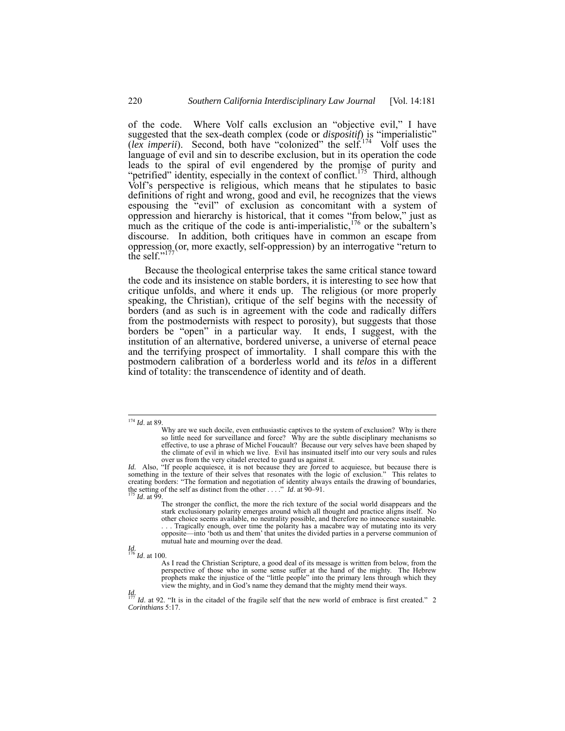of the code. Where Volf calls exclusion an "objective evil," I have suggested that the sex-death complex (code or *dispositif*) is "imperialistic" (*lex imperii*). Second, both have "colonized" the self.[174] Volf uses the language of evil and sin to describe exclusion, but in its operation the code leads to the spiral of evil engendered by the promise of purity and "petrified" identity, especially in the context of conflict.[175] Third, although Volf's perspective is religious, which means that he stipulates to basic definitions of right and wrong, good and evil, he recognizes that the views espousing the "evil" of exclusion as concomitant with a system of oppression and hierarchy is historical, that it comes "from below," just as much as the critique of the code is anti-imperialistic,[176] or the subaltern's discourse. In addition, both critiques have in common an escape from oppression (or, more exactly, self-oppression) by an interrogative "return to the self."[177]

Because the theological enterprise takes the same critical stance toward the code and its insistence on stable borders, it is interesting to see how that critique unfolds, and where it ends up. The religious (or more properly speaking, the Christian), critique of the self begins with the necessity of borders (and as such is in agreement with the code and radically differs from the postmodernists with respect to porosity), but suggests that those borders be "open" in a particular way. It ends, I suggest, with the institution of an alternative, bordered universe, a universe of eternal peace and the terrifying prospect of immortality. I shall compare this with the postmodern calibration of a borderless world and its *telos* in a different kind of totality: the transcendence of identity and of death.

---

[174] *Id*. at 89.

> Why are we such docile, even enthusiastic captives to the system of exclusion? Why is there so little need for surveillance and force? Why are the subtle disciplinary mechanisms so effective, to use a phrase of Michel Foucault? Because our very selves have been shaped by the climate of evil in which we live. Evil has insinuated itself into our very souls and rules over us from the very citadel erected to guard us against it.

*Id.* Also, "If people acquiesce, it is not because they are *forced* to acquiesce, but because there is something in the texture of their selves that resonates with the logic of exclusion." This relates to creating borders: "The formation and negotiation of identity always entails the drawing of boundaries, the setting of the self as distinct from the other . . . ." *Id*. at 90–91.

[175] *Id*. at 99.

> The stronger the conflict, the more the rich texture of the social world disappears and the stark exclusionary polarity emerges around which all thought and practice aligns itself. No other choice seems available, no neutrality possible, and therefore no innocence sustainable. . . . Tragically enough, over time the polarity has a macabre way of mutating into its very opposite—into 'both us and them' that unites the divided parties in a perverse communion of mutual hate and mourning over the dead.

*Id.*

[176] *Id*. at 100.

> As I read the Christian Scripture, a good deal of its message is written from below, from the perspective of those who in some sense suffer at the hand of the mighty. The Hebrew prophets make the injustice of the "little people" into the primary lens through which they view the mighty, and in God's name they demand that the mighty mend their ways.

*Id.*

[177] *Id*. at 92. "It is in the citadel of the fragile self that the new world of embrace is first created." 2 *Corinthians* 5:17.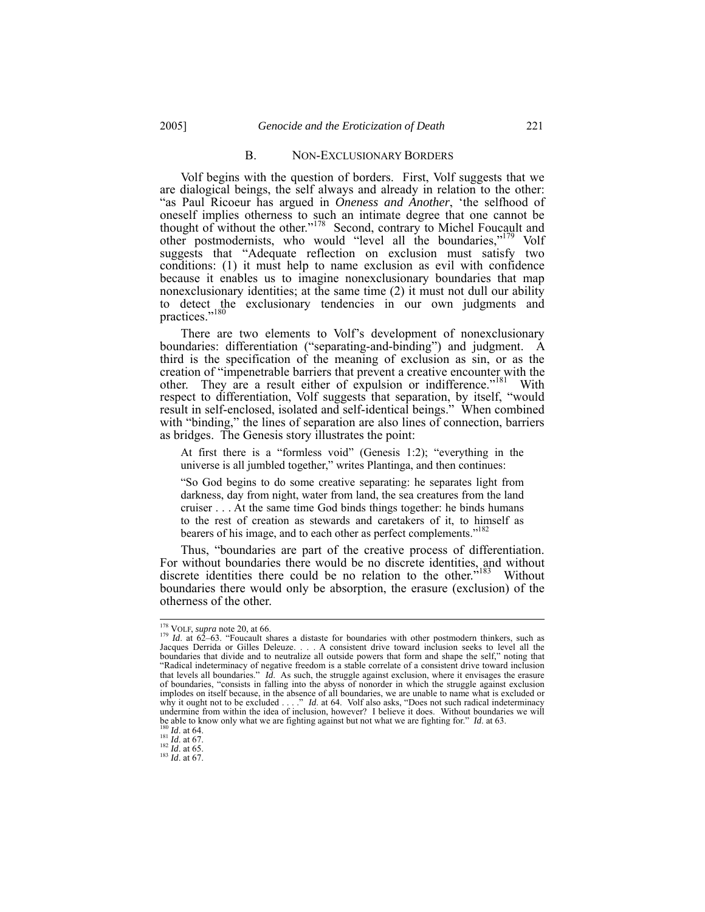## B. NON-EXCLUSIONARY BORDERS

Volf begins with the question of borders. First, Volf suggests that we are dialogical beings, the self always and already in relation to the other: "as Paul Ricoeur has argued in *Oneness and Another*, 'the selfhood of oneself implies otherness to such an intimate degree that one cannot be thought of without the other."[178] Second, contrary to Michel Foucault and other postmodernists, who would "level all the boundaries,"[179] Volf suggests that "Adequate reflection on exclusion must satisfy two conditions: (1) it must help to name exclusion as evil with confidence because it enables us to imagine nonexclusionary boundaries that map nonexclusionary identities; at the same time (2) it must not dull our ability to detect the exclusionary tendencies in our own judgments and practices."[180]

There are two elements to Volf's development of nonexclusionary boundaries: differentiation ("separating-and-binding") and judgment. A third is the specification of the meaning of exclusion as sin, or as the creation of "impenetrable barriers that prevent a creative encounter with the other. They are a result either of expulsion or indifference."[181] With respect to differentiation, Volf suggests that separation, by itself, "would result in self-enclosed, isolated and self-identical beings." When combined with "binding," the lines of separation are also lines of connection, barriers as bridges. The Genesis story illustrates the point:

> At first there is a "formless void" (Genesis 1:2); "everything in the universe is all jumbled together," writes Plantinga, and then continues:
>
> "So God begins to do some creative separating: he separates light from darkness, day from night, water from land, the sea creatures from the land cruiser . . . At the same time God binds things together: he binds humans to the rest of creation as stewards and caretakers of it, to himself as bearers of his image, and to each other as perfect complements."[182]

Thus, "boundaries are part of the creative process of differentiation. For without boundaries there would be no discrete identities, and without discrete identities there could be no relation to the other."[183] Without boundaries there would only be absorption, the erasure (exclusion) of the otherness of the other.

---

[178] VOLF, *supra* note 20, at 66.

[179] *Id*. at 62–63. "Foucault shares a distaste for boundaries with other postmodern thinkers, such as Jacques Derrida or Gilles Deleuze. . . . A consistent drive toward inclusion seeks to level all the boundaries that divide and to neutralize all outside powers that form and shape the self," noting that "Radical indeterminacy of negative freedom is a stable correlate of a consistent drive toward inclusion that levels all boundaries." *Id*. As such, the struggle against exclusion, where it envisages the erasure of boundaries, "consists in falling into the abyss of nonorder in which the struggle against exclusion implodes on itself because, in the absence of all boundaries, we are unable to name what is excluded or why it ought not to be excluded . . . ." *Id*. at 64. Volf also asks, "Does not such radical indeterminacy undermine from within the idea of inclusion, however? I believe it does. Without boundaries we will be able to know only what we are fighting against but not what we are fighting for." *Id*. at 63.

[180] *Id*. at 64.

[181] *Id*. at 67.

[182] *Id*. at 65.

[183] *Id*. at 67.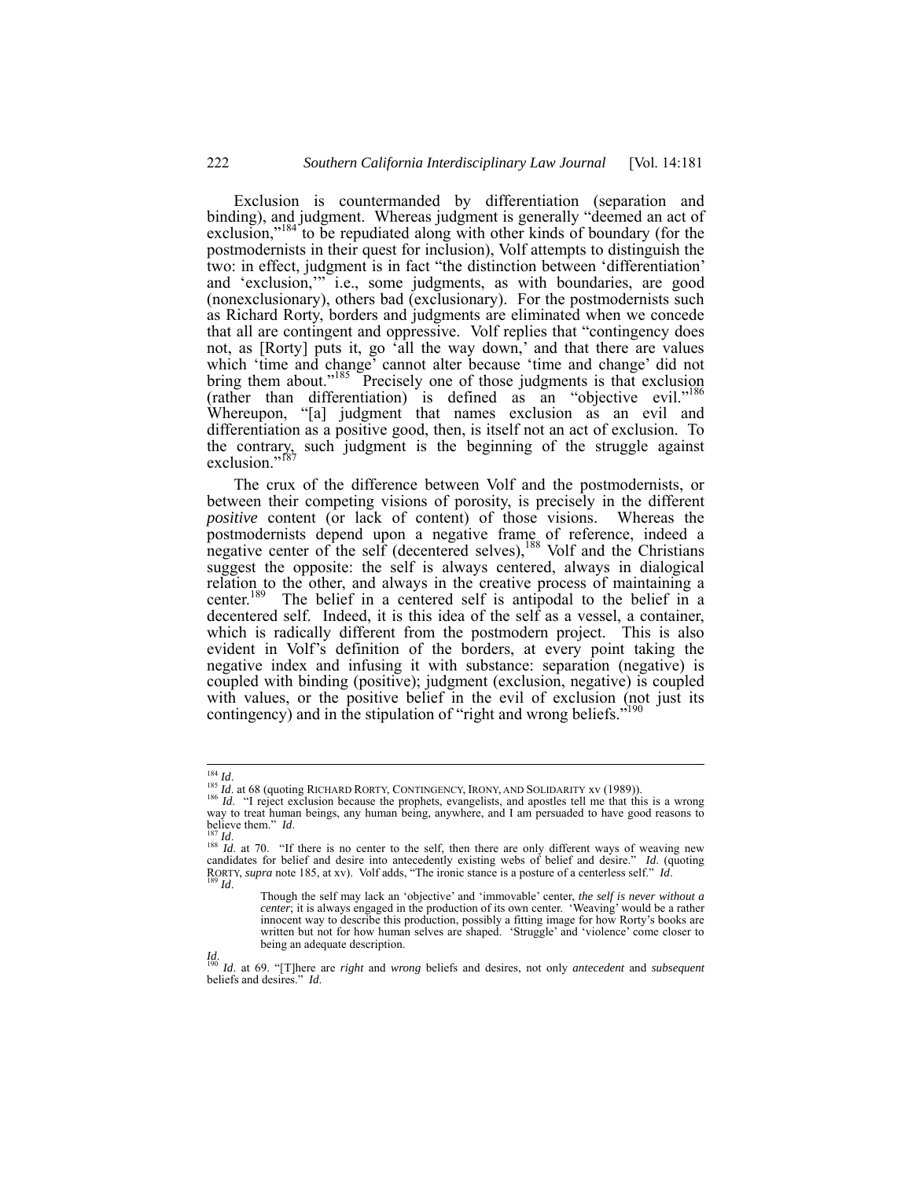Exclusion is countermanded by differentiation (separation and binding), and judgment. Whereas judgment is generally "deemed an act of exclusion,"[184] to be repudiated along with other kinds of boundary (for the postmodernists in their quest for inclusion), Volf attempts to distinguish the two: in effect, judgment is in fact "the distinction between 'differentiation' and 'exclusion,'" i.e., some judgments, as with boundaries, are good (nonexclusionary), others bad (exclusionary). For the postmodernists such as Richard Rorty, borders and judgments are eliminated when we concede that all are contingent and oppressive. Volf replies that "contingency does not, as [Rorty] puts it, go 'all the way down,' and that there are values which 'time and change' cannot alter because 'time and change' did not bring them about."[185] Precisely one of those judgments is that exclusion (rather than differentiation) is defined as an "objective evil."[186] Whereupon, "[a] judgment that names exclusion as an evil and differentiation as a positive good, then, is itself not an act of exclusion. To the contrary, such judgment is the beginning of the struggle against exclusion."[187]

The crux of the difference between Volf and the postmodernists, or between their competing visions of porosity, is precisely in the different *positive* content (or lack of content) of those visions. Whereas the postmodernists depend upon a negative frame of reference, indeed a negative center of the self (decentered selves),[188] Volf and the Christians suggest the opposite: the self is always centered, always in dialogical relation to the other, and always in the creative process of maintaining a center.[189] The belief in a centered self is antipodal to the belief in a decentered self. Indeed, it is this idea of the self as a vessel, a container, which is radically different from the postmodern project. This is also evident in Volf's definition of the borders, at every point taking the negative index and infusing it with substance: separation (negative) is coupled with binding (positive); judgment (exclusion, negative) is coupled with values, or the positive belief in the evil of exclusion (not just its contingency) and in the stipulation of "right and wrong beliefs."[190]

---

[184] *Id*.

[185] *Id*. at 68 (quoting RICHARD RORTY, CONTINGENCY, IRONY, AND SOLIDARITY xv (1989)).

[186] *Id*. "I reject exclusion because the prophets, evangelists, and apostles tell me that this is a wrong way to treat human beings, any human being, anywhere, and I am persuaded to have good reasons to believe them." *Id*.

[187] *Id*.

[188] *Id*. at 70. "If there is no center to the self, then there are only different ways of weaving new candidates for belief and desire into antecedently existing webs of belief and desire." *Id*. (quoting RORTY, *supra* note 185, at xv). Volf adds, "The ironic stance is a posture of a centerless self." *Id*.

[189] *Id*.

> Though the self may lack an 'objective' and 'immovable' center, *the self is never without a center*; it is always engaged in the production of its own center. 'Weaving' would be a rather innocent way to describe this production, possibly a fitting image for how Rorty's books are written but not for how human selves are shaped. 'Struggle' and 'violence' come closer to being an adequate description.

*Id*.

[190] *Id*. at 69. "[T]here are *right* and *wrong* beliefs and desires, not only *antecedent* and *subsequent* beliefs and desires." *Id*.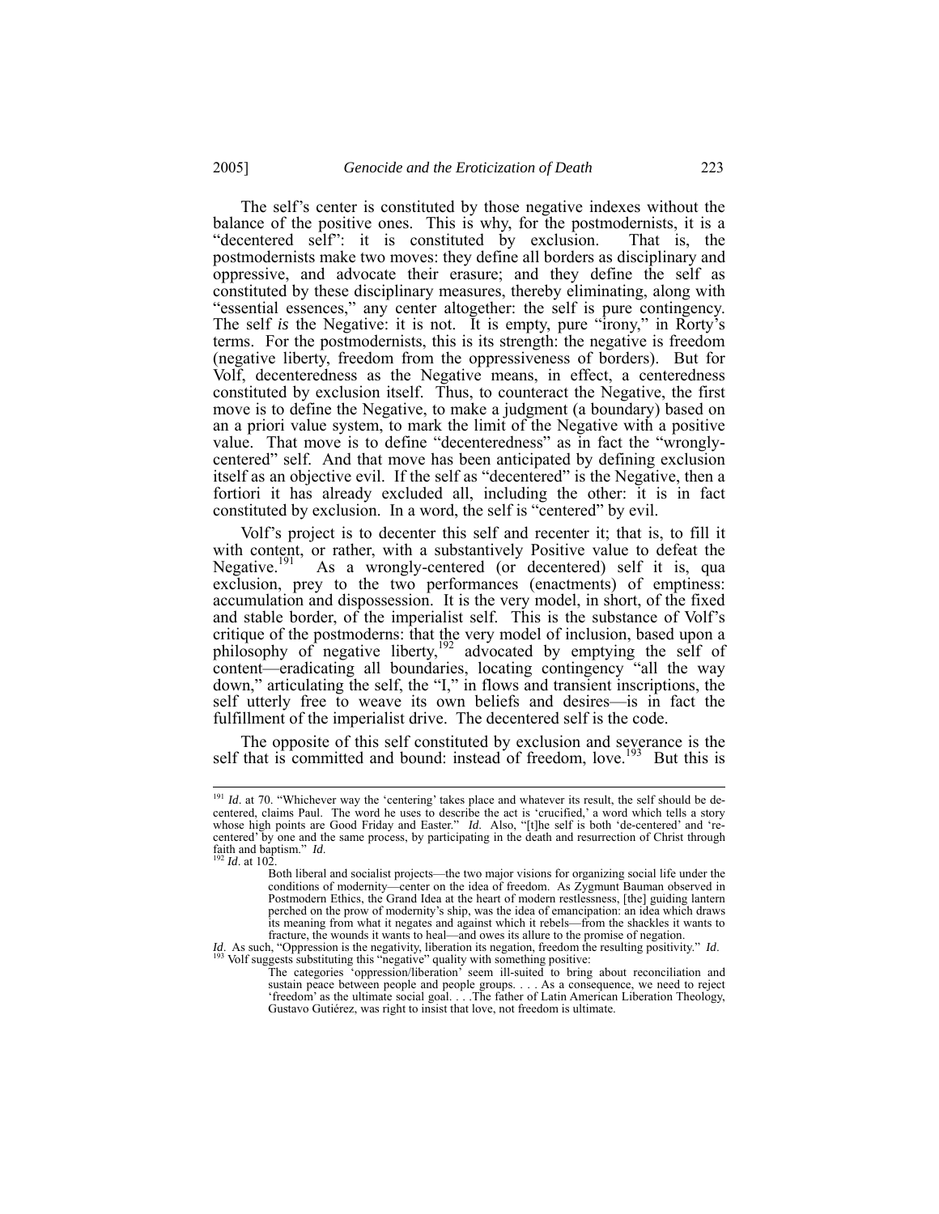The self's center is constituted by those negative indexes without the balance of the positive ones. This is why, for the postmodernists, it is a "decentered self": it is constituted by exclusion. That is, the postmodernists make two moves: they define all borders as disciplinary and oppressive, and advocate their erasure; and they define the self as constituted by these disciplinary measures, thereby eliminating, along with "essential essences," any center altogether: the self is pure contingency. The self *is* the Negative: it is not. It is empty, pure "irony," in Rorty's terms. For the postmodernists, this is its strength: the negative is freedom (negative liberty, freedom from the oppressiveness of borders). But for Volf, decenteredness as the Negative means, in effect, a centeredness constituted by exclusion itself. Thus, to counteract the Negative, the first move is to define the Negative, to make a judgment (a boundary) based on an a priori value system, to mark the limit of the Negative with a positive value. That move is to define "decenteredness" as in fact the "wrongly-centered" self. And that move has been anticipated by defining exclusion itself as an objective evil. If the self as "decentered" is the Negative, then a fortiori it has already excluded all, including the other: it is in fact constituted by exclusion. In a word, the self is "centered" by evil.

Volf's project is to decenter this self and recenter it; that is, to fill it with content, or rather, with a substantively Positive value to defeat the Negative.[191] As a wrongly-centered (or decentered) self it is, qua exclusion, prey to the two performances (enactments) of emptiness: accumulation and dispossession. It is the very model, in short, of the fixed and stable border, of the imperialist self. This is the substance of Volf's critique of the postmoderns: that the very model of inclusion, based upon a philosophy of negative liberty,[192] advocated by emptying the self of content—eradicating all boundaries, locating contingency "all the way down," articulating the self, the "I," in flows and transient inscriptions, the self utterly free to weave its own beliefs and desires—is in fact the fulfillment of the imperialist drive. The decentered self is the code.

The opposite of this self constituted by exclusion and severance is the self that is committed and bound: instead of freedom, love.[193] But this is

---

[191] *Id*. at 70. "Whichever way the 'centering' takes place and whatever its result, the self should be de-centered, claims Paul. The word he uses to describe the act is 'crucified,' a word which tells a story whose high points are Good Friday and Easter." *Id*. Also, "[t]he self is both 'de-centered' and 're-centered' by one and the same process, by participating in the death and resurrection of Christ through faith and baptism." *Id*.

[192] *Id*. at 102.

> Both liberal and socialist projects—the two major visions for organizing social life under the conditions of modernity—center on the idea of freedom. As Zygmunt Bauman observed in Postmodern Ethics, the Grand Idea at the heart of modern restlessness, [the] guiding lantern perched on the prow of modernity's ship, was the idea of emancipation: an idea which draws its meaning from what it negates and against which it rebels—from the shackles it wants to fracture, the wounds it wants to heal—and owes its allure to the promise of negation.

*Id*. As such, "Oppression is the negativity, liberation its negation, freedom the resulting positivity." *Id*.

[193] Volf suggests substituting this "negative" quality with something positive:

> The categories 'oppression/liberation' seem ill-suited to bring about reconciliation and sustain peace between people and people groups. . . . As a consequence, we need to reject 'freedom' as the ultimate social goal. . . .The father of Latin American Liberation Theology, Gustavo Gutiérez, was right to insist that love, not freedom is ultimate.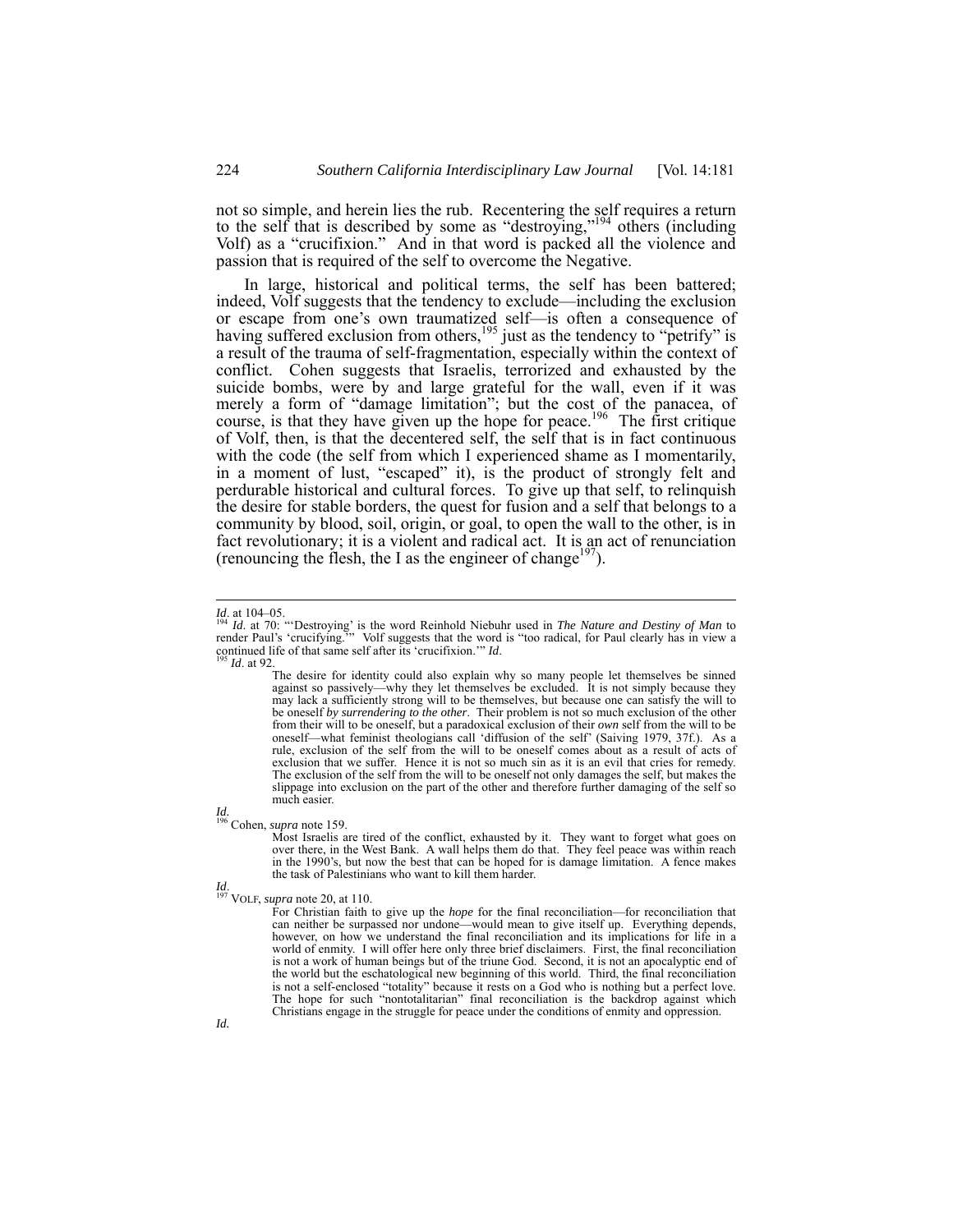not so simple, and herein lies the rub. Recentering the self requires a return to the self that is described by some as "destroying,"[194] others (including Volf) as a "crucifixion." And in that word is packed all the violence and passion that is required of the self to overcome the Negative.

In large, historical and political terms, the self has been battered; indeed, Volf suggests that the tendency to exclude—including the exclusion or escape from one's own traumatized self—is often a consequence of having suffered exclusion from others,[195] just as the tendency to "petrify" is a result of the trauma of self-fragmentation, especially within the context of conflict. Cohen suggests that Israelis, terrorized and exhausted by the suicide bombs, were by and large grateful for the wall, even if it was merely a form of "damage limitation"; but the cost of the panacea, of course, is that they have given up the hope for peace.[196] The first critique of Volf, then, is that the decentered self, the self that is in fact continuous with the code (the self from which I experienced shame as I momentarily, in a moment of lust, "escaped" it), is the product of strongly felt and perdurable historical and cultural forces. To give up that self, to relinquish the desire for stable borders, the quest for fusion and a self that belongs to a community by blood, soil, origin, or goal, to open the wall to the other, is in fact revolutionary; it is a violent and radical act. It is an act of renunciation (renouncing the flesh, the I as the engineer of change[197]).

---

*Id*. at 104–05.

[194] *Id*. at 70: "'Destroying' is the word Reinhold Niebuhr used in *The Nature and Destiny of Man* to render Paul's 'crucifying.'" Volf suggests that the word is "too radical, for Paul clearly has in view a continued life of that same self after its 'crucifixion.'" *Id*.

[195] *Id*. at 92.

> The desire for identity could also explain why so many people let themselves be sinned against so passively—why they let themselves be excluded. It is not simply because they may lack a sufficiently strong will to be themselves, but because one can satisfy the will to be oneself *by surrendering to the other*. Their problem is not so much exclusion of the other from their will to be oneself, but a paradoxical exclusion of their *own* self from the will to be oneself—what feminist theologians call 'diffusion of the self' (Saiving 1979, 37f.). As a rule, exclusion of the self from the will to be oneself comes about as a result of acts of exclusion that we suffer. Hence it is not so much sin as it is an evil that cries for remedy. The exclusion of the self from the will to be oneself not only damages the self, but makes the slippage into exclusion on the part of the other and therefore further damaging of the self so much easier.

*Id.*

[196] Cohen, *supra* note 159.

> Most Israelis are tired of the conflict, exhausted by it. They want to forget what goes on over there, in the West Bank. A wall helps them do that. They feel peace was within reach in the 1990's, but now the best that can be hoped for is damage limitation. A fence makes the task of Palestinians who want to kill them harder.

*Id.*

[197] VOLF, *supra* note 20, at 110.

> For Christian faith to give up the *hope* for the final reconciliation—for reconciliation that can neither be surpassed nor undone—would mean to give itself up. Everything depends, however, on how we understand the final reconciliation and its implications for life in a world of enmity. I will offer here only three brief disclaimers. First, the final reconciliation is not a work of human beings but of the triune God. Second, it is not an apocalyptic end of the world but the eschatological new beginning of this world. Third, the final reconciliation is not a self-enclosed "totality" because it rests on a God who is nothing but a perfect love. The hope for such "nontotalitarian" final reconciliation is the backdrop against which Christians engage in the struggle for peace under the conditions of enmity and oppression.

*Id.*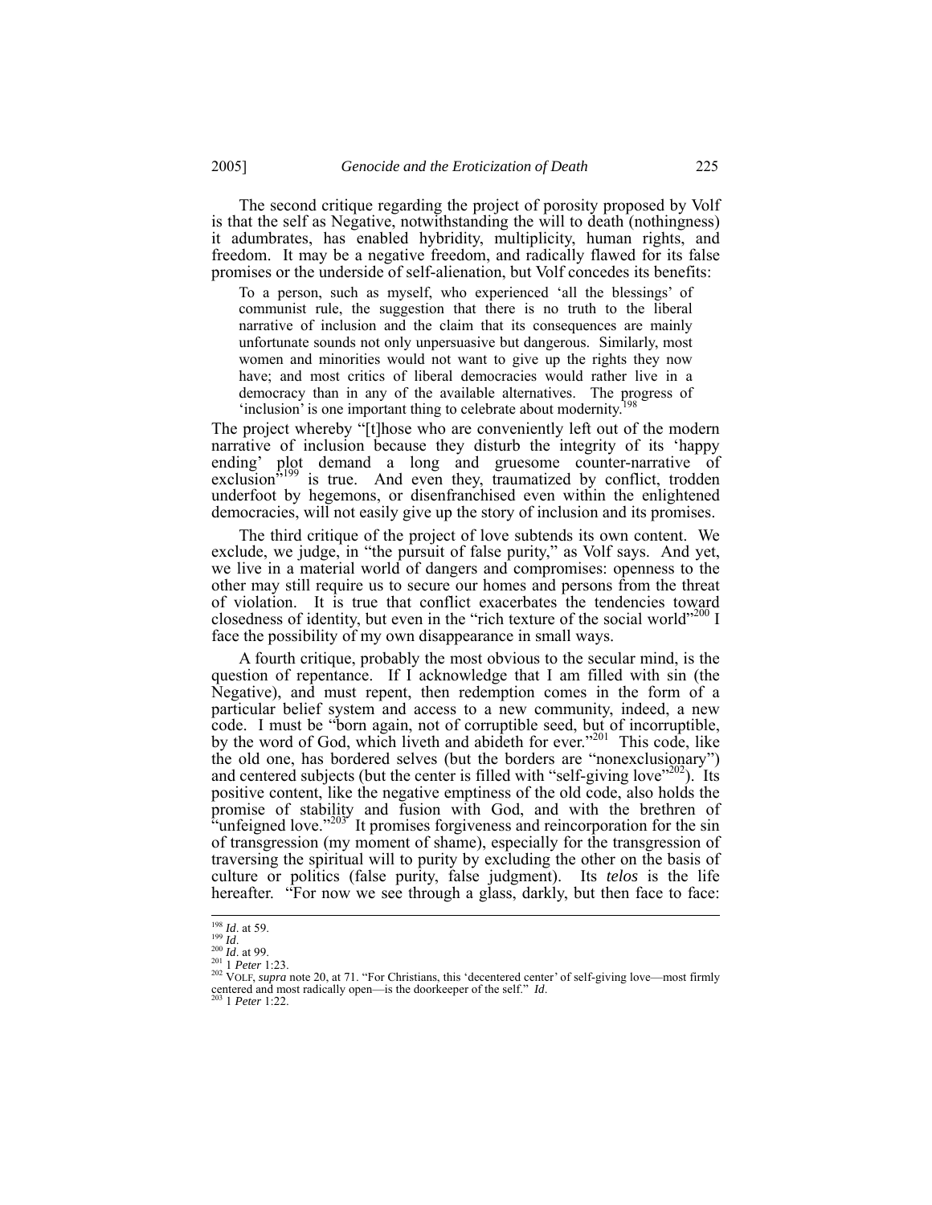The second critique regarding the project of porosity proposed by Volf is that the self as Negative, notwithstanding the will to death (nothingness) it adumbrates, has enabled hybridity, multiplicity, human rights, and freedom. It may be a negative freedom, and radically flawed for its false promises or the underside of self-alienation, but Volf concedes its benefits:

> To a person, such as myself, who experienced 'all the blessings' of communist rule, the suggestion that there is no truth to the liberal narrative of inclusion and the claim that its consequences are mainly unfortunate sounds not only unpersuasive but dangerous. Similarly, most women and minorities would not want to give up the rights they now have; and most critics of liberal democracies would rather live in a democracy than in any of the available alternatives. The progress of 'inclusion' is one important thing to celebrate about modernity.[198]

The project whereby "[t]hose who are conveniently left out of the modern narrative of inclusion because they disturb the integrity of its 'happy ending' plot demand a long and gruesome counter-narrative of exclusion"[199] is true. And even they, traumatized by conflict, trodden underfoot by hegemons, or disenfranchised even within the enlightened democracies, will not easily give up the story of inclusion and its promises.

The third critique of the project of love subtends its own content. We exclude, we judge, in "the pursuit of false purity," as Volf says. And yet, we live in a material world of dangers and compromises: openness to the other may still require us to secure our homes and persons from the threat of violation. It is true that conflict exacerbates the tendencies toward closedness of identity, but even in the "rich texture of the social world"[200] I face the possibility of my own disappearance in small ways.

A fourth critique, probably the most obvious to the secular mind, is the question of repentance. If I acknowledge that I am filled with sin (the Negative), and must repent, then redemption comes in the form of a particular belief system and access to a new community, indeed, a new code. I must be "born again, not of corruptible seed, but of incorruptible, by the word of God, which liveth and abideth for ever."[201] This code, like the old one, has bordered selves (but the borders are "nonexclusionary") and centered subjects (but the center is filled with "self-giving love"[202]). Its positive content, like the negative emptiness of the old code, also holds the promise of stability and fusion with God, and with the brethren of "unfeigned love."[203] It promises forgiveness and reincorporation for the sin of transgression (my moment of shame), especially for the transgression of traversing the spiritual will to purity by excluding the other on the basis of culture or politics (false purity, false judgment). Its *telos* is the life hereafter. "For now we see through a glass, darkly, but then face to face:

---

[198] *Id*. at 59.

[199] *Id*.

[200] *Id*. at 99.

[201] 1 *Peter* 1:23.

[202] VOLF, *supra* note 20, at 71. "For Christians, this 'decentered center' of self-giving love—most firmly centered and most radically open—is the doorkeeper of the self." *Id*.

[203] 1 *Peter* 1:22.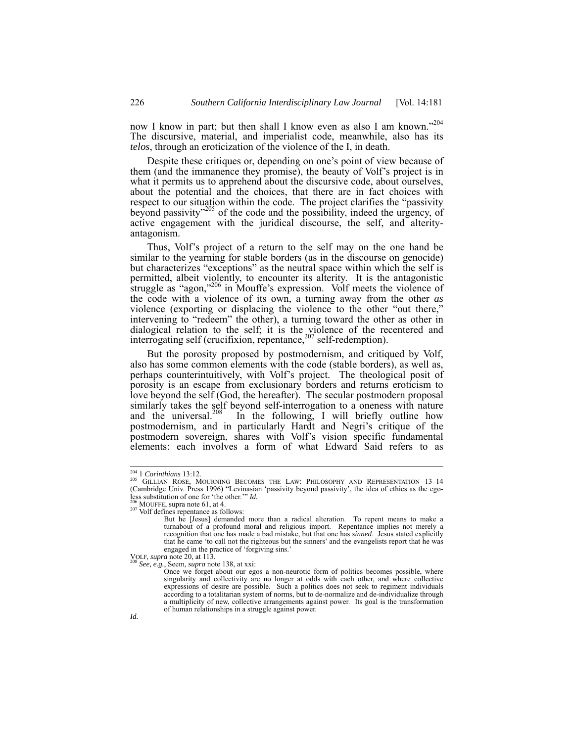now I know in part; but then shall I know even as also I am known."[204] The discursive, material, and imperialist code, meanwhile, also has its *telos*, through an eroticization of the violence of the I, in death.

Despite these critiques or, depending on one's point of view because of them (and the immanence they promise), the beauty of Volf's project is in what it permits us to apprehend about the discursive code, about ourselves, about the potential and the choices, that there are in fact choices with respect to our situation within the code. The project clarifies the "passivity beyond passivity"[205] of the code and the possibility, indeed the urgency, of active engagement with the juridical discourse, the self, and alterity-antagonism.

Thus, Volf's project of a return to the self may on the one hand be similar to the yearning for stable borders (as in the discourse on genocide) but characterizes "exceptions" as the neutral space within which the self is permitted, albeit violently, to encounter its alterity. It is the antagonistic struggle as "agon,"[206] in Mouffe's expression. Volf meets the violence of the code with a violence of its own, a turning away from the other *as* violence (exporting or displacing the violence to the other "out there," intervening to "redeem" the other), a turning toward the other as other in dialogical relation to the self; it is the violence of the recentered and interrogating self (crucifixion, repentance,[207] self-redemption).

But the porosity proposed by postmodernism, and critiqued by Volf, also has some common elements with the code (stable borders), as well as, perhaps counterintuitively, with Volf's project. The theological posit of porosity is an escape from exclusionary borders and returns eroticism to love beyond the self (God, the hereafter). The secular postmodern proposal similarly takes the self beyond self-interrogation to a oneness with nature and the universal.[208] In the following, I will briefly outline how postmodernism, and in particularly Hardt and Negri's critique of the postmodern sovereign, shares with Volf's vision specific fundamental elements: each involves a form of what Edward Said refers to as

---

[204] 1 *Corinthians* 13:12.

[205] GILLIAN ROSE, MOURNING BECOMES THE LAW: PHILOSOPHY AND REPRESENTATION 13–14 (Cambridge Univ. Press 1996) "Levinasian 'passivity beyond passivity', the idea of ethics as the ego-less substitution of one for 'the other.'" *Id.*

[206] MOUFFE, supra note 61, at 4.

[207] Volf defines repentance as follows:

> But he [Jesus] demanded more than a radical alteration. To repent means to make a turnabout of a profound moral and religious import. Repentance implies not merely a recognition that one has made a bad mistake, but that one has *sinned*. Jesus stated explicitly that he came 'to call not the righteous but the sinners' and the evangelists report that he was engaged in the practice of 'forgiving sins.'

VOLF, *supra* note 20, at 113.

[208] *See, e.g.*, Seem, *supra* note 138, at xxi:

> Once we forget about our egos a non-neurotic form of politics becomes possible, where singularity and collectivity are no longer at odds with each other, and where collective expressions of desire are possible. Such a politics does not seek to regiment individuals according to a totalitarian system of norms, but to de-normalize and de-individualize through a multiplicity of new, collective arrangements against power. Its goal is the transformation of human relationships in a struggle against power.

*Id.*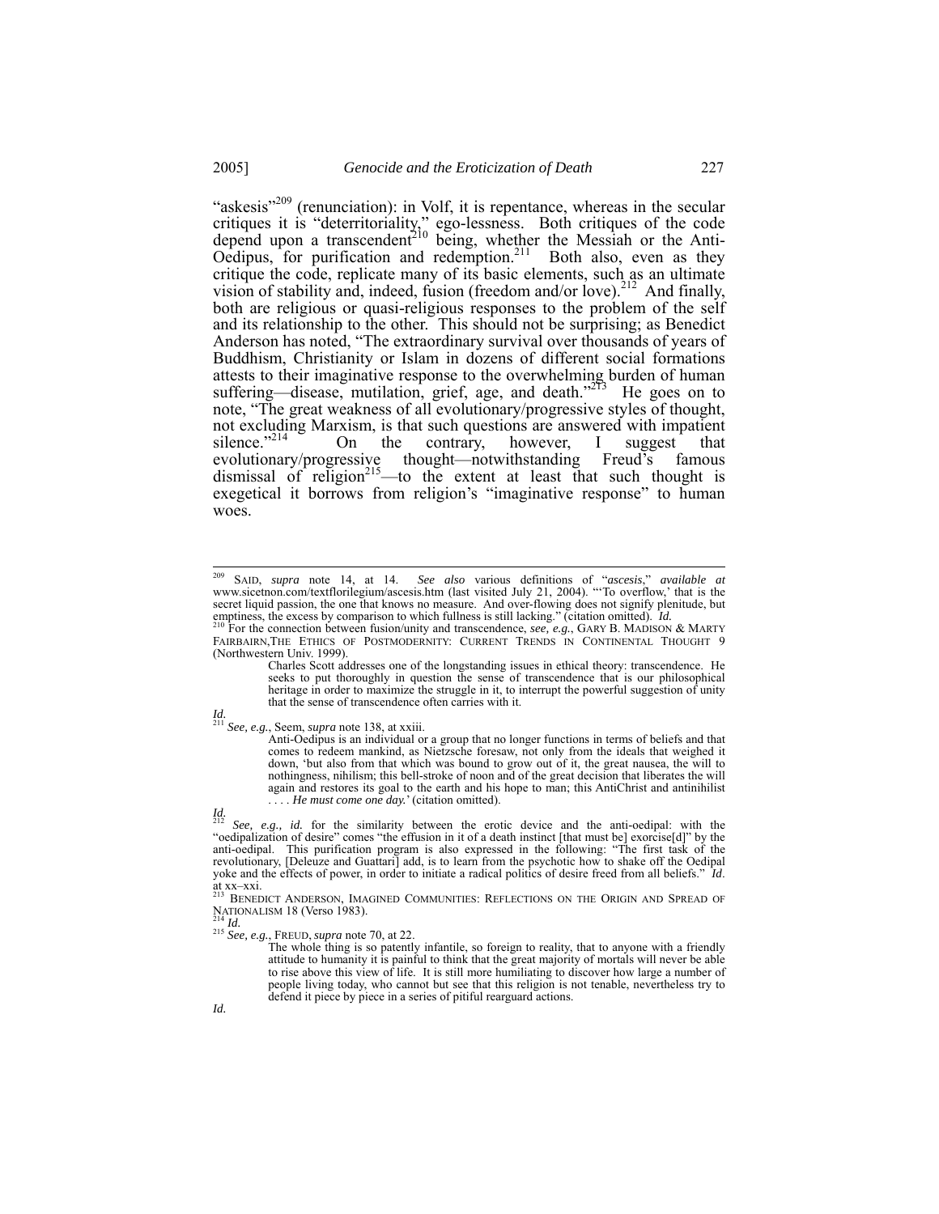"askesis"[209] (renunciation): in Volf, it is repentance, whereas in the secular critiques it is "deterritoriality," ego-lessness. Both critiques of the code depend upon a transcendent[210] being, whether the Messiah or the Anti-Oedipus, for purification and redemption.[211] Both also, even as they critique the code, replicate many of its basic elements, such as an ultimate vision of stability and, indeed, fusion (freedom and/or love).[212] And finally, both are religious or quasi-religious responses to the problem of the self and its relationship to the other. This should not be surprising; as Benedict Anderson has noted, "The extraordinary survival over thousands of years of Buddhism, Christianity or Islam in dozens of different social formations attests to their imaginative response to the overwhelming burden of human suffering—disease, mutilation, grief, age, and death."[213] He goes on to note, "The great weakness of all evolutionary/progressive styles of thought, not excluding Marxism, is that such questions are answered with impatient silence."[214] On the contrary, however, I suggest that evolutionary/progressive thought—notwithstanding Freud's famous dismissal of religion[215]—to the extent at least that such thought is exegetical it borrows from religion's "imaginative response" to human woes.

---

[209] SAID, *supra* note 14, at 14. *See also* various definitions of "*ascesis*," *available at* www.sicetnon.com/textflorilegium/ascesis.htm (last visited July 21, 2004). "'To overflow,' that is the secret liquid passion, the one that knows no measure. And over-flowing does not signify plenitude, but emptiness, the excess by comparison to which fullness is still lacking." (citation omitted). *Id.*

[210] For the connection between fusion/unity and transcendence, *see, e.g.*, GARY B. MADISON & MARTY FAIRBAIRN, THE ETHICS OF POSTMODERNITY: CURRENT TRENDS IN CONTINENTAL THOUGHT 9 (Northwestern Univ. 1999).

> Charles Scott addresses one of the longstanding issues in ethical theory: transcendence. He seeks to put thoroughly in question the sense of transcendence that is our philosophical heritage in order to maximize the struggle in it, to interrupt the powerful suggestion of unity that the sense of transcendence often carries with it.

*Id.*

[211] *See, e.g.*, Seem, *supra* note 138, at xxiii.

> Anti-Oedipus is an individual or a group that no longer functions in terms of beliefs and that comes to redeem mankind, as Nietzsche foresaw, not only from the ideals that weighed it down, 'but also from that which was bound to grow out of it, the great nausea, the will to nothingness, nihilism; this bell-stroke of noon and of the great decision that liberates the will again and restores its goal to the earth and his hope to man; this AntiChrist and antinihilist . . . . *He must come one day.*' (citation omitted).

*Id.*

[212] *See, e.g., id.* for the similarity between the erotic device and the anti-oedipal: with the "oedipalization of desire" comes "the effusion in it of a death instinct [that must be] exorcise[d]" by the anti-oedipal. This purification program is also expressed in the following: "The first task of the revolutionary, [Deleuze and Guattari] add, is to learn from the psychotic how to shake off the Oedipal yoke and the effects of power, in order to initiate a radical politics of desire freed from all beliefs." *Id.* at xx–xxi.

[213] BENEDICT ANDERSON, IMAGINED COMMUNITIES: REFLECTIONS ON THE ORIGIN AND SPREAD OF NATIONALISM 18 (Verso 1983).

[214] *Id.*

[215] *See, e.g.*, FREUD, *supra* note 70, at 22.

> The whole thing is so patently infantile, so foreign to reality, that to anyone with a friendly attitude to humanity it is painful to think that the great majority of mortals will never be able to rise above this view of life. It is still more humiliating to discover how large a number of people living today, who cannot but see that this religion is not tenable, nevertheless try to defend it piece by piece in a series of pitiful rearguard actions.

*Id.*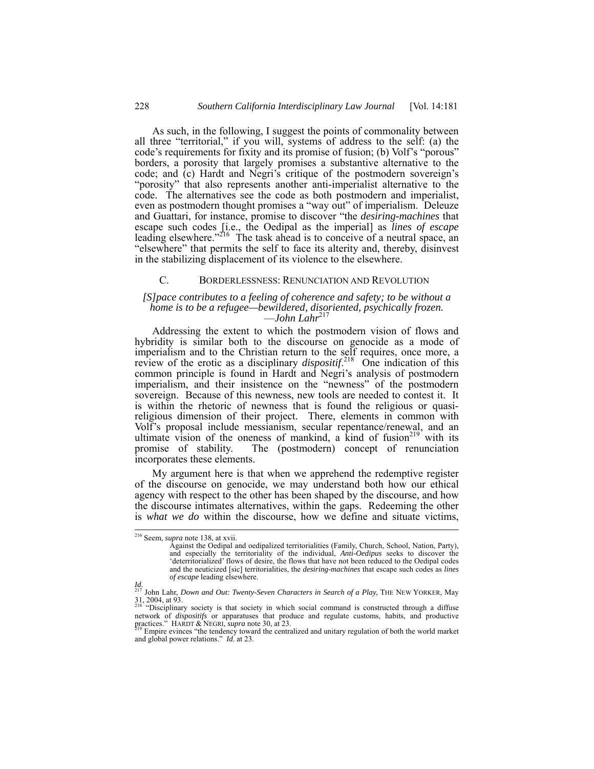As such, in the following, I suggest the points of commonality between all three "territorial," if you will, systems of address to the self: (a) the code's requirements for fixity and its promise of fusion; (b) Volf's "porous" borders, a porosity that largely promises a substantive alternative to the code; and (c) Hardt and Negri's critique of the postmodern sovereign's "porosity" that also represents another anti-imperialist alternative to the code. The alternatives see the code as both postmodern and imperialist, even as postmodern thought promises a "way out" of imperialism. Deleuze and Guattari, for instance, promise to discover "the *desiring-machines* that escape such codes [i.e., the Oedipal as the imperial] as *lines of escape* leading elsewhere."[216] The task ahead is to conceive of a neutral space, an "elsewhere" that permits the self to face its alterity and, thereby, disinvest in the stabilizing displacement of its violence to the elsewhere.

### C. Borderlessness: Renunciation and Revolution

*[S]pace contributes to a feeling of coherence and safety; to be without a home is to be a refugee—bewildered, disoriented, psychically frozen.*
*—John Lahr*[217]

Addressing the extent to which the postmodern vision of flows and hybridity is similar both to the discourse on genocide as a mode of imperialism and to the Christian return to the self requires, once more, a review of the erotic as a disciplinary *dispositif*.[218] One indication of this common principle is found in Hardt and Negri's analysis of postmodern imperialism, and their insistence on the "newness" of the postmodern sovereign. Because of this newness, new tools are needed to contest it. It is within the rhetoric of newness that is found the religious or quasi-religious dimension of their project. There, elements in common with Volf's proposal include messianism, secular repentance/renewal, and an ultimate vision of the oneness of mankind, a kind of fusion[219] with its promise of stability. The (postmodern) concept of renunciation incorporates these elements.

My argument here is that when we apprehend the redemptive register of the discourse on genocide, we may understand both how our ethical agency with respect to the other has been shaped by the discourse, and how the discourse intimates alternatives, within the gaps. Redeeming the other is *what we do* within the discourse, how we define and situate victims,

---

[216] Seem, *supra* note 138, at xvii.

> Against the Oedipal and oedipalized territorialities (Family, Church, School, Nation, Party), and especially the territoriality of the individual, *Anti-Oedipus* seeks to discover the 'deterritorialized' flows of desire, the flows that have not been reduced to the Oedipal codes and the neuticized [sic] territorialities, the *desiring-machines* that escape such codes as *lines of escape* leading elsewhere.

*Id.*

[217] John Lahr, *Down and Out: Twenty-Seven Characters in Search of a Play*, The New Yorker, May 31, 2004, at 93.

[218] "Disciplinary society is that society in which social command is constructed through a diffuse network of *dispositifs* or apparatuses that produce and regulate customs, habits, and productive practices." Hardt & Negri, *supra* note 30, at 23.

[219] Empire evinces "the tendency toward the centralized and unitary regulation of both the world market and global power relations." *Id*. at 23.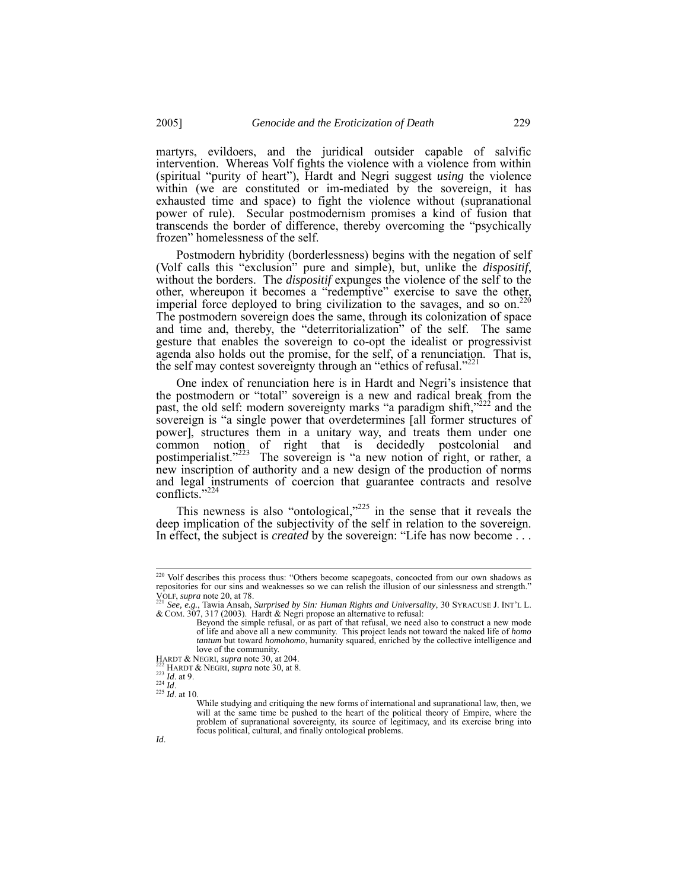martyrs, evildoers, and the juridical outsider capable of salvific intervention. Whereas Volf fights the violence with a violence from within (spiritual "purity of heart"), Hardt and Negri suggest *using* the violence within (we are constituted or im-mediated by the sovereign, it has exhausted time and space) to fight the violence without (supranational power of rule). Secular postmodernism promises a kind of fusion that transcends the border of difference, thereby overcoming the "psychically frozen" homelessness of the self.

Postmodern hybridity (borderlessness) begins with the negation of self (Volf calls this "exclusion" pure and simple), but, unlike the *dispositif*, without the borders. The *dispositif* expunges the violence of the self to the other, whereupon it becomes a "redemptive" exercise to save the other, imperial force deployed to bring civilization to the savages, and so on.[220] The postmodern sovereign does the same, through its colonization of space and time and, thereby, the "deterritorialization" of the self. The same gesture that enables the sovereign to co-opt the idealist or progressivist agenda also holds out the promise, for the self, of a renunciation. That is, the self may contest sovereignty through an "ethics of refusal."[221]

One index of renunciation here is in Hardt and Negri's insistence that the postmodern or "total" sovereign is a new and radical break from the past, the old self: modern sovereignty marks "a paradigm shift,"[222] and the sovereign is "a single power that overdetermines [all former structures of power], structures them in a unitary way, and treats them under one common notion of right that is decidedly postcolonial and postimperialist."[223] The sovereign is "a new notion of right, or rather, a new inscription of authority and a new design of the production of norms and legal instruments of coercion that guarantee contracts and resolve conflicts."[224]

This newness is also "ontological,"[225] in the sense that it reveals the deep implication of the subjectivity of the self in relation to the sovereign. In effect, the subject is *created* by the sovereign: "Life has now become . . .

---

[220] Volf describes this process thus: "Others become scapegoats, concocted from our own shadows as repositories for our sins and weaknesses so we can relish the illusion of our sinlessness and strength." VOLF, *supra* note 20, at 78.

[221] *See, e.g.*, Tawia Ansah, *Surprised by Sin: Human Rights and Universality*, 30 SYRACUSE J. INT'L L. & COM. 307, 317 (2003). Hardt & Negri propose an alternative to refusal:

> Beyond the simple refusal, or as part of that refusal, we need also to construct a new mode of life and above all a new community. This project leads not toward the naked life of *homo tantum* but toward *homohomo*, humanity squared, enriched by the collective intelligence and love of the community.

HARDT & NEGRI, *supra* note 30, at 204.

[222] HARDT & NEGRI, *supra* note 30, at 8.

[223] *Id*. at 9.

[224] *Id*.

[225] *Id*. at 10.

> While studying and critiquing the new forms of international and supranational law, then, we will at the same time be pushed to the heart of the political theory of Empire, where the problem of supranational sovereignty, its source of legitimacy, and its exercise bring into focus political, cultural, and finally ontological problems.

*Id*.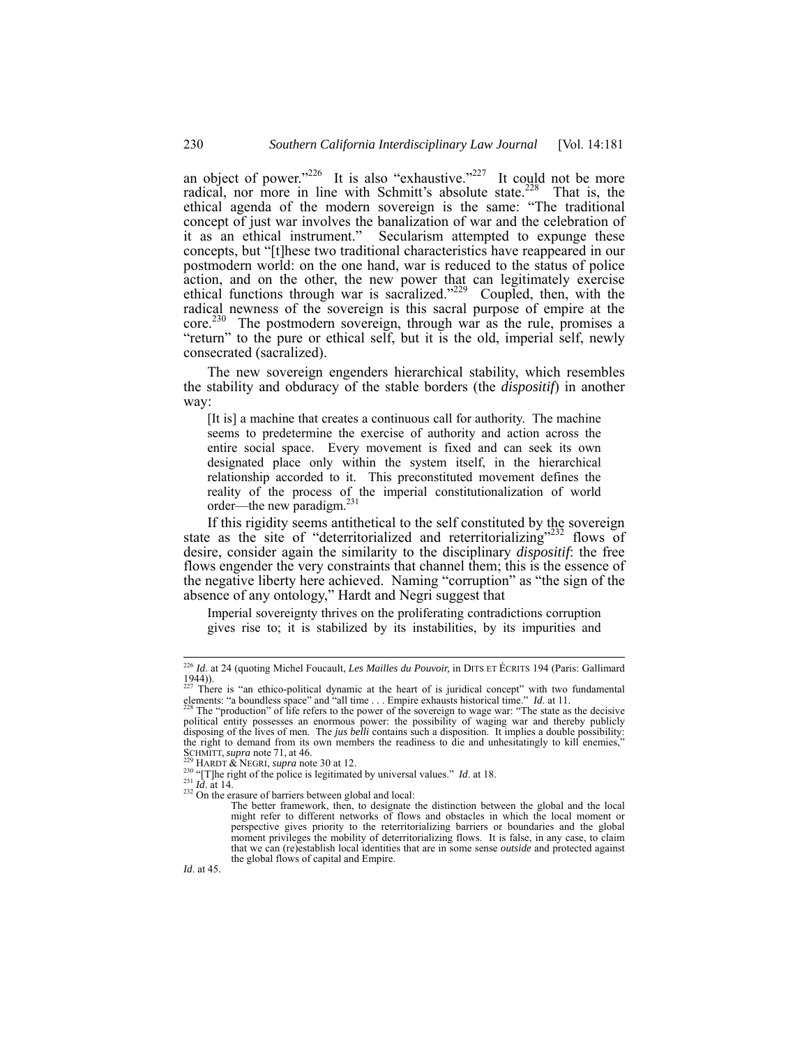an object of power."[226] It is also "exhaustive."[227] It could not be more radical, nor more in line with Schmitt's absolute state.[228] That is, the ethical agenda of the modern sovereign is the same: "The traditional concept of just war involves the banalization of war and the celebration of it as an ethical instrument." Secularism attempted to expunge these concepts, but "[t]hese two traditional characteristics have reappeared in our postmodern world: on the one hand, war is reduced to the status of police action, and on the other, the new power that can legitimately exercise ethical functions through war is sacralized."[229] Coupled, then, with the radical newness of the sovereign is this sacral purpose of empire at the core.[230] The postmodern sovereign, through war as the rule, promises a "return" to the pure or ethical self, but it is the old, imperial self, newly consecrated (sacralized).

The new sovereign engenders hierarchical stability, which resembles the stability and obduracy of the stable borders (the *dispositif*) in another way:

> [It is] a machine that creates a continuous call for authority. The machine seems to predetermine the exercise of authority and action across the entire social space. Every movement is fixed and can seek its own designated place only within the system itself, in the hierarchical relationship accorded to it. This preconstituted movement defines the reality of the process of the imperial constitutionalization of world order—the new paradigm.[231]

If this rigidity seems antithetical to the self constituted by the sovereign state as the site of "deterritorialized and reterritorializing"[232] flows of desire, consider again the similarity to the disciplinary *dispositif*: the free flows engender the very constraints that channel them; this is the essence of the negative liberty here achieved. Naming "corruption" as "the sign of the absence of any ontology," Hardt and Negri suggest that

> Imperial sovereignty thrives on the proliferating contradictions corruption gives rise to; it is stabilized by its instabilities, by its impurities and

---

[226] *Id*. at 24 (quoting Michel Foucault, *Les Mailles du Pouvoir,* in DITS ET ÉCRITS 194 (Paris: Gallimard 1944)).

[227] There is "an ethico-political dynamic at the heart of is juridical concept" with two fundamental elements: "a boundless space" and "all time . . . Empire exhausts historical time." *Id*. at 11.

[228] The "production" of life refers to the power of the sovereign to wage war: "The state as the decisive political entity possesses an enormous power: the possibility of waging war and thereby publicly disposing of the lives of men. The *jus belli* contains such a disposition. It implies a double possibility: the right to demand from its own members the readiness to die and unhesitatingly to kill enemies," SCHMITT, *supra* note 71, at 46.

[229] HARDT & NEGRI, *supra* note 30 at 12.

[230] "[T]he right of the police is legitimated by universal values." *Id*. at 18.

[231] *Id*. at 14.

[232] On the erasure of barriers between global and local:

> The better framework, then, to designate the distinction between the global and the local might refer to different networks of flows and obstacles in which the local moment or perspective gives priority to the reterritorializing barriers or boundaries and the global moment privileges the mobility of deterritorializing flows. It is false, in any case, to claim that we can (re)establish local identities that are in some sense *outside* and protected against the global flows of capital and Empire.

*Id*. at 45.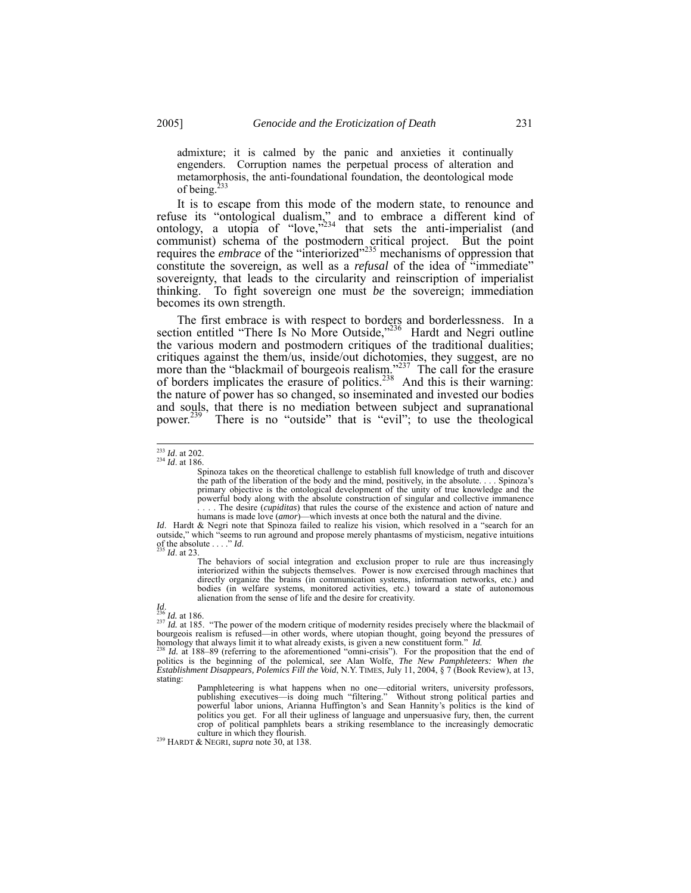> admixture; it is calmed by the panic and anxieties it continually engenders. Corruption names the perpetual process of alteration and metamorphosis, the anti-foundational foundation, the deontological mode of being.[233]

It is to escape from this mode of the modern state, to renounce and refuse its "ontological dualism," and to embrace a different kind of ontology, a utopia of "love,"[234] that sets the anti-imperialist (and communist) schema of the postmodern critical project. But the point requires the *embrace* of the "interiorized"[235] mechanisms of oppression that constitute the sovereign, as well as a *refusal* of the idea of "immediate" sovereignty, that leads to the circularity and reinscription of imperialist thinking. To fight sovereign one must *be* the sovereign; immediation becomes its own strength.

The first embrace is with respect to borders and borderlessness. In a section entitled "There Is No More Outside,"[236] Hardt and Negri outline the various modern and postmodern critiques of the traditional dualities; critiques against the them/us, inside/out dichotomies, they suggest, are no more than the "blackmail of bourgeois realism."[237] The call for the erasure of borders implicates the erasure of politics.[238] And this is their warning: the nature of power has so changed, so inseminated and invested our bodies and souls, that there is no mediation between subject and supranational power.[239] There is no "outside" that is "evil"; to use the theological

---

[233] *Id*. at 202.

[234] *Id*. at 186.

> Spinoza takes on the theoretical challenge to establish full knowledge of truth and discover the path of the liberation of the body and the mind, positively, in the absolute. . . . Spinoza's primary objective is the ontological development of the unity of true knowledge and the powerful body along with the absolute construction of singular and collective immanence . . . . The desire (*cupiditas*) that rules the course of the existence and action of nature and humans is made love (*amor*)—which invests at once both the natural and the divine.

*Id*. Hardt & Negri note that Spinoza failed to realize his vision, which resolved in a "search for an outside," which "seems to run aground and propose merely phantasms of mysticism, negative intuitions of the absolute . . . ." *Id*.

[235] *Id*. at 23.

> The behaviors of social integration and exclusion proper to rule are thus increasingly interiorized within the subjects themselves. Power is now exercised through machines that directly organize the brains (in communication systems, information networks, etc.) and bodies (in welfare systems, monitored activities, etc.) toward a state of autonomous alienation from the sense of life and the desire for creativity.

*Id*.

[236] *Id.* at 186.

[237] *Id.* at 185. "The power of the modern critique of modernity resides precisely where the blackmail of bourgeois realism is refused—in other words, where utopian thought, going beyond the pressures of homology that always limit it to what already exists, is given a new constituent form." *Id.*

[238] *Id.* at 188–89 (referring to the aforementioned "omni-crisis"). For the proposition that the end of politics is the beginning of the polemical, *see* Alan Wolfe, *The New Pamphleteers: When the Establishment Disappears, Polemics Fill the Void*, N.Y. TIMES, July 11, 2004, § 7 (Book Review), at 13, stating:

> Pamphleteering is what happens when no one—editorial writers, university professors, publishing executives—is doing much "filtering." Without strong political parties and powerful labor unions, Arianna Huffington's and Sean Hannity's politics is the kind of politics you get. For all their ugliness of language and unpersuasive fury, then, the current crop of political pamphlets bears a striking resemblance to the increasingly democratic culture in which they flourish.

[239] HARDT & NEGRI, *supra* note 30, at 138.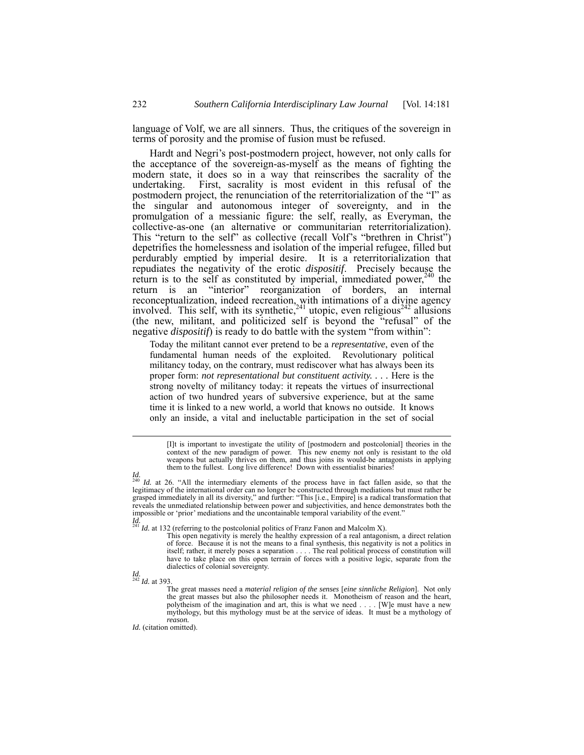language of Volf, we are all sinners. Thus, the critiques of the sovereign in terms of porosity and the promise of fusion must be refused.

Hardt and Negri's post-postmodern project, however, not only calls for the acceptance of the sovereign-as-myself as the means of fighting the modern state, it does so in a way that reinscribes the sacrality of the undertaking. First, sacrality is most evident in this refusal of the postmodern project, the renunciation of the reterritorialization of the "I" as the singular and autonomous integer of sovereignty, and in the promulgation of a messianic figure: the self, really, as Everyman, the collective-as-one (an alternative or communitarian reterritorialization). This "return to the self" as collective (recall Volf's "brethren in Christ") depetrifies the homelessness and isolation of the imperial refugee, filled but perdurably emptied by imperial desire. It is a reterritorialization that repudiates the negativity of the erotic *dispositif*. Precisely because the return is to the self as constituted by imperial, immediated power,[240] the return is an "interior" reorganization of borders, an internal reconceptualization, indeed recreation, with intimations of a divine agency involved. This self, with its synthetic,[241] utopic, even religious[242] allusions (the new, militant, and politicized self is beyond the "refusal" of the negative *dispositif*) is ready to do battle with the system "from within":

> Today the militant cannot ever pretend to be a *representative*, even of the fundamental human needs of the exploited. Revolutionary political militancy today, on the contrary, must rediscover what has always been its proper form: *not representational but constituent activity*. . . . Here is the strong novelty of militancy today: it repeats the virtues of insurrectional action of two hundred years of subversive experience, but at the same time it is linked to a new world, a world that knows no outside. It knows only an inside, a vital and ineluctable participation in the set of social

---

> [I]t is important to investigate the utility of [postmodern and postcolonial] theories in the context of the new paradigm of power. This new enemy not only is resistant to the old weapons but actually thrives on them, and thus joins its would-be antagonists in applying them to the fullest. Long live difference! Down with essentialist binaries!

*Id.*

[240] *Id.* at 26. "All the intermediary elements of the process have in fact fallen aside, so that the legitimacy of the international order can no longer be constructed through mediations but must rather be grasped immediately in all its diversity," and further: "This [i.e., Empire] is a radical transformation that reveals the unmediated relationship between power and subjectivities, and hence demonstrates both the impossible or 'prior' mediations and the uncontainable temporal variability of the event." *Id.*

[241] *Id.* at 132 (referring to the postcolonial politics of Franz Fanon and Malcolm X).

> This open negativity is merely the healthy expression of a real antagonism, a direct relation of force. Because it is not the means to a final synthesis, this negativity is not a politics in itself; rather, it merely poses a separation . . . . The real political process of constitution will have to take place on this open terrain of forces with a positive logic, separate from the dialectics of colonial sovereignty.

*Id.*

[242] *Id.* at 393.

> The great masses need a *material religion of the senses* [*eine sinnliche Religion*]. Not only the great masses but also the philosopher needs it. Monotheism of reason and the heart, polytheism of the imagination and art, this is what we need . . . . [W]e must have a new mythology, but this mythology must be at the service of ideas. It must be a mythology of *reason*.

*Id.* (citation omitted).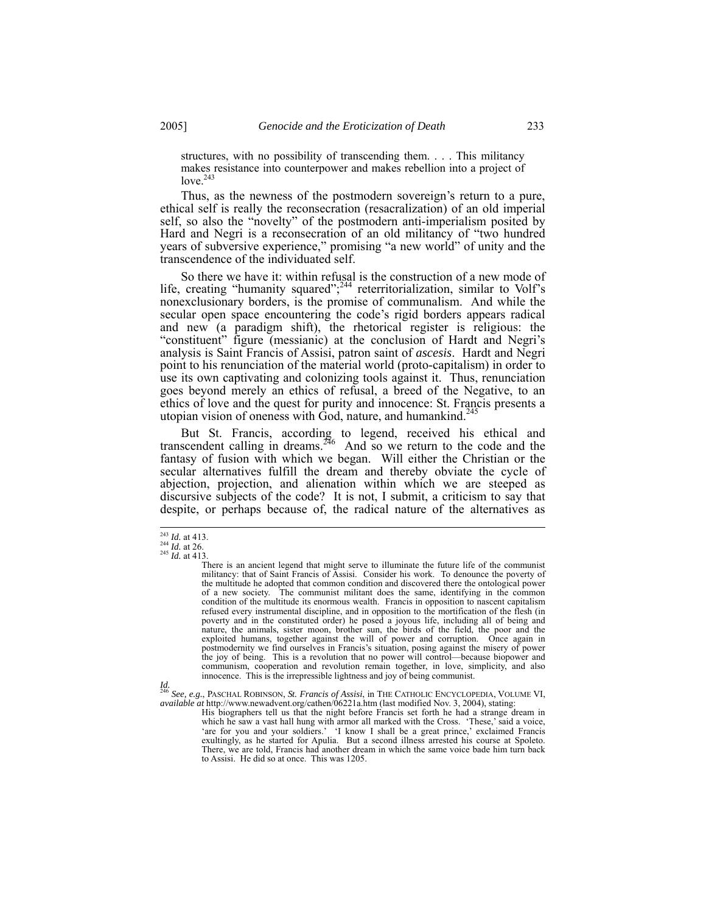> structures, with no possibility of transcending them. . . . This militancy makes resistance into counterpower and makes rebellion into a project of love.[243]

Thus, as the newness of the postmodern sovereign's return to a pure, ethical self is really the reconsecration (resacralization) of an old imperial self, so also the "novelty" of the postmodern anti-imperialism posited by Hard and Negri is a reconsecration of an old militancy of "two hundred years of subversive experience," promising "a new world" of unity and the transcendence of the individuated self.

So there we have it: within refusal is the construction of a new mode of life, creating "humanity squared";[244] reterritorialization, similar to Volf's nonexclusionary borders, is the promise of communalism. And while the secular open space encountering the code's rigid borders appears radical and new (a paradigm shift), the rhetorical register is religious: the "constituent" figure (messianic) at the conclusion of Hardt and Negri's analysis is Saint Francis of Assisi, patron saint of *ascesis*. Hardt and Negri point to his renunciation of the material world (proto-capitalism) in order to use its own captivating and colonizing tools against it. Thus, renunciation goes beyond merely an ethics of refusal, a breed of the Negative, to an ethics of love and the quest for purity and innocence: St. Francis presents a utopian vision of oneness with God, nature, and humankind.[245]

But St. Francis, according to legend, received his ethical and transcendent calling in dreams.[246] And so we return to the code and the fantasy of fusion with which we began. Will either the Christian or the secular alternatives fulfill the dream and thereby obviate the cycle of abjection, projection, and alienation within which we are steeped as discursive subjects of the code? It is not, I submit, a criticism to say that despite, or perhaps because of, the radical nature of the alternatives as

---

[243] *Id.* at 413.

[244] *Id.* at 26.

[245] *Id.* at 413.

> There is an ancient legend that might serve to illuminate the future life of the communist militancy: that of Saint Francis of Assisi. Consider his work. To denounce the poverty of the multitude he adopted that common condition and discovered there the ontological power of a new society. The communist militant does the same, identifying in the common condition of the multitude its enormous wealth. Francis in opposition to nascent capitalism refused every instrumental discipline, and in opposition to the mortification of the flesh (in poverty and in the constituted order) he posed a joyous life, including all of being and nature, the animals, sister moon, brother sun, the birds of the field, the poor and the exploited humans, together against the will of power and corruption. Once again in postmodernity we find ourselves in Francis's situation, posing against the misery of power the joy of being. This is a revolution that no power will control—because biopower and communism, cooperation and revolution remain together, in love, simplicity, and also innocence. This is the irrepressible lightness and joy of being communist.

*Id.*

[246] *See, e.g.*, PASCHAL ROBINSON, *St. Francis of Assisi*, in THE CATHOLIC ENCYCLOPEDIA, VOLUME VI, *available at* http://www.newadvent.org/cathen/06221a.htm (last modified Nov. 3, 2004), stating:

> His biographers tell us that the night before Francis set forth he had a strange dream in which he saw a vast hall hung with armor all marked with the Cross. 'These,' said a voice, 'are for you and your soldiers.' 'I know I shall be a great prince,' exclaimed Francis exultingly, as he started for Apulia. But a second illness arrested his course at Spoleto. There, we are told, Francis had another dream in which the same voice bade him turn back to Assisi. He did so at once. This was 1205.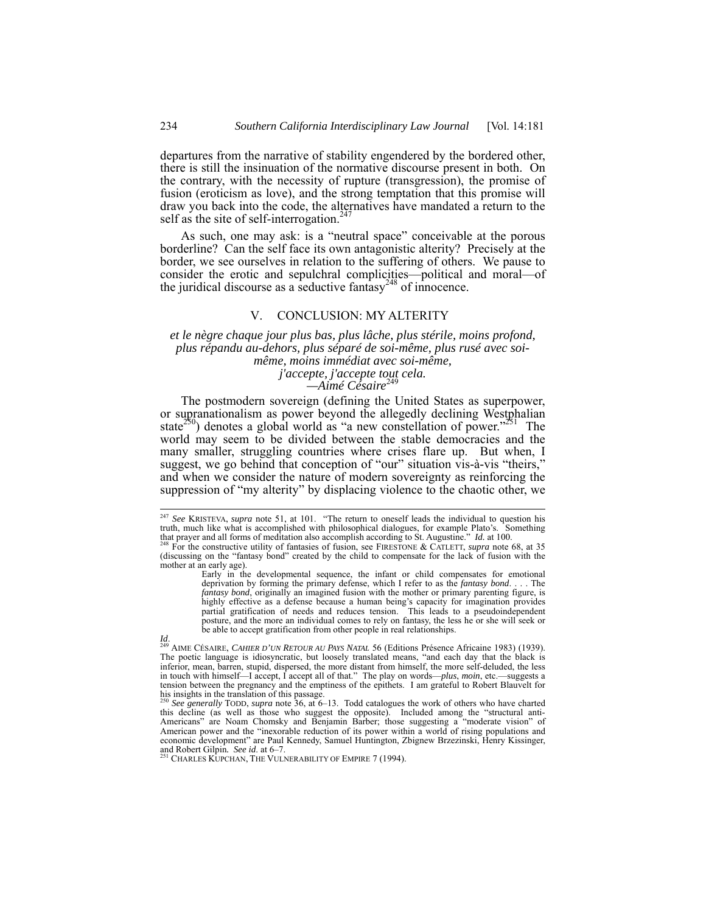departures from the narrative of stability engendered by the bordered other, there is still the insinuation of the normative discourse present in both. On the contrary, with the necessity of rupture (transgression), the promise of fusion (eroticism as love), and the strong temptation that this promise will draw you back into the code, the alternatives have mandated a return to the self as the site of self-interrogation.[247]

As such, one may ask: is a "neutral space" conceivable at the porous borderline? Can the self face its own antagonistic alterity? Precisely at the border, we see ourselves in relation to the suffering of others. We pause to consider the erotic and sepulchral complicities—political and moral—of the juridical discourse as a seductive fantasy[248] of innocence.

## V. CONCLUSION: MY ALTERITY

*et le nègre chaque jour plus bas, plus lâche, plus stérile, moins profond, plus répandu au-dehors, plus séparé de soi-même, plus rusé avec soi-même, moins immédiat avec soi-même,*
*j'accepte, j'accepte tout cela.*
*—Aimé Césaire*[249]

The postmodern sovereign (defining the United States as superpower, or supranationalism as power beyond the allegedly declining Westphalian state[250]) denotes a global world as "a new constellation of power."[251] The world may seem to be divided between the stable democracies and the many smaller, struggling countries where crises flare up. But when, I suggest, we go behind that conception of "our" situation vis-à-vis "theirs," and when we consider the nature of modern sovereignty as reinforcing the suppression of "my alterity" by displacing violence to the chaotic other, we

---

[247] *See* KRISTEVA, *supra* note 51, at 101. "The return to oneself leads the individual to question his truth, much like what is accomplished with philosophical dialogues, for example Plato's. Something that prayer and all forms of meditation also accomplish according to St. Augustine." *Id.* at 100.

[248] For the constructive utility of fantasies of fusion, see FIRESTONE & CATLETT, *supra* note 68, at 35 (discussing on the "fantasy bond" created by the child to compensate for the lack of fusion with the mother at an early age).

> Early in the developmental sequence, the infant or child compensates for emotional deprivation by forming the primary defense, which I refer to as the *fantasy bond*. . . . The *fantasy bond*, originally an imagined fusion with the mother or primary parenting figure, is highly effective as a defense because a human being's capacity for imagination provides partial gratification of needs and reduces tension. This leads to a pseudoindependent posture, and the more an individual comes to rely on fantasy, the less he or she will seek or be able to accept gratification from other people in real relationships.

*Id*.

[249] AIME CÉSAIRE, *CAHIER D'UN RETOUR AU PAYS NATAL* 56 (Editions Présence Africaine 1983) (1939). The poetic language is idiosyncratic, but loosely translated means, "and each day that the black is inferior, mean, barren, stupid, dispersed, the more distant from himself, the more self-deluded, the less in touch with himself—I accept, I accept all of that." The play on words—*plus*, *moin*, etc.—suggests a tension between the pregnancy and the emptiness of the epithets. I am grateful to Robert Blauvelt for his insights in the translation of this passage.

[250] *See generally* TODD, *supra* note 36, at 6–13. Todd catalogues the work of others who have charted this decline (as well as those who suggest the opposite). Included among the "structural anti-Americans" are Noam Chomsky and Benjamin Barber; those suggesting a "moderate vision" of American power and the "inexorable reduction of its power within a world of rising populations and economic development" are Paul Kennedy, Samuel Huntington, Zbignew Brzezinski, Henry Kissinger, and Robert Gilpin. *See id*. at 6–7.

[251] CHARLES KUPCHAN, THE VULNERABILITY OF EMPIRE 7 (1994).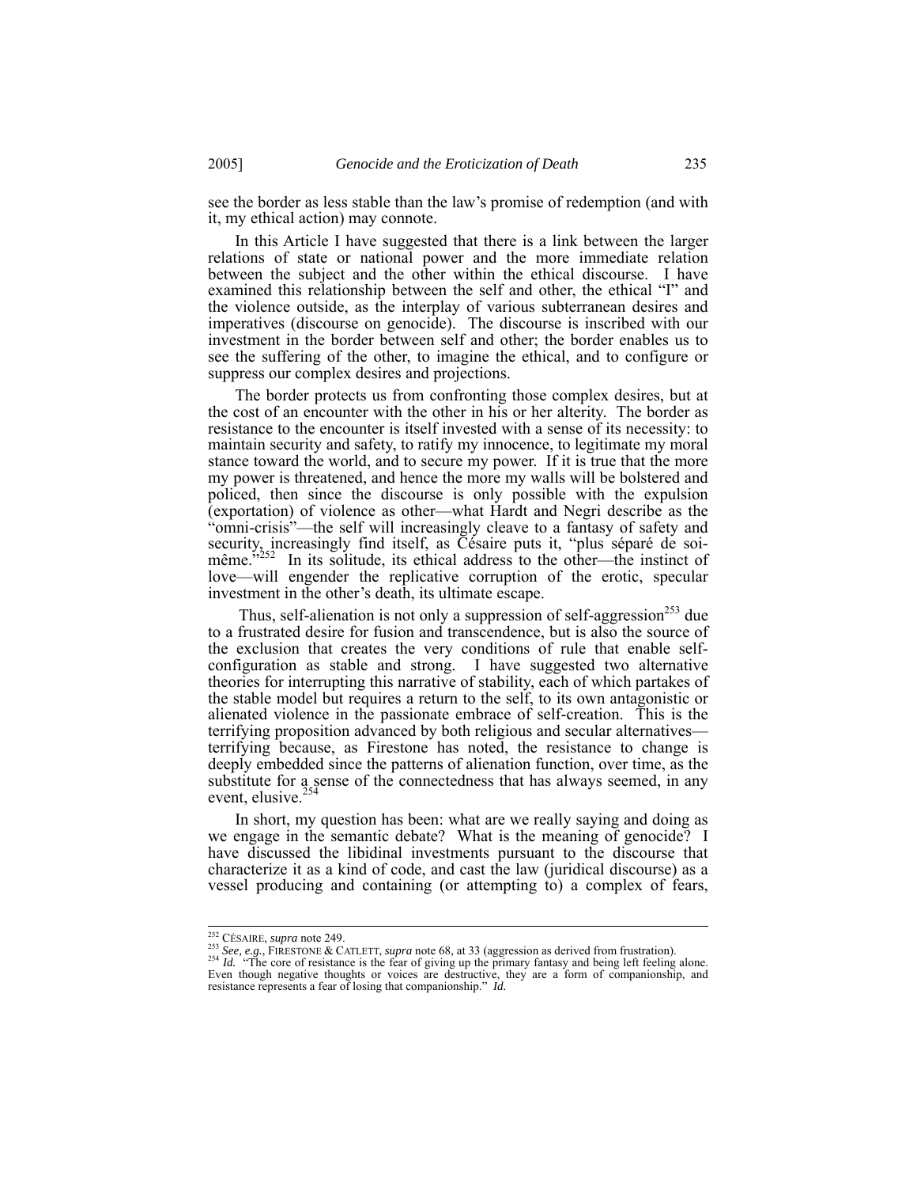see the border as less stable than the law's promise of redemption (and with it, my ethical action) may connote.

In this Article I have suggested that there is a link between the larger relations of state or national power and the more immediate relation between the subject and the other within the ethical discourse. I have examined this relationship between the self and other, the ethical "I" and the violence outside, as the interplay of various subterranean desires and imperatives (discourse on genocide). The discourse is inscribed with our investment in the border between self and other; the border enables us to see the suffering of the other, to imagine the ethical, and to configure or suppress our complex desires and projections.

The border protects us from confronting those complex desires, but at the cost of an encounter with the other in his or her alterity. The border as resistance to the encounter is itself invested with a sense of its necessity: to maintain security and safety, to ratify my innocence, to legitimate my moral stance toward the world, and to secure my power. If it is true that the more my power is threatened, and hence the more my walls will be bolstered and policed, then since the discourse is only possible with the expulsion (exportation) of violence as other—what Hardt and Negri describe as the "omni-crisis"—the self will increasingly cleave to a fantasy of safety and security, increasingly find itself, as Césaire puts it, "plus séparé de soi-même."[252] In its solitude, its ethical address to the other—the instinct of love—will engender the replicative corruption of the erotic, specular investment in the other's death, its ultimate escape.

Thus, self-alienation is not only a suppression of self-aggression[253] due to a frustrated desire for fusion and transcendence, but is also the source of the exclusion that creates the very conditions of rule that enable self-configuration as stable and strong. I have suggested two alternative theories for interrupting this narrative of stability, each of which partakes of the stable model but requires a return to the self, to its own antagonistic or alienated violence in the passionate embrace of self-creation. This is the terrifying proposition advanced by both religious and secular alternatives—terrifying because, as Firestone has noted, the resistance to change is deeply embedded since the patterns of alienation function, over time, as the substitute for a sense of the connectedness that has always seemed, in any event, elusive.[254]

In short, my question has been: what are we really saying and doing as we engage in the semantic debate? What is the meaning of genocide? I have discussed the libidinal investments pursuant to the discourse that characterize it as a kind of code, and cast the law (juridical discourse) as a vessel producing and containing (or attempting to) a complex of fears,

---

[252] CÉSAIRE, *supra* note 249.

[253] *See, e.g.*, FIRESTONE & CATLETT, *supra* note 68, at 33 (aggression as derived from frustration).

[254] *Id.* "The core of resistance is the fear of giving up the primary fantasy and being left feeling alone. Even though negative thoughts or voices are destructive, they are a form of companionship, and resistance represents a fear of losing that companionship." *Id.*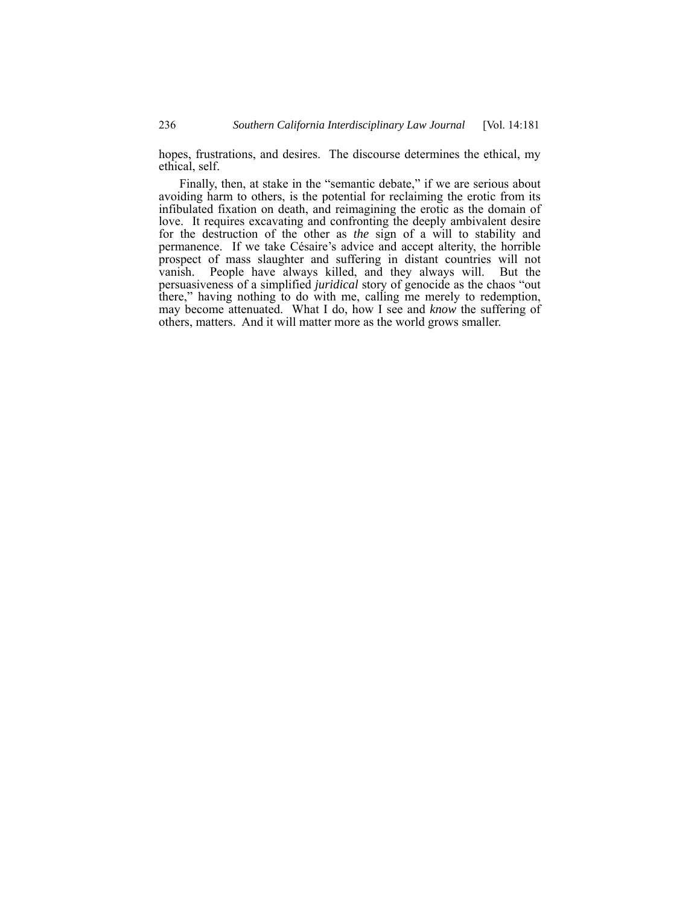hopes, frustrations, and desires. The discourse determines the ethical, my ethical, self.

Finally, then, at stake in the "semantic debate," if we are serious about avoiding harm to others, is the potential for reclaiming the erotic from its infibulated fixation on death, and reimagining the erotic as the domain of love. It requires excavating and confronting the deeply ambivalent desire for the destruction of the other as *the* sign of a will to stability and permanence. If we take Césaire's advice and accept alterity, the horrible prospect of mass slaughter and suffering in distant countries will not vanish. People have always killed, and they always will. But the persuasiveness of a simplified *juridical* story of genocide as the chaos "out there," having nothing to do with me, calling me merely to redemption, may become attenuated. What I do, how I see and *know* the suffering of others, matters. And it will matter more as the world grows smaller.